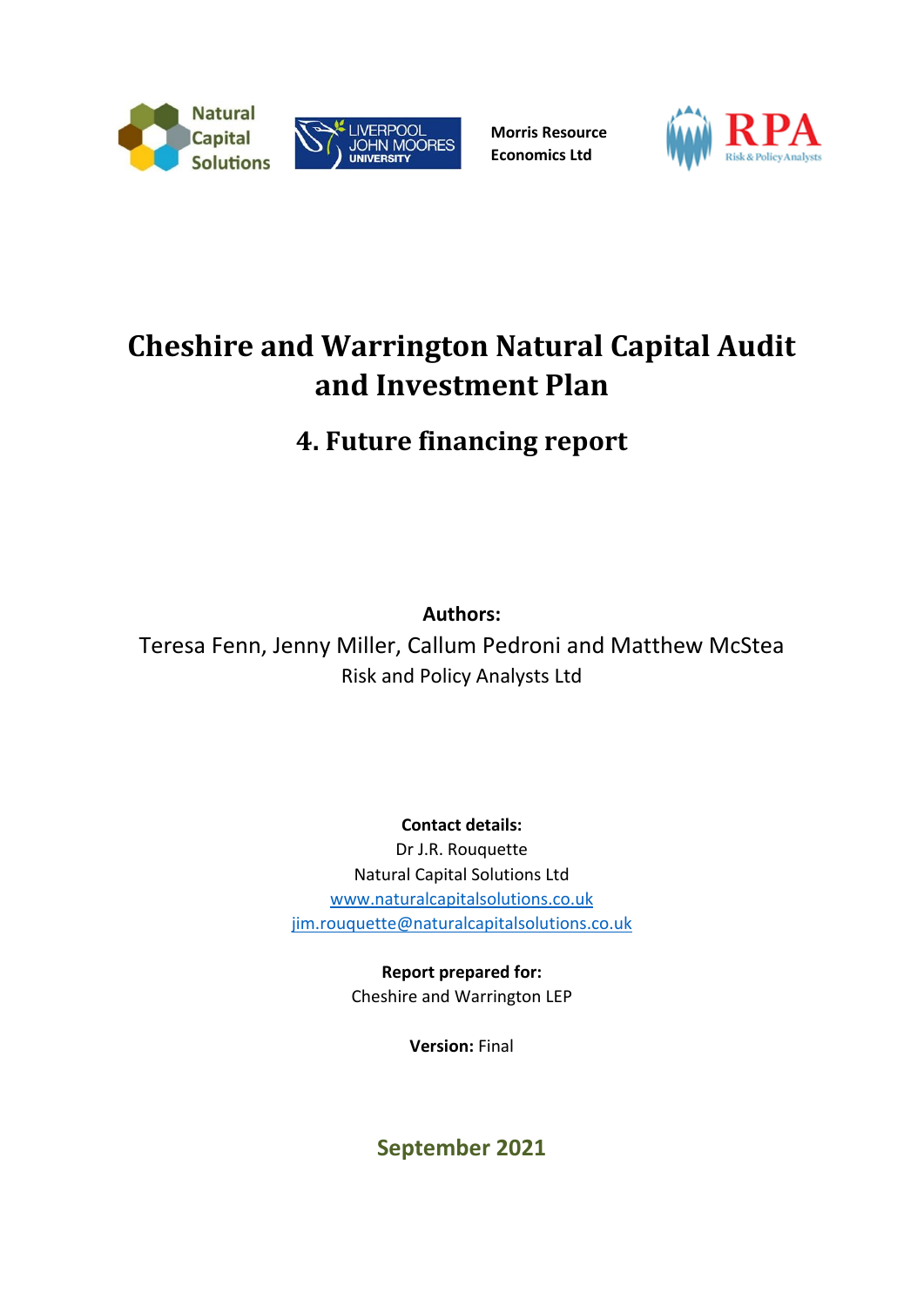Natural Capital Solutions

LIVERPOOL JOHN MOORES UNIVERSITY

Morris Resource Economics Ltd

RPA Risk & Policy Analysts

# Cheshire and Warrington Natural Capital Audit and Investment Plan

## 4. Future financing report

**Authors:**

Teresa Fenn, Jenny Miller, Callum Pedroni and Matthew McStea

Risk and Policy Analysts Ltd

**Contact details:**

Dr J.R. Rouquette

Natural Capital Solutions Ltd

www.naturalcapitalsolutions.co.uk

jim.rouquette@naturalcapitalsolutions.co.uk

**Report prepared for:**

Cheshire and Warrington LEP

**Version:** Final

**September 2021**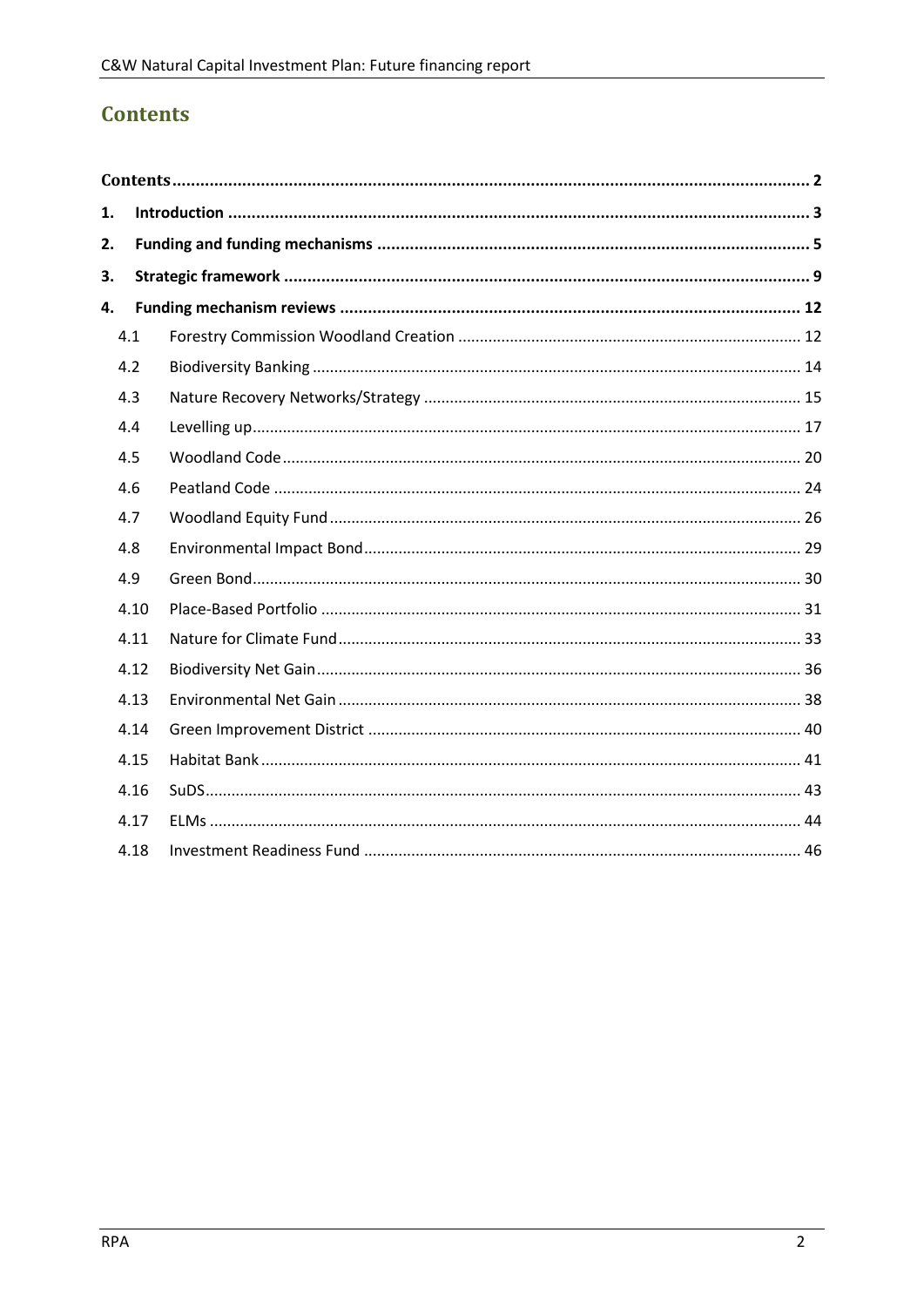# Contents

**Contents** .......... **2**

**1. Introduction** .......... **3**

**2. Funding and funding mechanisms** .......... **5**

**3. Strategic framework** .......... **9**

**4. Funding mechanism reviews** .......... **12**

- 4.1 Forestry Commission Woodland Creation .......... 12
- 4.2 Biodiversity Banking .......... 14
- 4.3 Nature Recovery Networks/Strategy .......... 15
- 4.4 Levelling up .......... 17
- 4.5 Woodland Code .......... 20
- 4.6 Peatland Code .......... 24
- 4.7 Woodland Equity Fund .......... 26
- 4.8 Environmental Impact Bond .......... 29
- 4.9 Green Bond .......... 30
- 4.10 Place-Based Portfolio .......... 31
- 4.11 Nature for Climate Fund .......... 33
- 4.12 Biodiversity Net Gain .......... 36
- 4.13 Environmental Net Gain .......... 38
- 4.14 Green Improvement District .......... 40
- 4.15 Habitat Bank .......... 41
- 4.16 SuDS .......... 43
- 4.17 ELMs .......... 44
- 4.18 Investment Readiness Fund .......... 46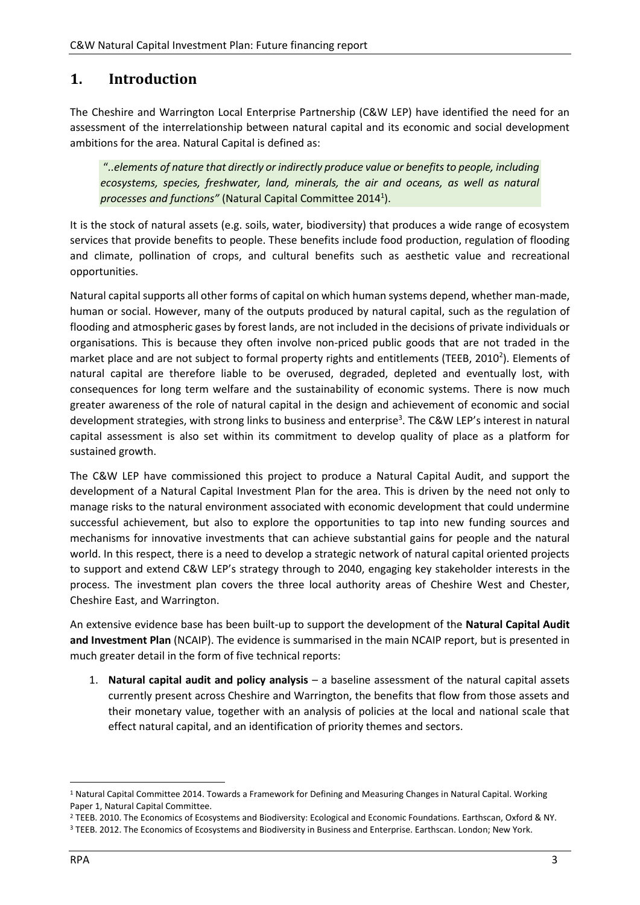# 1. Introduction

The Cheshire and Warrington Local Enterprise Partnership (C&W LEP) have identified the need for an assessment of the interrelationship between natural capital and its economic and social development ambitions for the area. Natural Capital is defined as:

> "..*elements of nature that directly or indirectly produce value or benefits to people, including ecosystems, species, freshwater, land, minerals, the air and oceans, as well as natural processes and functions"* (Natural Capital Committee 2014[1]).

It is the stock of natural assets (e.g. soils, water, biodiversity) that produces a wide range of ecosystem services that provide benefits to people. These benefits include food production, regulation of flooding and climate, pollination of crops, and cultural benefits such as aesthetic value and recreational opportunities.

Natural capital supports all other forms of capital on which human systems depend, whether man-made, human or social. However, many of the outputs produced by natural capital, such as the regulation of flooding and atmospheric gases by forest lands, are not included in the decisions of private individuals or organisations. This is because they often involve non-priced public goods that are not traded in the market place and are not subject to formal property rights and entitlements (TEEB, 2010[2]). Elements of natural capital are therefore liable to be overused, degraded, depleted and eventually lost, with consequences for long term welfare and the sustainability of economic systems. There is now much greater awareness of the role of natural capital in the design and achievement of economic and social development strategies, with strong links to business and enterprise[3]. The C&W LEP's interest in natural capital assessment is also set within its commitment to develop quality of place as a platform for sustained growth.

The C&W LEP have commissioned this project to produce a Natural Capital Audit, and support the development of a Natural Capital Investment Plan for the area. This is driven by the need not only to manage risks to the natural environment associated with economic development that could undermine successful achievement, but also to explore the opportunities to tap into new funding sources and mechanisms for innovative investments that can achieve substantial gains for people and the natural world. In this respect, there is a need to develop a strategic network of natural capital oriented projects to support and extend C&W LEP's strategy through to 2040, engaging key stakeholder interests in the process. The investment plan covers the three local authority areas of Cheshire West and Chester, Cheshire East, and Warrington.

An extensive evidence base has been built-up to support the development of the **Natural Capital Audit and Investment Plan** (NCAIP). The evidence is summarised in the main NCAIP report, but is presented in much greater detail in the form of five technical reports:

1. **Natural capital audit and policy analysis** – a baseline assessment of the natural capital assets currently present across Cheshire and Warrington, the benefits that flow from those assets and their monetary value, together with an analysis of policies at the local and national scale that effect natural capital, and an identification of priority themes and sectors.

---

[1] Natural Capital Committee 2014. Towards a Framework for Defining and Measuring Changes in Natural Capital. Working Paper 1, Natural Capital Committee.

[2] TEEB. 2010. The Economics of Ecosystems and Biodiversity: Ecological and Economic Foundations. Earthscan, Oxford & NY.

[3] TEEB. 2012. The Economics of Ecosystems and Biodiversity in Business and Enterprise. Earthscan. London; New York.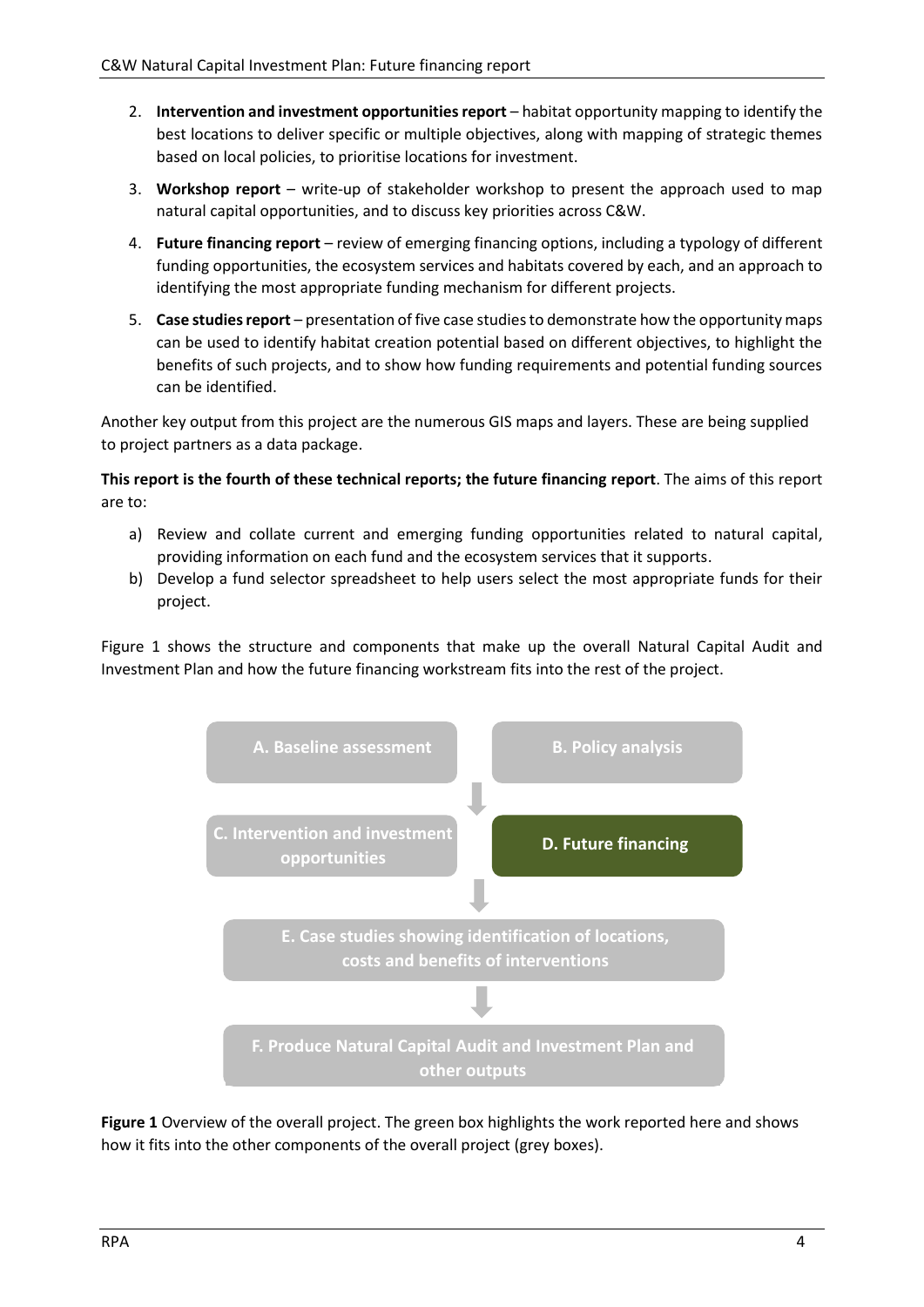2. **Intervention and investment opportunities report** – habitat opportunity mapping to identify the best locations to deliver specific or multiple objectives, along with mapping of strategic themes based on local policies, to prioritise locations for investment.
3. **Workshop report** – write-up of stakeholder workshop to present the approach used to map natural capital opportunities, and to discuss key priorities across C&W.
4. **Future financing report** – review of emerging financing options, including a typology of different funding opportunities, the ecosystem services and habitats covered by each, and an approach to identifying the most appropriate funding mechanism for different projects.
5. **Case studies report** – presentation of five case studies to demonstrate how the opportunity maps can be used to identify habitat creation potential based on different objectives, to highlight the benefits of such projects, and to show how funding requirements and potential funding sources can be identified.

Another key output from this project are the numerous GIS maps and layers. These are being supplied to project partners as a data package.

**This report is the fourth of these technical reports; the future financing report**. The aims of this report are to:

a) Review and collate current and emerging funding opportunities related to natural capital, providing information on each fund and the ecosystem services that it supports.
b) Develop a fund selector spreadsheet to help users select the most appropriate funds for their project.

Figure 1 shows the structure and components that make up the overall Natural Capital Audit and Investment Plan and how the future financing workstream fits into the rest of the project.

A. Baseline assessment

B. Policy analysis

C. Intervention and investment opportunities

D. Future financing

E. Case studies showing identification of locations, costs and benefits of interventions

F. Produce Natural Capital Audit and Investment Plan and other outputs

**Figure 1** Overview of the overall project. The green box highlights the work reported here and shows how it fits into the other components of the overall project (grey boxes).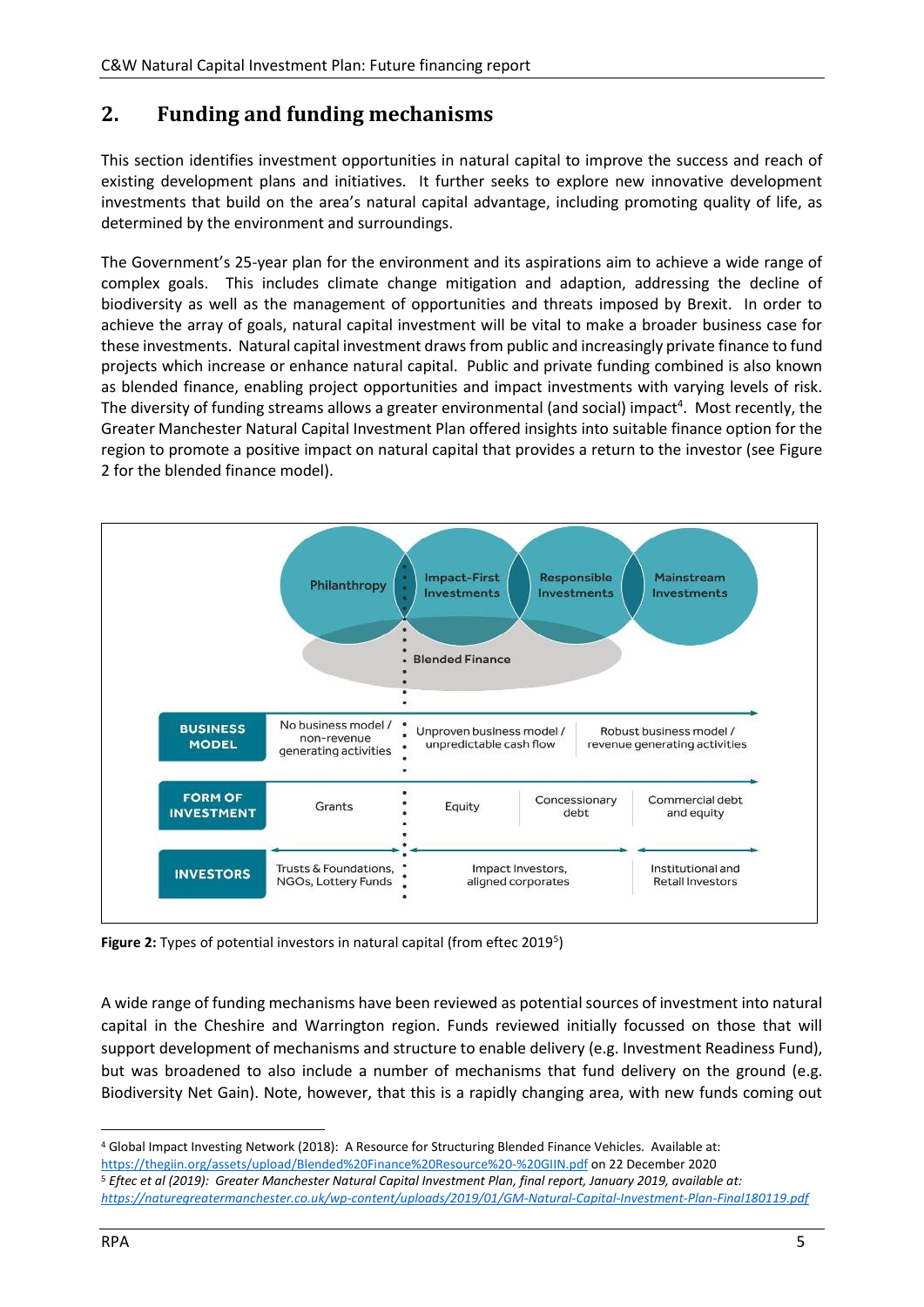## 2. Funding and funding mechanisms

This section identifies investment opportunities in natural capital to improve the success and reach of existing development plans and initiatives. It further seeks to explore new innovative development investments that build on the area's natural capital advantage, including promoting quality of life, as determined by the environment and surroundings.

The Government's 25-year plan for the environment and its aspirations aim to achieve a wide range of complex goals. This includes climate change mitigation and adaption, addressing the decline of biodiversity as well as the management of opportunities and threats imposed by Brexit. In order to achieve the array of goals, natural capital investment will be vital to make a broader business case for these investments. Natural capital investment draws from public and increasingly private finance to fund projects which increase or enhance natural capital. Public and private funding combined is also known as blended finance, enabling project opportunities and impact investments with varying levels of risk. The diversity of funding streams allows a greater environmental (and social) impact[4]. Most recently, the Greater Manchester Natural Capital Investment Plan offered insights into suitable finance option for the region to promote a positive impact on natural capital that provides a return to the investor (see Figure 2 for the blended finance model).

| | Philanthropy | Impact-First Investments | Responsible Investments | Mainstream Investments |
|---|---|---|---|---|
| | | Blended Finance | | |
| **BUSINESS MODEL** | No business model / non-revenue generating activities | Unproven business model / unpredictable cash flow | Robust business model / revenue generating activities | |
| **FORM OF INVESTMENT** | Grants | Equity | Concessionary debt | Commercial debt and equity |
| **INVESTORS** | Trusts & Foundations, NGOs, Lottery Funds | Impact Investors, aligned corporates | | Institutional and Retail Investors |

**Figure 2:** Types of potential investors in natural capital (from eftec 2019[5])

A wide range of funding mechanisms have been reviewed as potential sources of investment into natural capital in the Cheshire and Warrington region. Funds reviewed initially focussed on those that will support development of mechanisms and structure to enable delivery (e.g. Investment Readiness Fund), but was broadened to also include a number of mechanisms that fund delivery on the ground (e.g. Biodiversity Net Gain). Note, however, that this is a rapidly changing area, with new funds coming out

[4] Global Impact Investing Network (2018): A Resource for Structuring Blended Finance Vehicles. Available at: https://thegiin.org/assets/upload/Blended%20Finance%20Resource%20-%20GIIN.pdf on 22 December 2020

[5] *Eftec et al (2019): Greater Manchester Natural Capital Investment Plan, final report, January 2019, available at: https://naturegreatermanchester.co.uk/wp-content/uploads/2019/01/GM-Natural-Capital-Investment-Plan-Final180119.pdf*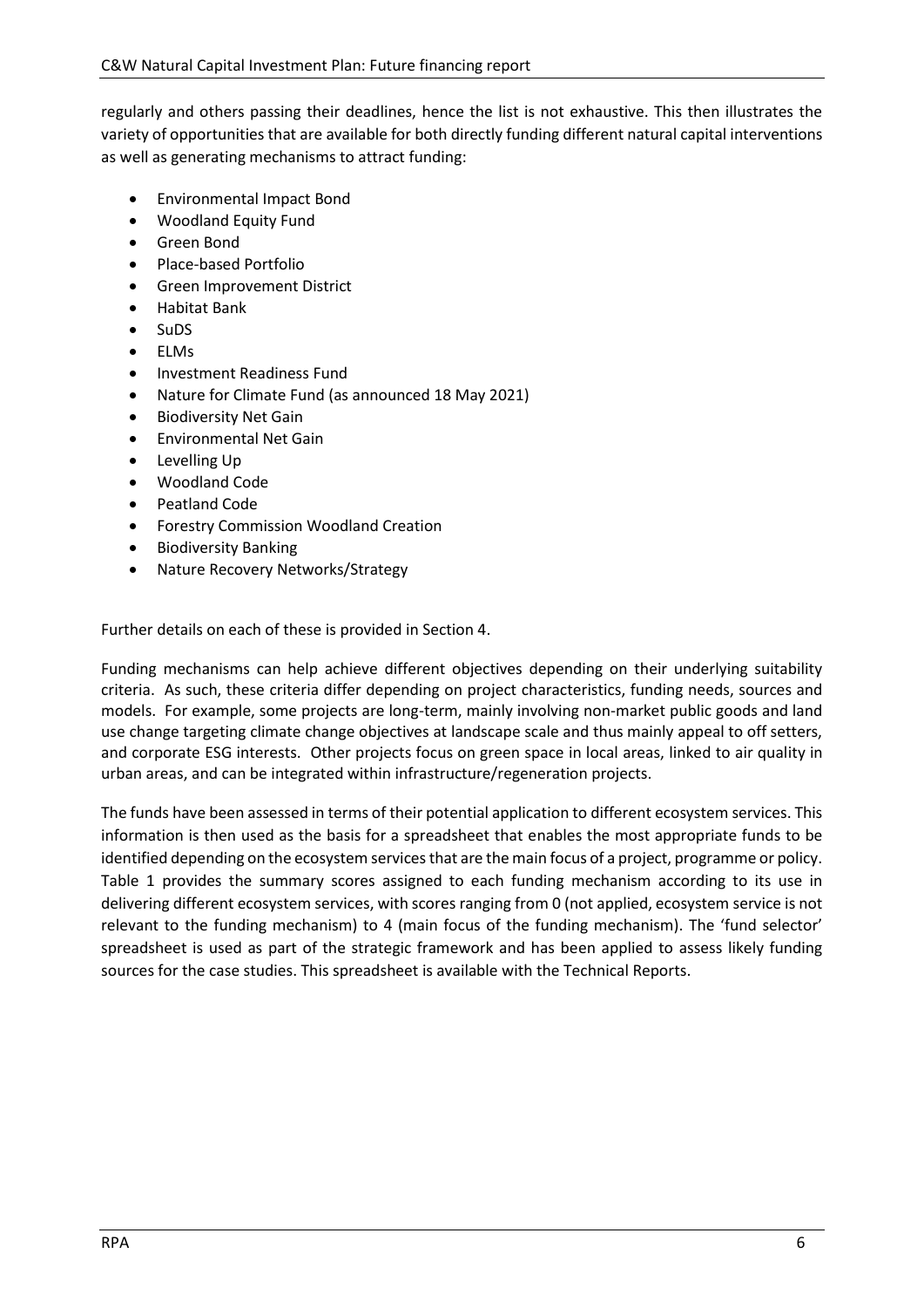regularly and others passing their deadlines, hence the list is not exhaustive. This then illustrates the variety of opportunities that are available for both directly funding different natural capital interventions as well as generating mechanisms to attract funding:

- Environmental Impact Bond
- Woodland Equity Fund
- Green Bond
- Place-based Portfolio
- Green Improvement District
- Habitat Bank
- SuDS
- ELMs
- Investment Readiness Fund
- Nature for Climate Fund (as announced 18 May 2021)
- Biodiversity Net Gain
- Environmental Net Gain
- Levelling Up
- Woodland Code
- Peatland Code
- Forestry Commission Woodland Creation
- Biodiversity Banking
- Nature Recovery Networks/Strategy

Further details on each of these is provided in Section 4.

Funding mechanisms can help achieve different objectives depending on their underlying suitability criteria. As such, these criteria differ depending on project characteristics, funding needs, sources and models. For example, some projects are long-term, mainly involving non-market public goods and land use change targeting climate change objectives at landscape scale and thus mainly appeal to off setters, and corporate ESG interests. Other projects focus on green space in local areas, linked to air quality in urban areas, and can be integrated within infrastructure/regeneration projects.

The funds have been assessed in terms of their potential application to different ecosystem services. This information is then used as the basis for a spreadsheet that enables the most appropriate funds to be identified depending on the ecosystem services that are the main focus of a project, programme or policy. Table 1 provides the summary scores assigned to each funding mechanism according to its use in delivering different ecosystem services, with scores ranging from 0 (not applied, ecosystem service is not relevant to the funding mechanism) to 4 (main focus of the funding mechanism). The 'fund selector' spreadsheet is used as part of the strategic framework and has been applied to assess likely funding sources for the case studies. This spreadsheet is available with the Technical Reports.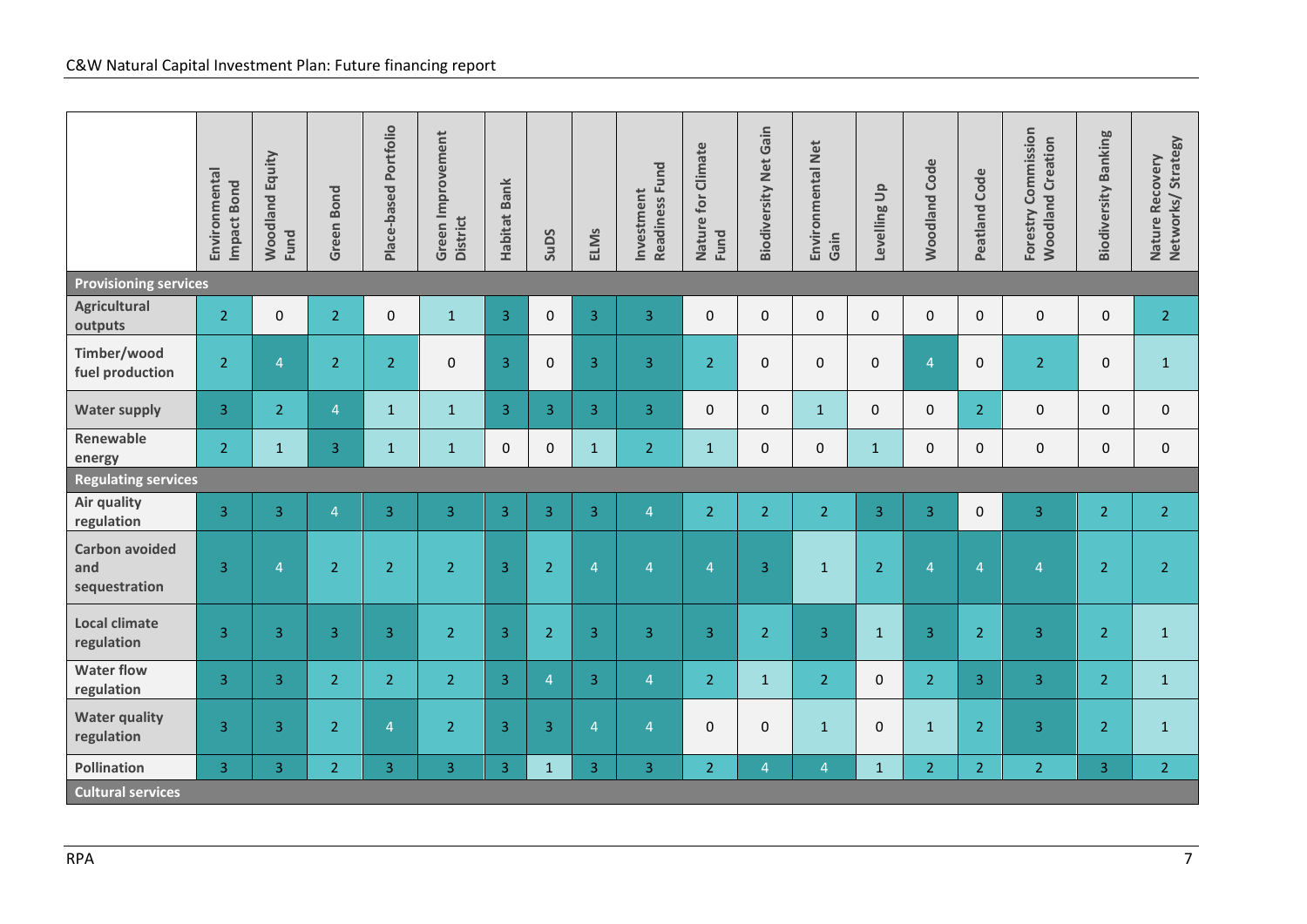| | Environmental Impact Bond | Woodland Equity Fund | Green Bond | Place-based Portfolio | Green Improvement District | Habitat Bank | SuDS | ELMs | Investment Readiness Fund | Nature for Climate Fund | Biodiversity Net Gain | Environmental Net Gain | Levelling Up | Woodland Code | Peatland Code | Forestry Commission Woodland Creation | Biodiversity Banking | Nature Recovery Networks/ Strategy |
|---|---|---|---|---|---|---|---|---|---|---|---|---|---|---|---|---|---|---|
| **Provisioning services** | | | | | | | | | | | | | | | | | | |
| **Agricultural outputs** | 2 | 0 | 2 | 0 | 1 | 3 | 0 | 3 | 3 | 0 | 0 | 0 | 0 | 0 | 0 | 0 | 0 | 2 |
| **Timber/wood fuel production** | 2 | 4 | 2 | 2 | 0 | 3 | 0 | 3 | 3 | 2 | 0 | 0 | 0 | 4 | 0 | 2 | 0 | 1 |
| **Water supply** | 3 | 2 | 4 | 1 | 1 | 3 | 3 | 3 | 3 | 0 | 0 | 1 | 0 | 0 | 2 | 0 | 0 | 0 |
| **Renewable energy** | 2 | 1 | 3 | 1 | 1 | 0 | 0 | 1 | 2 | 1 | 0 | 0 | 1 | 0 | 0 | 0 | 0 | 0 |
| **Regulating services** | | | | | | | | | | | | | | | | | | |
| **Air quality regulation** | 3 | 3 | 4 | 3 | 3 | 3 | 3 | 3 | 4 | 2 | 2 | 2 | 3 | 3 | 0 | 3 | 2 | 2 |
| **Carbon avoided and sequestration** | 3 | 4 | 2 | 2 | 2 | 3 | 2 | 4 | 4 | 4 | 3 | 1 | 2 | 4 | 4 | 4 | 2 | 2 |
| **Local climate regulation** | 3 | 3 | 3 | 3 | 2 | 3 | 2 | 3 | 3 | 3 | 2 | 3 | 1 | 3 | 2 | 3 | 2 | 1 |
| **Water flow regulation** | 3 | 3 | 2 | 2 | 2 | 3 | 4 | 3 | 4 | 2 | 1 | 2 | 0 | 2 | 3 | 3 | 2 | 1 |
| **Water quality regulation** | 3 | 3 | 2 | 4 | 2 | 3 | 3 | 4 | 4 | 0 | 0 | 1 | 0 | 1 | 2 | 3 | 2 | 1 |
| **Pollination** | 3 | 3 | 2 | 3 | 3 | 3 | 1 | 3 | 3 | 2 | 4 | 4 | 1 | 2 | 2 | 2 | 3 | 2 |
| **Cultural services** | | | | | | | | | | | | | | | | | | |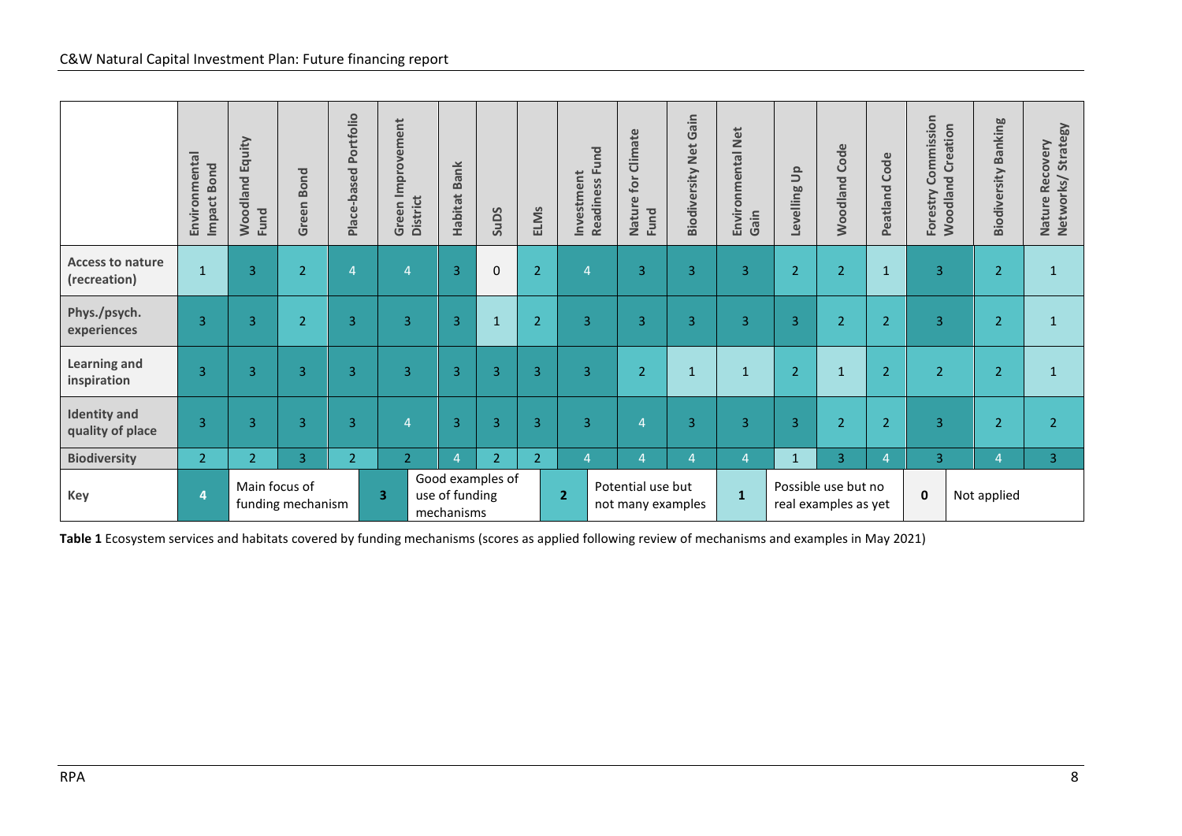| | Environmental Impact Bond | Woodland Equity Fund | Green Bond | Place-based Portfolio | Green Improvement District | Habitat Bank | SuDS | ELMs | Investment Readiness Fund | Nature for Climate Fund | Biodiversity Net Gain | Environmental Net Gain | Levelling Up | Woodland Code | Peatland Code | Forestry Commission Woodland Creation | Biodiversity Banking | Nature Recovery Networks/ Strategy |
|---|---|---|---|---|---|---|---|---|---|---|---|---|---|---|---|---|---|---|
| **Access to nature (recreation)** | 1 | 3 | 2 | 4 | 4 | 3 | 0 | 2 | 4 | 3 | 3 | 3 | 2 | 2 | 1 | 3 | 2 | 1 |
| **Phys./psych. experiences** | 3 | 3 | 2 | 3 | 3 | 3 | 1 | 2 | 3 | 3 | 3 | 3 | 3 | 2 | 2 | 3 | 2 | 1 |
| **Learning and inspiration** | 3 | 3 | 3 | 3 | 3 | 3 | 3 | 3 | 3 | 2 | 1 | 1 | 2 | 1 | 2 | 2 | 2 | 1 |
| **Identity and quality of place** | 3 | 3 | 3 | 3 | 4 | 3 | 3 | 3 | 3 | 4 | 3 | 3 | 3 | 2 | 2 | 3 | 2 | 2 |
| **Biodiversity** | 2 | 2 | 3 | 2 | 2 | 4 | 2 | 2 | 4 | 4 | 4 | 4 | 1 | 3 | 4 | 3 | 4 | 3 |

**Key:** **4** Main focus of funding mechanism; **3** Good examples of use of funding mechanisms; **2** Potential use but not many examples; **1** Possible use but no real examples as yet; **0** Not applied

**Table 1** Ecosystem services and habitats covered by funding mechanisms (scores as applied following review of mechanisms and examples in May 2021)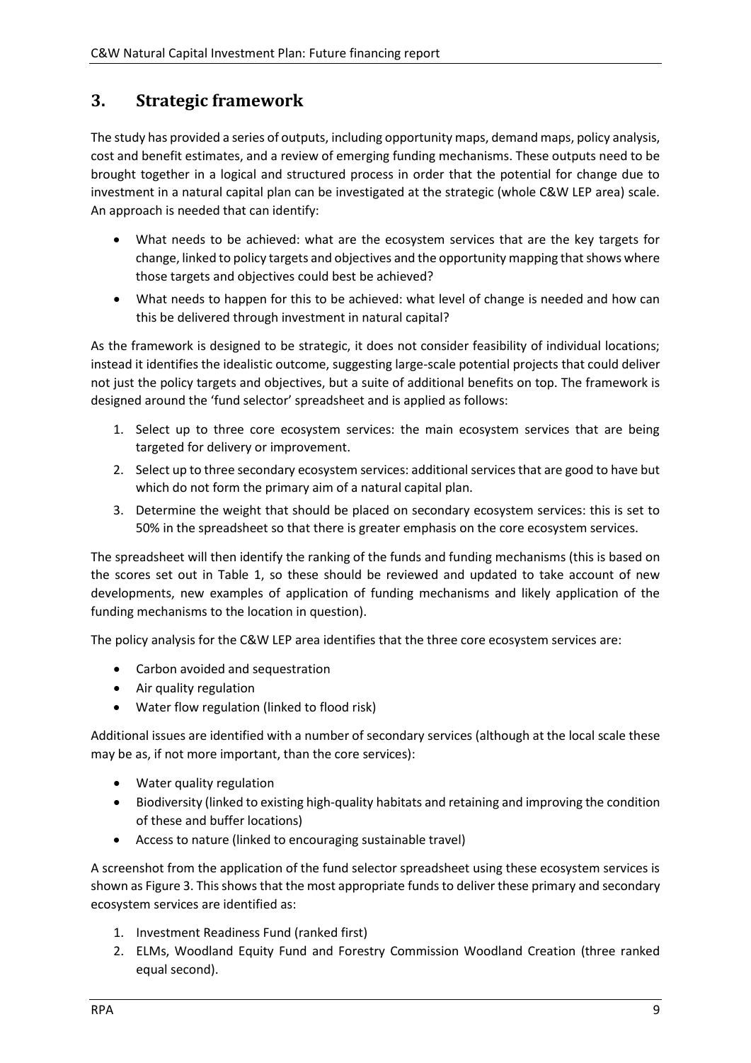## 3. Strategic framework

The study has provided a series of outputs, including opportunity maps, demand maps, policy analysis, cost and benefit estimates, and a review of emerging funding mechanisms. These outputs need to be brought together in a logical and structured process in order that the potential for change due to investment in a natural capital plan can be investigated at the strategic (whole C&W LEP area) scale. An approach is needed that can identify:

- What needs to be achieved: what are the ecosystem services that are the key targets for change, linked to policy targets and objectives and the opportunity mapping that shows where those targets and objectives could best be achieved?
- What needs to happen for this to be achieved: what level of change is needed and how can this be delivered through investment in natural capital?

As the framework is designed to be strategic, it does not consider feasibility of individual locations; instead it identifies the idealistic outcome, suggesting large-scale potential projects that could deliver not just the policy targets and objectives, but a suite of additional benefits on top. The framework is designed around the 'fund selector' spreadsheet and is applied as follows:

1. Select up to three core ecosystem services: the main ecosystem services that are being targeted for delivery or improvement.
2. Select up to three secondary ecosystem services: additional services that are good to have but which do not form the primary aim of a natural capital plan.
3. Determine the weight that should be placed on secondary ecosystem services: this is set to 50% in the spreadsheet so that there is greater emphasis on the core ecosystem services.

The spreadsheet will then identify the ranking of the funds and funding mechanisms (this is based on the scores set out in Table 1, so these should be reviewed and updated to take account of new developments, new examples of application of funding mechanisms and likely application of the funding mechanisms to the location in question).

The policy analysis for the C&W LEP area identifies that the three core ecosystem services are:

- Carbon avoided and sequestration
- Air quality regulation
- Water flow regulation (linked to flood risk)

Additional issues are identified with a number of secondary services (although at the local scale these may be as, if not more important, than the core services):

- Water quality regulation
- Biodiversity (linked to existing high-quality habitats and retaining and improving the condition of these and buffer locations)
- Access to nature (linked to encouraging sustainable travel)

A screenshot from the application of the fund selector spreadsheet using these ecosystem services is shown as Figure 3. This shows that the most appropriate funds to deliver these primary and secondary ecosystem services are identified as:

1. Investment Readiness Fund (ranked first)
2. ELMs, Woodland Equity Fund and Forestry Commission Woodland Creation (three ranked equal second).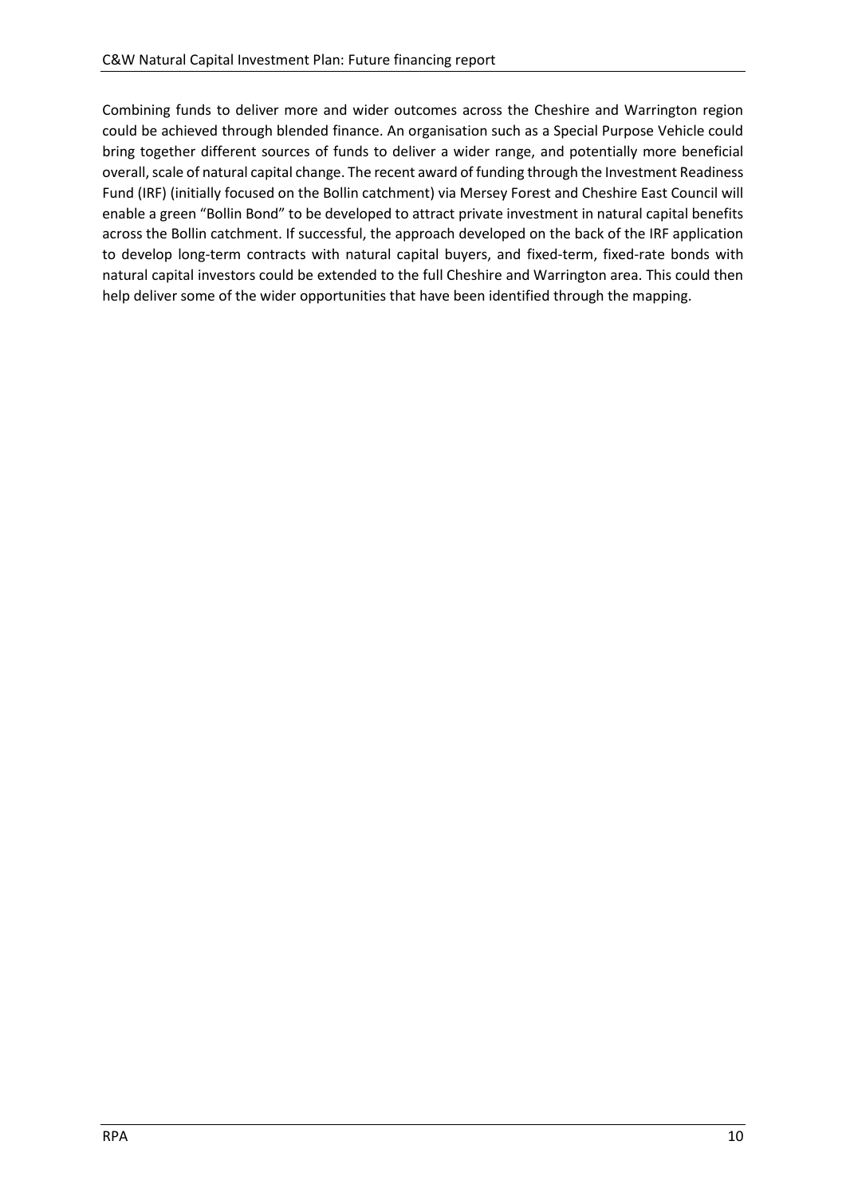Combining funds to deliver more and wider outcomes across the Cheshire and Warrington region could be achieved through blended finance. An organisation such as a Special Purpose Vehicle could bring together different sources of funds to deliver a wider range, and potentially more beneficial overall, scale of natural capital change. The recent award of funding through the Investment Readiness Fund (IRF) (initially focused on the Bollin catchment) via Mersey Forest and Cheshire East Council will enable a green "Bollin Bond" to be developed to attract private investment in natural capital benefits across the Bollin catchment. If successful, the approach developed on the back of the IRF application to develop long-term contracts with natural capital buyers, and fixed-term, fixed-rate bonds with natural capital investors could be extended to the full Cheshire and Warrington area. This could then help deliver some of the wider opportunities that have been identified through the mapping.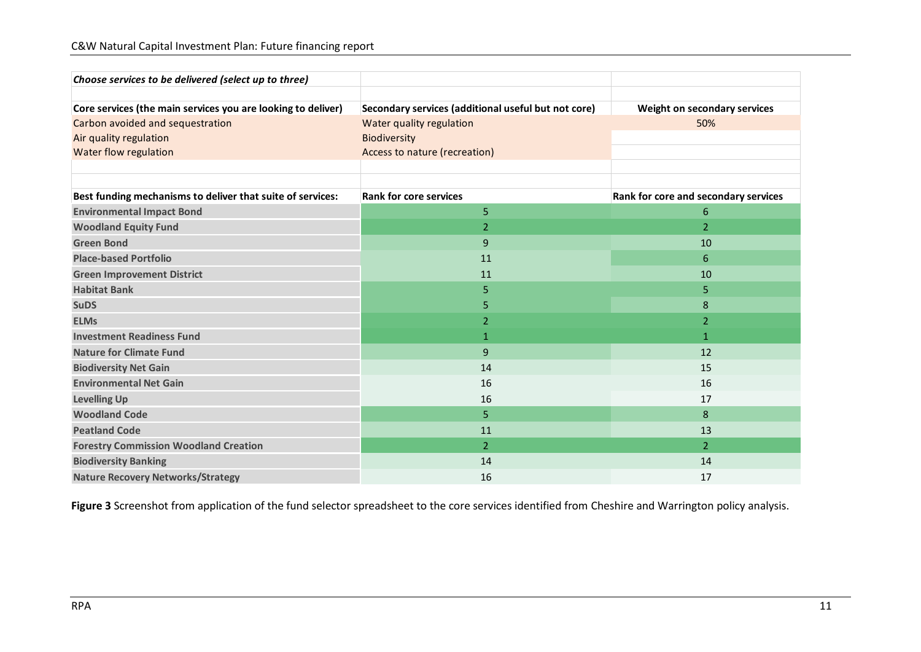| *Choose services to be delivered (select up to three)* | | |
|---|---|---|
| | | |
| **Core services (the main services you are looking to deliver)** | **Secondary services (additional useful but not core)** | **Weight on secondary services** |
| Carbon avoided and sequestration | Water quality regulation | 50% |
| Air quality regulation | Biodiversity | |
| Water flow regulation | Access to nature (recreation) | |
| | | |
| | | |
| **Best funding mechanisms to deliver that suite of services:** | **Rank for core services** | **Rank for core and secondary services** |
| **Environmental Impact Bond** | 5 | 6 |
| **Woodland Equity Fund** | 2 | 2 |
| **Green Bond** | 9 | 10 |
| **Place-based Portfolio** | 11 | 6 |
| **Green Improvement District** | 11 | 10 |
| **Habitat Bank** | 5 | 5 |
| **SuDS** | 5 | 8 |
| **ELMs** | 2 | 2 |
| **Investment Readiness Fund** | 1 | 1 |
| **Nature for Climate Fund** | 9 | 12 |
| **Biodiversity Net Gain** | 14 | 15 |
| **Environmental Net Gain** | 16 | 16 |
| **Levelling Up** | 16 | 17 |
| **Woodland Code** | 5 | 8 |
| **Peatland Code** | 11 | 13 |
| **Forestry Commission Woodland Creation** | 2 | 2 |
| **Biodiversity Banking** | 14 | 14 |
| **Nature Recovery Networks/Strategy** | 16 | 17 |

**Figure 3** Screenshot from application of the fund selector spreadsheet to the core services identified from Cheshire and Warrington policy analysis.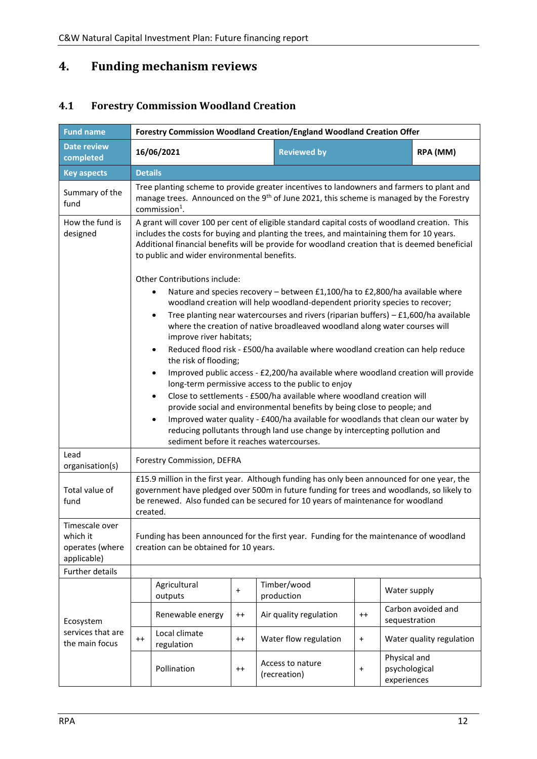# 4. Funding mechanism reviews

## 4.1 Forestry Commission Woodland Creation

| Fund name | Forestry Commission Woodland Creation/England Woodland Creation Offer | | |
|---|---|---|---|
| Date review completed | 16/06/2021 | Reviewed by | RPA (MM) |
| **Key aspects** | **Details** | | |
| Summary of the fund | Tree planting scheme to provide greater incentives to landowners and farmers to plant and manage trees. Announced on the 9th of June 2021, this scheme is managed by the Forestry commission[1]. | | |
| How the fund is designed | A grant will cover 100 per cent of eligible standard capital costs of woodland creation. This includes the costs for buying and planting the trees, and maintaining them for 10 years. Additional financial benefits will be provide for woodland creation that is deemed beneficial to public and wider environmental benefits.<br><br>Other Contributions include:<br>• Nature and species recovery – between £1,100/ha to £2,800/ha available where woodland creation will help woodland-dependent priority species to recover;<br>• Tree planting near watercourses and rivers (riparian buffers) – £1,600/ha available where the creation of native broadleaved woodland along water courses will improve river habitats;<br>• Reduced flood risk - £500/ha available where woodland creation can help reduce the risk of flooding;<br>• Improved public access - £2,200/ha available where woodland creation will provide long-term permissive access to the public to enjoy<br>• Close to settlements - £500/ha available where woodland creation will provide social and environmental benefits by being close to people; and<br>• Improved water quality - £400/ha available for woodlands that clean our water by reducing pollutants through land use change by intercepting pollution and sediment before it reaches watercourses. | | |
| Lead organisation(s) | Forestry Commission, DEFRA | | |
| Total value of fund | £15.9 million in the first year. Although funding has only been announced for one year, the government have pledged over 500m in future funding for trees and woodlands, so likely to be renewed. Also funded can be secured for 10 years of maintenance for woodland created. | | |
| Timescale over which it operates (where applicable) | Funding has been announced for the first year. Funding for the maintenance of woodland creation can be obtained for 10 years. | | |
| Further details | | | |

**Ecosystem services that are the main focus**

| | Service | | Service | | Service |
|---|---|---|---|---|---|
| | Agricultural outputs | + | Timber/wood production | | Water supply |
| | Renewable energy | ++ | Air quality regulation | ++ | Carbon avoided and sequestration |
| ++ | Local climate regulation | ++ | Water flow regulation | + | Water quality regulation |
| | Pollination | ++ | Access to nature (recreation) | + | Physical and psychological experiences |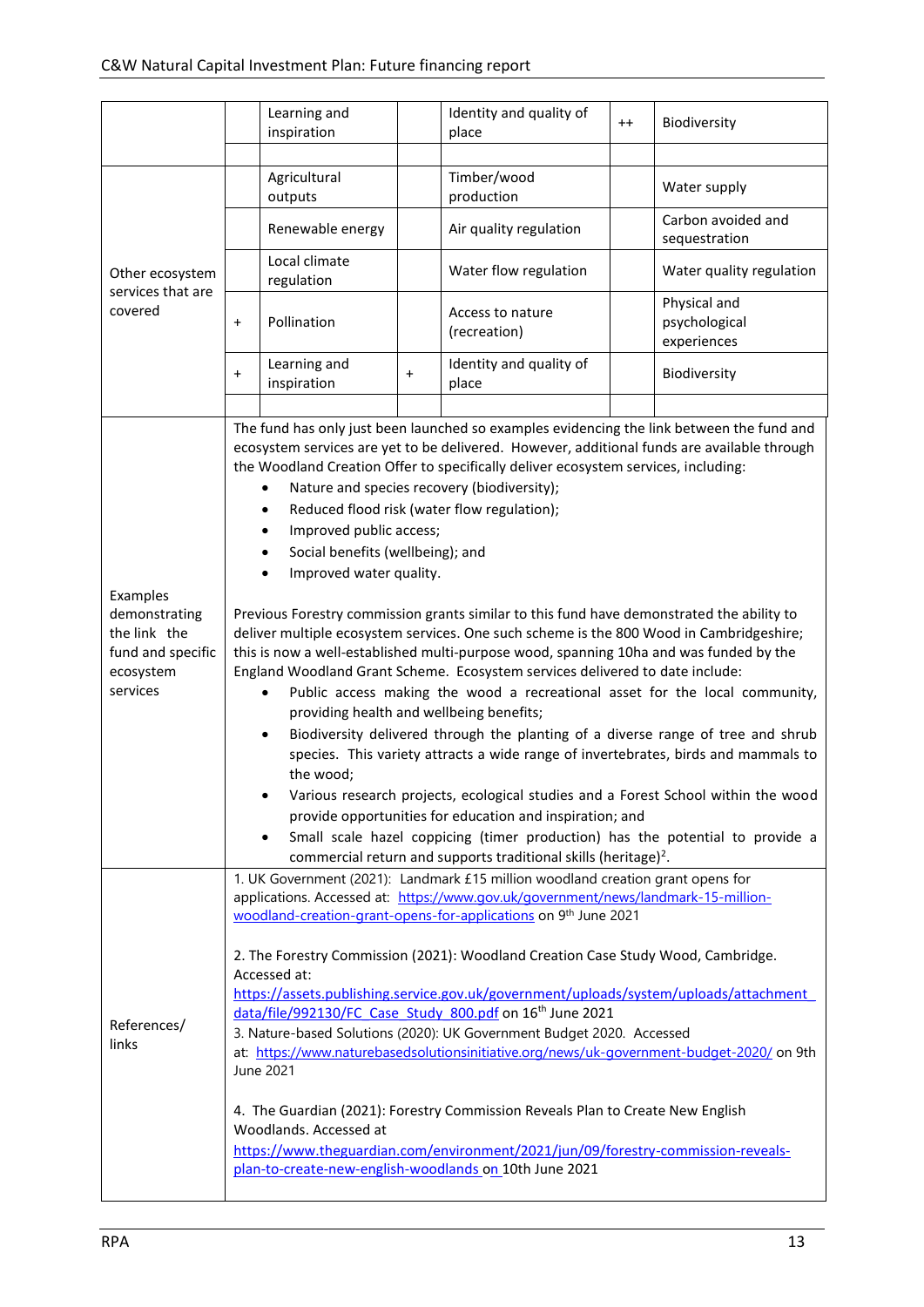| | | | | | | |
|---|---|---|---|---|---|---|
| | | Learning and inspiration | | Identity and quality of place | ++ | Biodiversity |
| | | | | | | |
| Other ecosystem services that are covered | | Agricultural outputs | | Timber/wood production | | Water supply |
| | | Renewable energy | | Air quality regulation | | Carbon avoided and sequestration |
| | | Local climate regulation | | Water flow regulation | | Water quality regulation |
| | + | Pollination | | Access to nature (recreation) | | Physical and psychological experiences |
| | + | Learning and inspiration | + | Identity and quality of place | | Biodiversity |
| | | | | | | |
| Examples demonstrating the link the fund and specific ecosystem services | The fund has only just been launched so examples evidencing the link between the fund and ecosystem services are yet to be delivered. However, additional funds are available through the Woodland Creation Offer to specifically deliver ecosystem services, including: <br>• Nature and species recovery (biodiversity); <br>• Reduced flood risk (water flow regulation); <br>• Improved public access; <br>• Social benefits (wellbeing); and <br>• Improved water quality. <br><br>Previous Forestry commission grants similar to this fund have demonstrated the ability to deliver multiple ecosystem services. One such scheme is the 800 Wood in Cambridgeshire; this is now a well-established multi-purpose wood, spanning 10ha and was funded by the England Woodland Grant Scheme. Ecosystem services delivered to date include: <br>• Public access making the wood a recreational asset for the local community, providing health and wellbeing benefits; <br>• Biodiversity delivered through the planting of a diverse range of tree and shrub species. This variety attracts a wide range of invertebrates, birds and mammals to the wood; <br>• Various research projects, ecological studies and a Forest School within the wood provide opportunities for education and inspiration; and <br>• Small scale hazel coppicing (timer production) has the potential to provide a commercial return and supports traditional skills (heritage)[2]. | | | | | |
| References/ links | 1. UK Government (2021): Landmark £15 million woodland creation grant opens for applications. Accessed at: https://www.gov.uk/government/news/landmark-15-million-woodland-creation-grant-opens-for-applications on 9th June 2021 <br><br>2. The Forestry Commission (2021): Woodland Creation Case Study Wood, Cambridge. Accessed at: https://assets.publishing.service.gov.uk/government/uploads/system/uploads/attachment_data/file/992130/FC_Case_Study_800.pdf on 16th June 2021 <br>3. Nature-based Solutions (2020): UK Government Budget 2020. Accessed at: https://www.naturebasedsolutionsinitiative.org/news/uk-government-budget-2020/ on 9th June 2021 <br><br>4. The Guardian (2021): Forestry Commission Reveals Plan to Create New English Woodlands. Accessed at https://www.theguardian.com/environment/2021/jun/09/forestry-commission-reveals-plan-to-create-new-english-woodlands on 10th June 2021 | | | | | |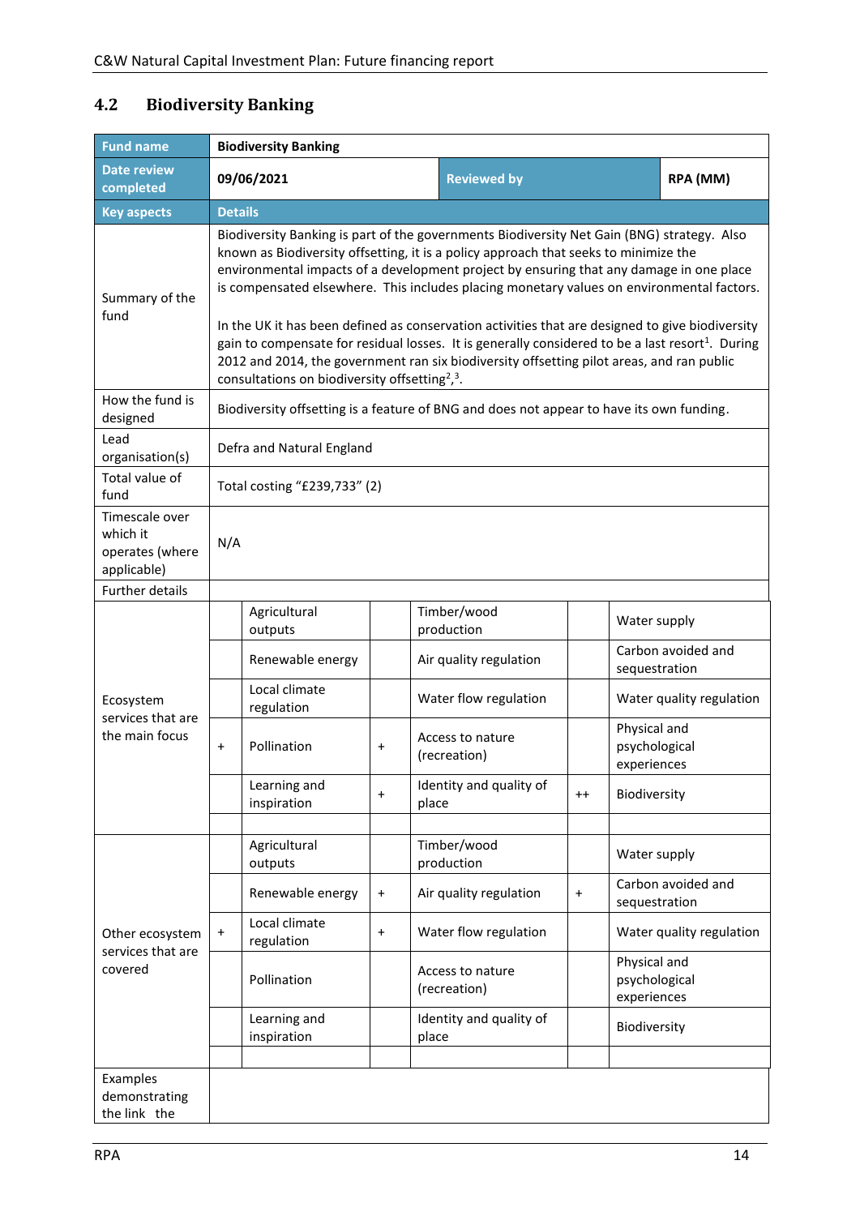## 4.2 Biodiversity Banking

| Fund name | Biodiversity Banking | | | | | |
|---|---|---|---|---|---|---|
| Date review completed | 09/06/2021 | | | Reviewed by | | RPA (MM) |
| Key aspects | Details | | | | | |
| Summary of the fund | Biodiversity Banking is part of the governments Biodiversity Net Gain (BNG) strategy. Also known as Biodiversity offsetting, it is a policy approach that seeks to minimize the environmental impacts of a development project by ensuring that any damage in one place is compensated elsewhere. This includes placing monetary values on environmental factors.<br><br>In the UK it has been defined as conservation activities that are designed to give biodiversity gain to compensate for residual losses. It is generally considered to be a last resort[1]. During 2012 and 2014, the government ran six biodiversity offsetting pilot areas, and ran public consultations on biodiversity offsetting[2],[3]. | | | | | |
| How the fund is designed | Biodiversity offsetting is a feature of BNG and does not appear to have its own funding. | | | | | |
| Lead organisation(s) | Defra and Natural England | | | | | |
| Total value of fund | Total costing "£239,733" (2) | | | | | |
| Timescale over which it operates (where applicable) | N/A | | | | | |
| Further details | | | | | | |
| Ecosystem services that are the main focus | | Agricultural outputs | | Timber/wood production | | Water supply |
| | | Renewable energy | | Air quality regulation | | Carbon avoided and sequestration |
| | | Local climate regulation | | Water flow regulation | | Water quality regulation |
| | + | Pollination | + | Access to nature (recreation) | | Physical and psychological experiences |
| | | Learning and inspiration | + | Identity and quality of place | ++ | Biodiversity |
| | | | | | | |
| Other ecosystem services that are covered | | Agricultural outputs | | Timber/wood production | | Water supply |
| | | Renewable energy | + | Air quality regulation | + | Carbon avoided and sequestration |
| | + | Local climate regulation | + | Water flow regulation | | Water quality regulation |
| | | Pollination | | Access to nature (recreation) | | Physical and psychological experiences |
| | | Learning and inspiration | | Identity and quality of place | | Biodiversity |
| | | | | | | |
| Examples demonstrating the link the | | | | | | |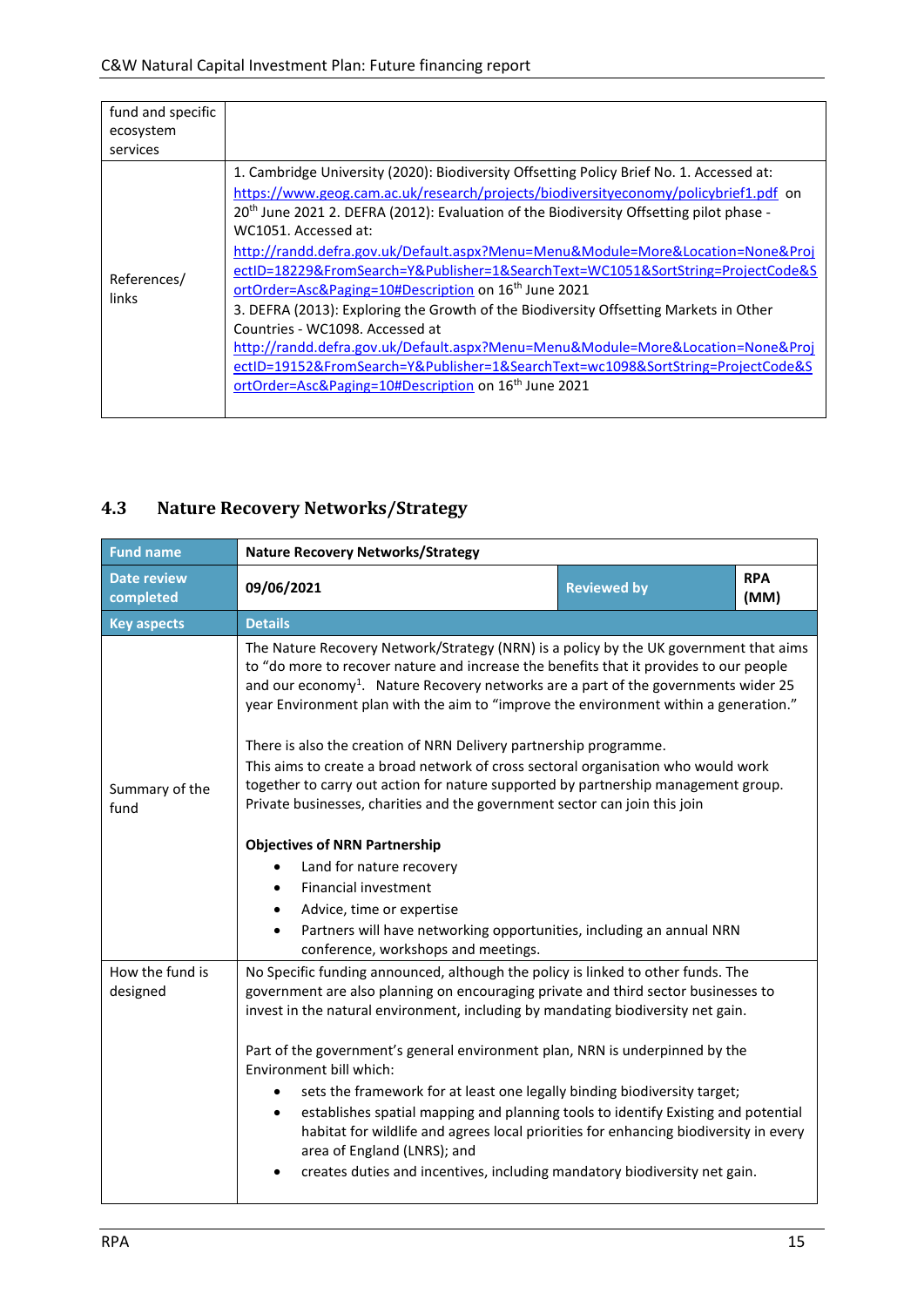| fund and specific ecosystem services | |
|---|---|
| References/ links | 1. Cambridge University (2020): Biodiversity Offsetting Policy Brief No. 1. Accessed at: https://www.geog.cam.ac.uk/research/projects/biodiversityeconomy/policybrief1.pdf on 20th June 2021 2. DEFRA (2012): Evaluation of the Biodiversity Offsetting pilot phase - WC1051. Accessed at: http://randd.defra.gov.uk/Default.aspx?Menu=Menu&Module=More&Location=None&ProjectID=18229&FromSearch=Y&Publisher=1&SearchText=WC1051&SortString=ProjectCode&SortOrder=Asc&Paging=10#Description on 16th June 2021<br>3. DEFRA (2013): Exploring the Growth of the Biodiversity Offsetting Markets in Other Countries - WC1098. Accessed at http://randd.defra.gov.uk/Default.aspx?Menu=Menu&Module=More&Location=None&ProjectID=19152&FromSearch=Y&Publisher=1&SearchText=wc1098&SortString=ProjectCode&SortOrder=Asc&Paging=10#Description on 16th June 2021 |

## 4.3 Nature Recovery Networks/Strategy

| Fund name | Nature Recovery Networks/Strategy | | |
|---|---|---|---|
| Date review completed | 09/06/2021 | Reviewed by | RPA (MM) |
| **Key aspects** | **Details** | | |
| Summary of the fund | The Nature Recovery Network/Strategy (NRN) is a policy by the UK government that aims to "do more to recover nature and increase the benefits that it provides to our people and our economy[1]. Nature Recovery networks are a part of the governments wider 25 year Environment plan with the aim to "improve the environment within a generation."<br><br>There is also the creation of NRN Delivery partnership programme.<br>This aims to create a broad network of cross sectoral organisation who would work together to carry out action for nature supported by partnership management group. Private businesses, charities and the government sector can join this join<br><br>**Objectives of NRN Partnership**<br>• Land for nature recovery<br>• Financial investment<br>• Advice, time or expertise<br>• Partners will have networking opportunities, including an annual NRN conference, workshops and meetings. | | |
| How the fund is designed | No Specific funding announced, although the policy is linked to other funds. The government are also planning on encouraging private and third sector businesses to invest in the natural environment, including by mandating biodiversity net gain.<br><br>Part of the government's general environment plan, NRN is underpinned by the Environment bill which:<br>• sets the framework for at least one legally binding biodiversity target;<br>• establishes spatial mapping and planning tools to identify Existing and potential habitat for wildlife and agrees local priorities for enhancing biodiversity in every area of England (LNRS); and<br>• creates duties and incentives, including mandatory biodiversity net gain. | | |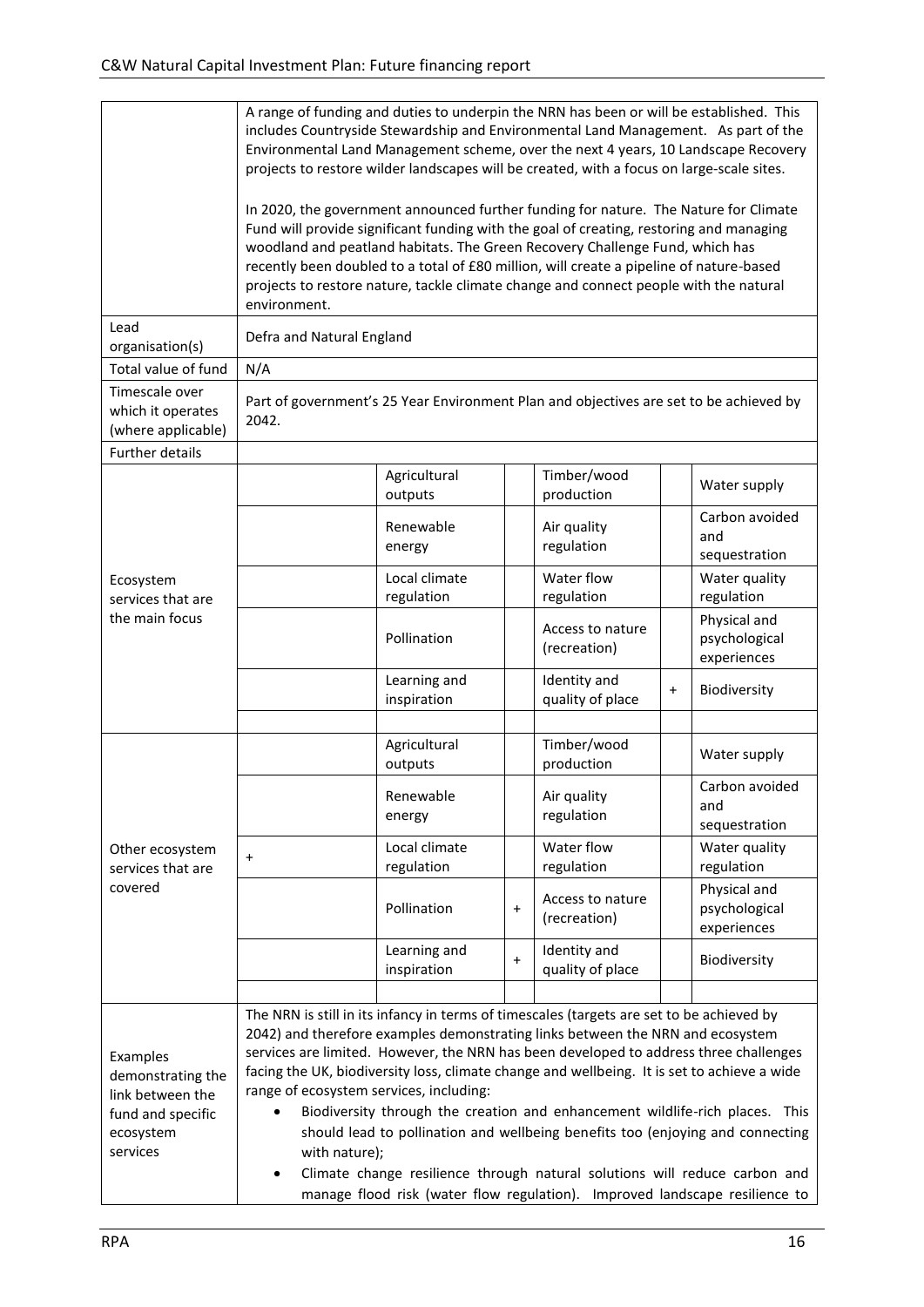| | |
|---|---|
| | A range of funding and duties to underpin the NRN has been or will be established. This includes Countryside Stewardship and Environmental Land Management. As part of the Environmental Land Management scheme, over the next 4 years, 10 Landscape Recovery projects to restore wilder landscapes will be created, with a focus on large-scale sites.<br><br>In 2020, the government announced further funding for nature. The Nature for Climate Fund will provide significant funding with the goal of creating, restoring and managing woodland and peatland habitats. The Green Recovery Challenge Fund, which has recently been doubled to a total of £80 million, will create a pipeline of nature-based projects to restore nature, tackle climate change and connect people with the natural environment. |
| Lead organisation(s) | Defra and Natural England |
| Total value of fund | N/A |
| Timescale over which it operates (where applicable) | Part of government's 25 Year Environment Plan and objectives are set to be achieved by 2042. |
| Further details | |

| | | | | | | |
|---|---|---|---|---|---|---|
| Ecosystem services that are the main focus | | Agricultural outputs | | Timber/wood production | | Water supply |
| | | Renewable energy | | Air quality regulation | | Carbon avoided and sequestration |
| | | Local climate regulation | | Water flow regulation | | Water quality regulation |
| | | Pollination | | Access to nature (recreation) | | Physical and psychological experiences |
| | | Learning and inspiration | | Identity and quality of place | + | Biodiversity |
| Other ecosystem services that are covered | | Agricultural outputs | | Timber/wood production | | Water supply |
| | | Renewable energy | | Air quality regulation | | Carbon avoided and sequestration |
| | + | Local climate regulation | | Water flow regulation | | Water quality regulation |
| | | Pollination | + | Access to nature (recreation) | | Physical and psychological experiences |
| | | Learning and inspiration | + | Identity and quality of place | | Biodiversity |

| | |
|---|---|
| Examples demonstrating the link between the fund and specific ecosystem services | The NRN is still in its infancy in terms of timescales (targets are set to be achieved by 2042) and therefore examples demonstrating links between the NRN and ecosystem services are limited. However, the NRN has been developed to address three challenges facing the UK, biodiversity loss, climate change and wellbeing. It is set to achieve a wide range of ecosystem services, including:<br>• Biodiversity through the creation and enhancement wildlife-rich places. This should lead to pollination and wellbeing benefits too (enjoying and connecting with nature);<br>• Climate change resilience through natural solutions will reduce carbon and manage flood risk (water flow regulation). Improved landscape resilience to |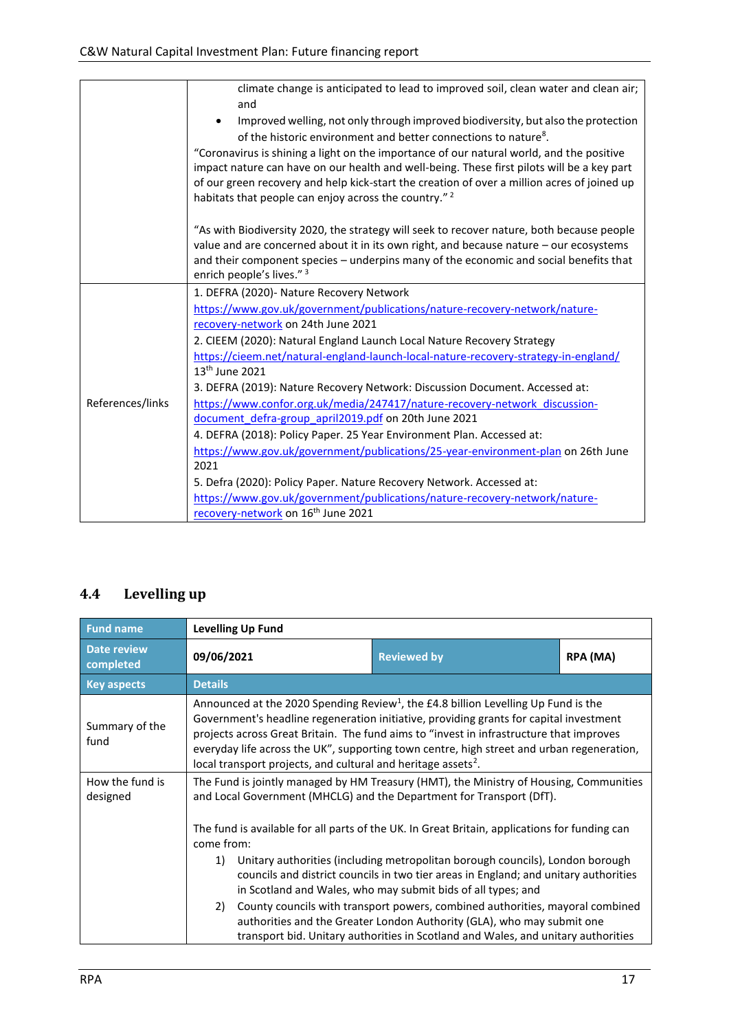| | |
|---|---|
| | climate change is anticipated to lead to improved soil, clean water and clean air; and<br>• Improved welling, not only through improved biodiversity, but also the protection of the historic environment and better connections to nature[8].<br>"Coronavirus is shining a light on the importance of our natural world, and the positive impact nature can have on our health and well-being. These first pilots will be a key part of our green recovery and help kick-start the creation of over a million acres of joined up habitats that people can enjoy across the country." [2]<br><br>"As with Biodiversity 2020, the strategy will seek to recover nature, both because people value and are concerned about it in its own right, and because nature – our ecosystems and their component species – underpins many of the economic and social benefits that enrich people's lives." [3] |
| References/links | 1. DEFRA (2020)- Nature Recovery Network https://www.gov.uk/government/publications/nature-recovery-network/nature-recovery-network on 24th June 2021<br>2. CIEEM (2020): Natural England Launch Local Nature Recovery Strategy https://cieem.net/natural-england-launch-local-nature-recovery-strategy-in-england/ 13th June 2021<br>3. DEFRA (2019): Nature Recovery Network: Discussion Document. Accessed at: https://www.confor.org.uk/media/247417/nature-recovery-network_discussion-document_defra-group_april2019.pdf on 20th June 2021<br>4. DEFRA (2018): Policy Paper. 25 Year Environment Plan. Accessed at: https://www.gov.uk/government/publications/25-year-environment-plan on 26th June 2021<br>5. Defra (2020): Policy Paper. Nature Recovery Network. Accessed at: https://www.gov.uk/government/publications/nature-recovery-network/nature-recovery-network on 16th June 2021 |

## 4.4 Levelling up

| **Fund name** | **Levelling Up Fund** | | |
|---|---|---|---|
| **Date review completed** | **09/06/2021** | **Reviewed by** | **RPA (MA)** |
| **Key aspects** | **Details** | | |
| Summary of the fund | Announced at the 2020 Spending Review[1], the £4.8 billion Levelling Up Fund is the Government's headline regeneration initiative, providing grants for capital investment projects across Great Britain. The fund aims to "invest in infrastructure that improves everyday life across the UK", supporting town centre, high street and urban regeneration, local transport projects, and cultural and heritage assets[2]. | | |
| How the fund is designed | The Fund is jointly managed by HM Treasury (HMT), the Ministry of Housing, Communities and Local Government (MHCLG) and the Department for Transport (DfT).<br><br>The fund is available for all parts of the UK. In Great Britain, applications for funding can come from:<br>1) Unitary authorities (including metropolitan borough councils), London borough councils and district councils in two tier areas in England; and unitary authorities in Scotland and Wales, who may submit bids of all types; and<br>2) County councils with transport powers, combined authorities, mayoral combined authorities and the Greater London Authority (GLA), who may submit one transport bid. Unitary authorities in Scotland and Wales, and unitary authorities | | |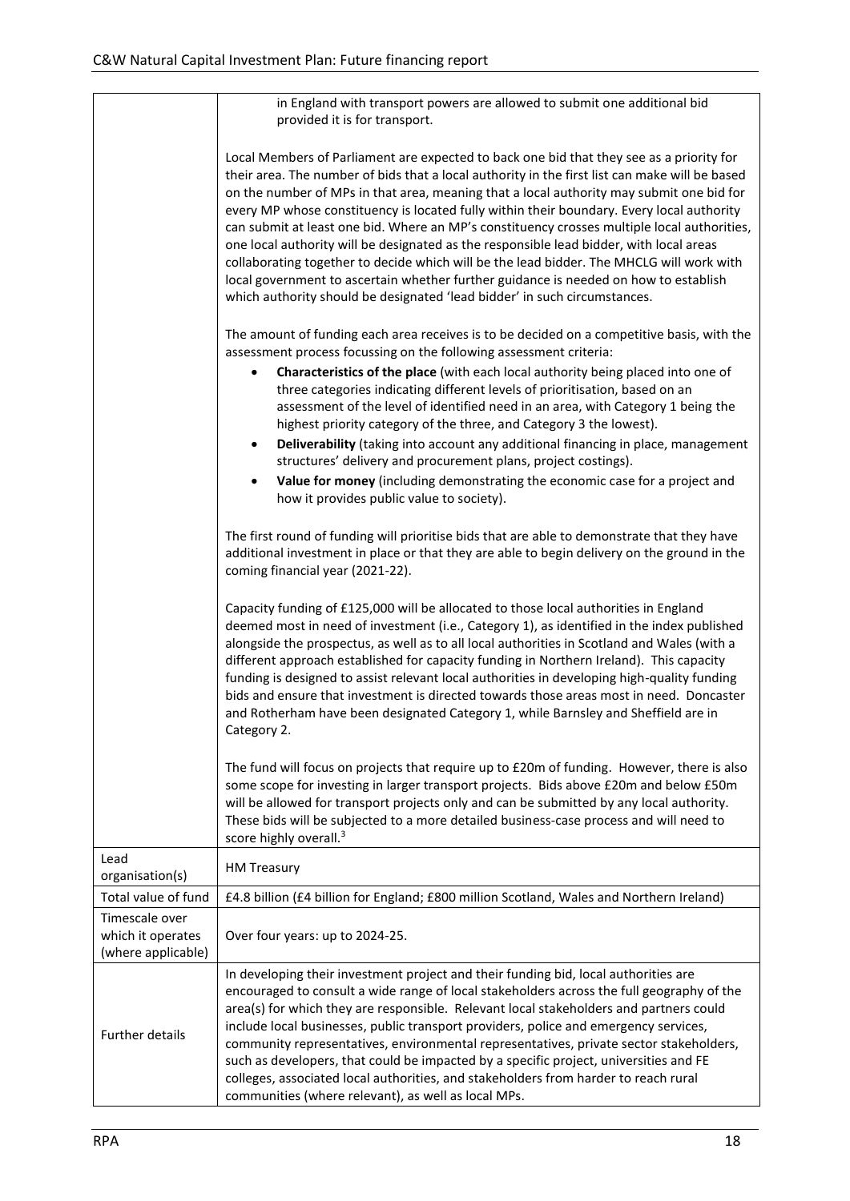|  |  |
|---|---|
|  | in England with transport powers are allowed to submit one additional bid provided it is for transport.<br><br>Local Members of Parliament are expected to back one bid that they see as a priority for their area. The number of bids that a local authority in the first list can make will be based on the number of MPs in that area, meaning that a local authority may submit one bid for every MP whose constituency is located fully within their boundary. Every local authority can submit at least one bid. Where an MP's constituency crosses multiple local authorities, one local authority will be designated as the responsible lead bidder, with local areas collaborating together to decide which will be the lead bidder. The MHCLG will work with local government to ascertain whether further guidance is needed on how to establish which authority should be designated 'lead bidder' in such circumstances.<br><br>The amount of funding each area receives is to be decided on a competitive basis, with the assessment process focussing on the following assessment criteria:<br>• **Characteristics of the place** (with each local authority being placed into one of three categories indicating different levels of prioritisation, based on an assessment of the level of identified need in an area, with Category 1 being the highest priority category of the three, and Category 3 the lowest).<br>• **Deliverability** (taking into account any additional financing in place, management structures' delivery and procurement plans, project costings).<br>• **Value for money** (including demonstrating the economic case for a project and how it provides public value to society).<br><br>The first round of funding will prioritise bids that are able to demonstrate that they have additional investment in place or that they are able to begin delivery on the ground in the coming financial year (2021-22).<br><br>Capacity funding of £125,000 will be allocated to those local authorities in England deemed most in need of investment (i.e., Category 1), as identified in the index published alongside the prospectus, as well as to all local authorities in Scotland and Wales (with a different approach established for capacity funding in Northern Ireland). This capacity funding is designed to assist relevant local authorities in developing high-quality funding bids and ensure that investment is directed towards those areas most in need. Doncaster and Rotherham have been designated Category 1, while Barnsley and Sheffield are in Category 2.<br><br>The fund will focus on projects that require up to £20m of funding. However, there is also some scope for investing in larger transport projects. Bids above £20m and below £50m will be allowed for transport projects only and can be submitted by any local authority. These bids will be subjected to a more detailed business-case process and will need to score highly overall.[3] |
| Lead organisation(s) | HM Treasury |
| Total value of fund | £4.8 billion (£4 billion for England; £800 million Scotland, Wales and Northern Ireland) |
| Timescale over which it operates (where applicable) | Over four years: up to 2024-25. |
| Further details | In developing their investment project and their funding bid, local authorities are encouraged to consult a wide range of local stakeholders across the full geography of the area(s) for which they are responsible. Relevant local stakeholders and partners could include local businesses, public transport providers, police and emergency services, community representatives, environmental representatives, private sector stakeholders, such as developers, that could be impacted by a specific project, universities and FE colleges, associated local authorities, and stakeholders from harder to reach rural communities (where relevant), as well as local MPs. |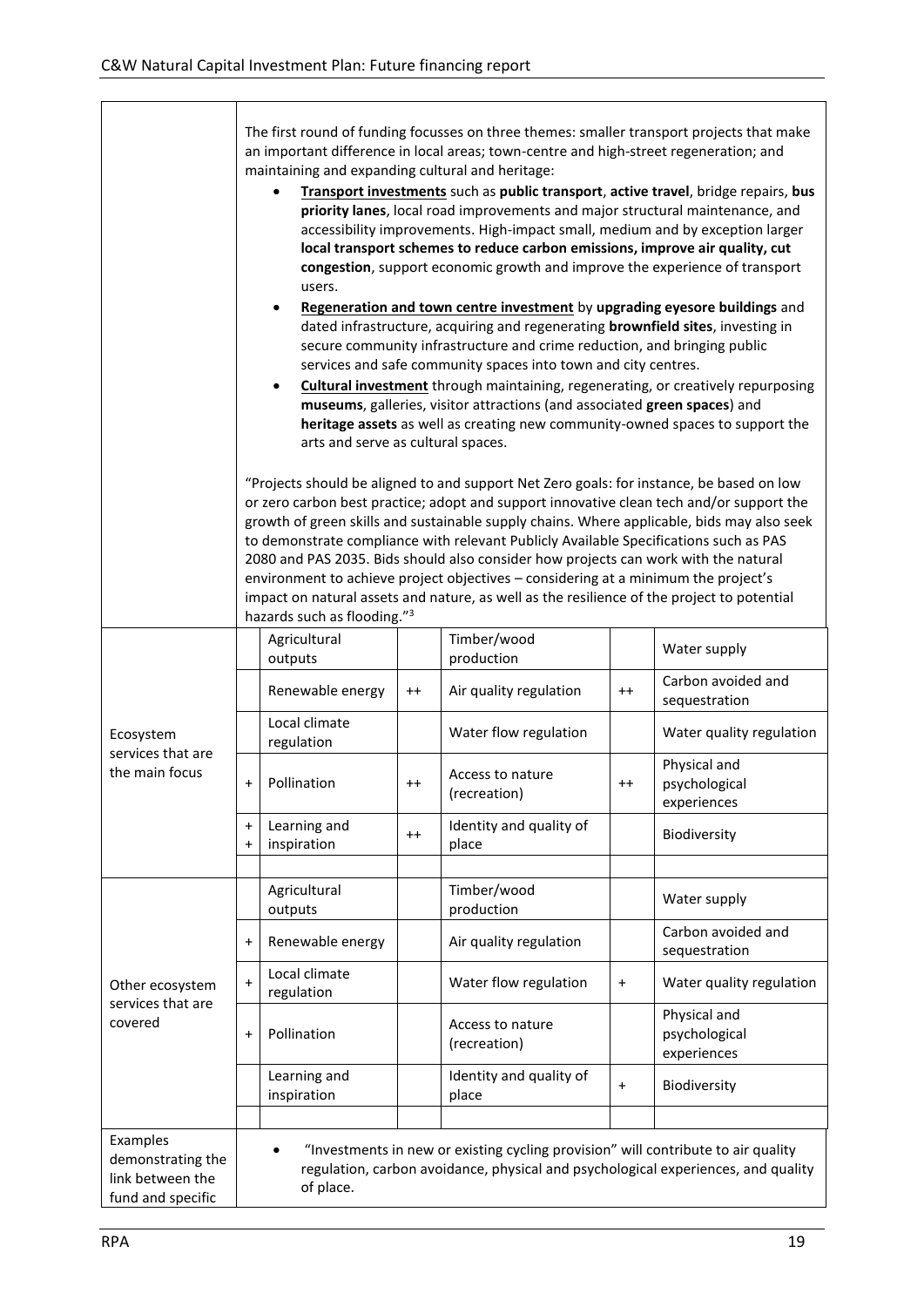The first round of funding focusses on three themes: smaller transport projects that make an important difference in local areas; town-centre and high-street regeneration; and maintaining and expanding cultural and heritage:

- **Transport investments** such as **public transport**, **active travel**, bridge repairs, **bus priority lanes**, local road improvements and major structural maintenance, and accessibility improvements. High-impact small, medium and by exception larger **local transport schemes to reduce carbon emissions, improve air quality, cut congestion**, support economic growth and improve the experience of transport users.
- **Regeneration and town centre investment** by **upgrading eyesore buildings** and dated infrastructure, acquiring and regenerating **brownfield sites**, investing in secure community infrastructure and crime reduction, and bringing public services and safe community spaces into town and city centres.
- **Cultural investment** through maintaining, regenerating, or creatively repurposing **museums**, galleries, visitor attractions (and associated **green spaces**) and **heritage assets** as well as creating new community-owned spaces to support the arts and serve as cultural spaces.

"Projects should be aligned to and support Net Zero goals: for instance, be based on low or zero carbon best practice; adopt and support innovative clean tech and/or support the growth of green skills and sustainable supply chains. Where applicable, bids may also seek to demonstrate compliance with relevant Publicly Available Specifications such as PAS 2080 and PAS 2035. Bids should also consider how projects can work with the natural environment to achieve project objectives – considering at a minimum the project's impact on natural assets and nature, as well as the resilience of the project to potential hazards such as flooding."[3]

| | | | | | | |
|---|---|---|---|---|---|---|
| Ecosystem services that are the main focus | | Agricultural outputs | | Timber/wood production | | Water supply |
| | | Renewable energy | ++ | Air quality regulation | ++ | Carbon avoided and sequestration |
| | | Local climate regulation | | Water flow regulation | | Water quality regulation |
| | + | Pollination | ++ | Access to nature (recreation) | ++ | Physical and psychological experiences |
| | ++ | Learning and inspiration | ++ | Identity and quality of place | | Biodiversity |
| Other ecosystem services that are covered | | Agricultural outputs | | Timber/wood production | | Water supply |
| | + | Renewable energy | | Air quality regulation | | Carbon avoided and sequestration |
| | + | Local climate regulation | | Water flow regulation | + | Water quality regulation |
| | + | Pollination | | Access to nature (recreation) | | Physical and psychological experiences |
| | | Learning and inspiration | | Identity and quality of place | + | Biodiversity |

Examples demonstrating the link between the fund and specific

- "Investments in new or existing cycling provision" will contribute to air quality regulation, carbon avoidance, physical and psychological experiences, and quality of place.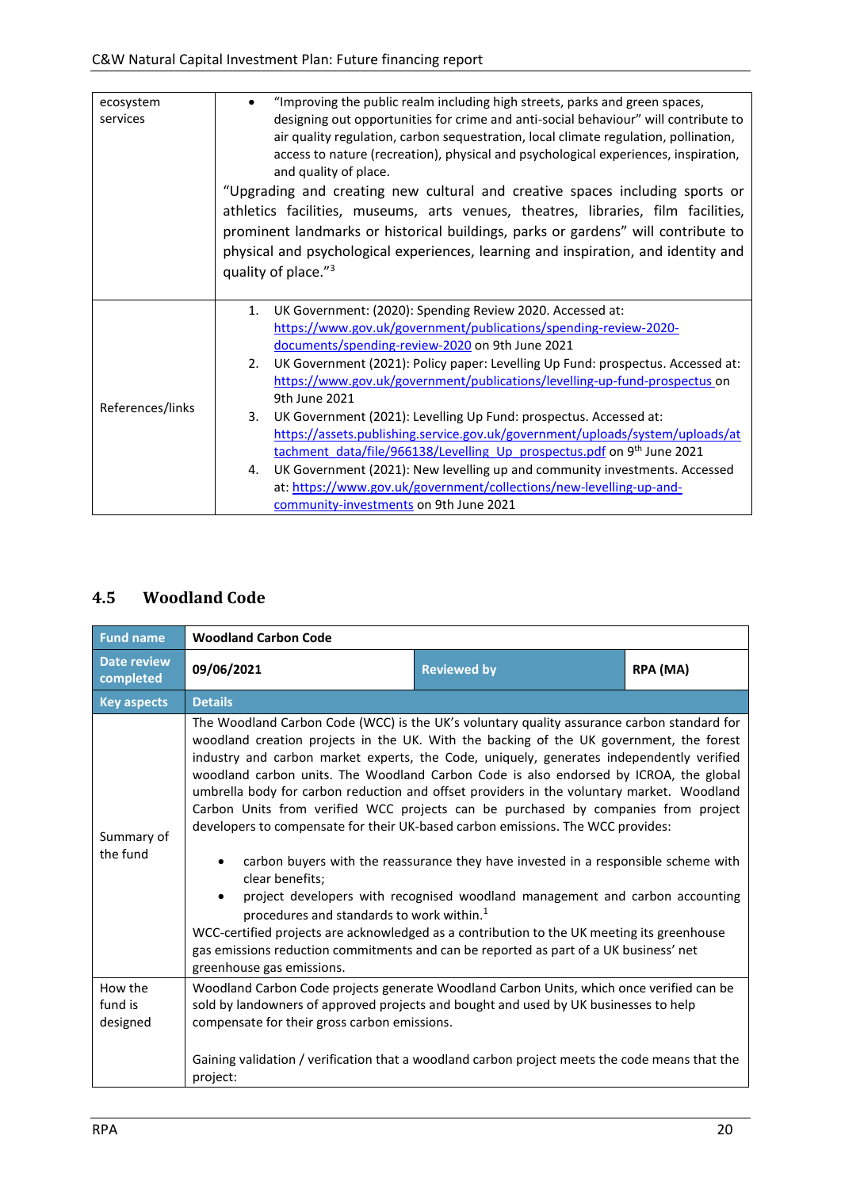| | |
|---|---|
| ecosystem services | • "Improving the public realm including high streets, parks and green spaces, designing out opportunities for crime and anti-social behaviour" will contribute to air quality regulation, carbon sequestration, local climate regulation, pollination, access to nature (recreation), physical and psychological experiences, inspiration, and quality of place.<br>"Upgrading and creating new cultural and creative spaces including sports or athletics facilities, museums, arts venues, theatres, libraries, film facilities, prominent landmarks or historical buildings, parks or gardens" will contribute to physical and psychological experiences, learning and inspiration, and identity and quality of place."[3] |
| References/links | 1. UK Government: (2020): Spending Review 2020. Accessed at: https://www.gov.uk/government/publications/spending-review-2020-documents/spending-review-2020 on 9th June 2021<br>2. UK Government (2021): Policy paper: Levelling Up Fund: prospectus. Accessed at: https://www.gov.uk/government/publications/levelling-up-fund-prospectus on 9th June 2021<br>3. UK Government (2021): Levelling Up Fund: prospectus. Accessed at: https://assets.publishing.service.gov.uk/government/uploads/system/uploads/attachment_data/file/966138/Levelling_Up_prospectus.pdf on 9th June 2021<br>4. UK Government (2021): New levelling up and community investments. Accessed at: https://www.gov.uk/government/collections/new-levelling-up-and-community-investments on 9th June 2021 |

## 4.5 Woodland Code

| **Fund name** | **Woodland Carbon Code** | | |
|---|---|---|---|
| **Date review completed** | **09/06/2021** | **Reviewed by** | **RPA (MA)** |
| **Key aspects** | **Details** | | |
| Summary of the fund | The Woodland Carbon Code (WCC) is the UK's voluntary quality assurance carbon standard for woodland creation projects in the UK. With the backing of the UK government, the forest industry and carbon market experts, the Code, uniquely, generates independently verified woodland carbon units. The Woodland Carbon Code is also endorsed by ICROA, the global umbrella body for carbon reduction and offset providers in the voluntary market. Woodland Carbon Units from verified WCC projects can be purchased by companies from project developers to compensate for their UK-based carbon emissions. The WCC provides:<br>• carbon buyers with the reassurance they have invested in a responsible scheme with clear benefits;<br>• project developers with recognised woodland management and carbon accounting procedures and standards to work within.[1]<br>WCC-certified projects are acknowledged as a contribution to the UK meeting its greenhouse gas emissions reduction commitments and can be reported as part of a UK business' net greenhouse gas emissions. | | |
| How the fund is designed | Woodland Carbon Code projects generate Woodland Carbon Units, which once verified can be sold by landowners of approved projects and bought and used by UK businesses to help compensate for their gross carbon emissions.<br><br>Gaining validation / verification that a woodland carbon project meets the code means that the project: | | |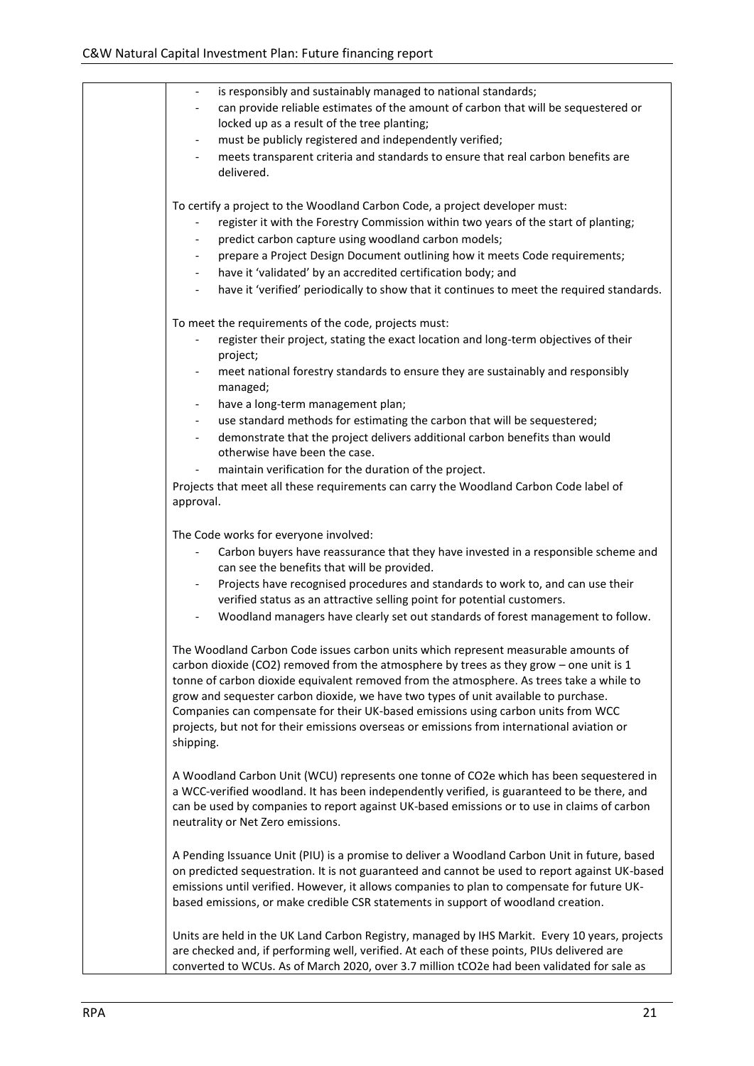| | - is responsibly and sustainably managed to national standards;<br>- can provide reliable estimates of the amount of carbon that will be sequestered or locked up as a result of the tree planting;<br>- must be publicly registered and independently verified;<br>- meets transparent criteria and standards to ensure that real carbon benefits are delivered.<br><br>To certify a project to the Woodland Carbon Code, a project developer must:<br>- register it with the Forestry Commission within two years of the start of planting;<br>- predict carbon capture using woodland carbon models;<br>- prepare a Project Design Document outlining how it meets Code requirements;<br>- have it 'validated' by an accredited certification body; and<br>- have it 'verified' periodically to show that it continues to meet the required standards.<br><br>To meet the requirements of the code, projects must:<br>- register their project, stating the exact location and long-term objectives of their project;<br>- meet national forestry standards to ensure they are sustainably and responsibly managed;<br>- have a long-term management plan;<br>- use standard methods for estimating the carbon that will be sequestered;<br>- demonstrate that the project delivers additional carbon benefits than would otherwise have been the case.<br>- maintain verification for the duration of the project.<br><br>Projects that meet all these requirements can carry the Woodland Carbon Code label of approval.<br><br>The Code works for everyone involved:<br>- Carbon buyers have reassurance that they have invested in a responsible scheme and can see the benefits that will be provided.<br>- Projects have recognised procedures and standards to work to, and can use their verified status as an attractive selling point for potential customers.<br>- Woodland managers have clearly set out standards of forest management to follow.<br><br>The Woodland Carbon Code issues carbon units which represent measurable amounts of carbon dioxide ($CO_2$) removed from the atmosphere by trees as they grow – one unit is 1 tonne of carbon dioxide equivalent removed from the atmosphere. As trees take a while to grow and sequester carbon dioxide, we have two types of unit available to purchase. Companies can compensate for their UK-based emissions using carbon units from WCC projects, but not for their emissions overseas or emissions from international aviation or shipping.<br><br>A Woodland Carbon Unit (WCU) represents one tonne of $CO_2e$ which has been sequestered in a WCC-verified woodland. It has been independently verified, is guaranteed to be there, and can be used by companies to report against UK-based emissions or to use in claims of carbon neutrality or Net Zero emissions.<br><br>A Pending Issuance Unit (PIU) is a promise to deliver a Woodland Carbon Unit in future, based on predicted sequestration. It is not guaranteed and cannot be used to report against UK-based emissions until verified. However, it allows companies to plan to compensate for future UK-based emissions, or make credible CSR statements in support of woodland creation.<br><br>Units are held in the UK Land Carbon Registry, managed by IHS Markit. Every 10 years, projects are checked and, if performing well, verified. At each of these points, PIUs delivered are converted to WCUs. As of March 2020, over 3.7 million $tCO_2e$ had been validated for sale as |
|---|---|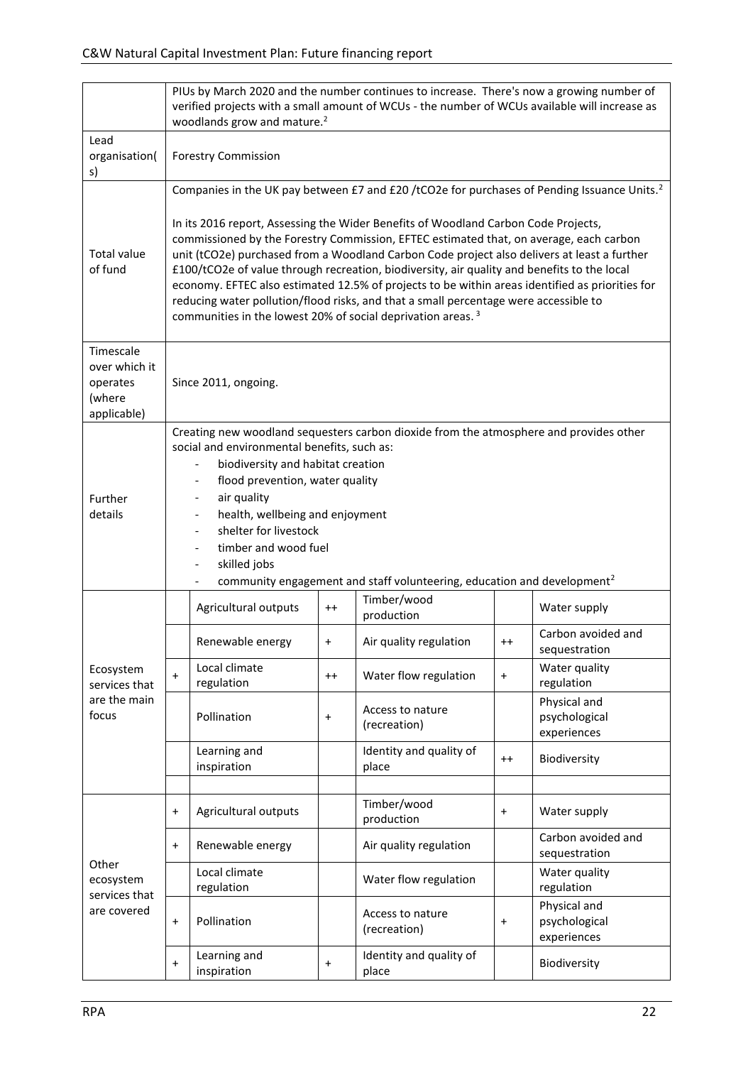| | PIUs by March 2020 and the number continues to increase. There's now a growing number of verified projects with a small amount of WCUs - the number of WCUs available will increase as woodlands grow and mature.[2] | | | | | |
|---|---|---|---|---|---|---|
| Lead organisation(s) | Forestry Commission | | | | | |
| Total value of fund | Companies in the UK pay between £7 and £20 /tCO2e for purchases of Pending Issuance Units.[2]<br><br>In its 2016 report, Assessing the Wider Benefits of Woodland Carbon Code Projects, commissioned by the Forestry Commission, EFTEC estimated that, on average, each carbon unit (tCO2e) purchased from a Woodland Carbon Code project also delivers at least a further £100/tCO2e of value through recreation, biodiversity, air quality and benefits to the local economy. EFTEC also estimated 12.5% of projects to be within areas identified as priorities for reducing water pollution/flood risks, and that a small percentage were accessible to communities in the lowest 20% of social deprivation areas.[3] | | | | | |
| Timescale over which it operates (where applicable) | Since 2011, ongoing. | | | | | |
| Further details | Creating new woodland sequesters carbon dioxide from the atmosphere and provides other social and environmental benefits, such as:<br>- biodiversity and habitat creation<br>- flood prevention, water quality<br>- air quality<br>- health, wellbeing and enjoyment<br>- shelter for livestock<br>- timber and wood fuel<br>- skilled jobs<br>- community engagement and staff volunteering, education and development[2] | | | | | |
| Ecosystem services that are the main focus | | Agricultural outputs | ++ | Timber/wood production | | Water supply |
| | | Renewable energy | + | Air quality regulation | ++ | Carbon avoided and sequestration |
| | + | Local climate regulation | ++ | Water flow regulation | + | Water quality regulation |
| | | Pollination | + | Access to nature (recreation) | | Physical and psychological experiences |
| | | Learning and inspiration | | Identity and quality of place | ++ | Biodiversity |
| | | | | | | |
| Other ecosystem services that are covered | + | Agricultural outputs | | Timber/wood production | + | Water supply |
| | + | Renewable energy | | Air quality regulation | | Carbon avoided and sequestration |
| | | Local climate regulation | | Water flow regulation | | Water quality regulation |
| | + | Pollination | | Access to nature (recreation) | + | Physical and psychological experiences |
| | + | Learning and inspiration | + | Identity and quality of place | | Biodiversity |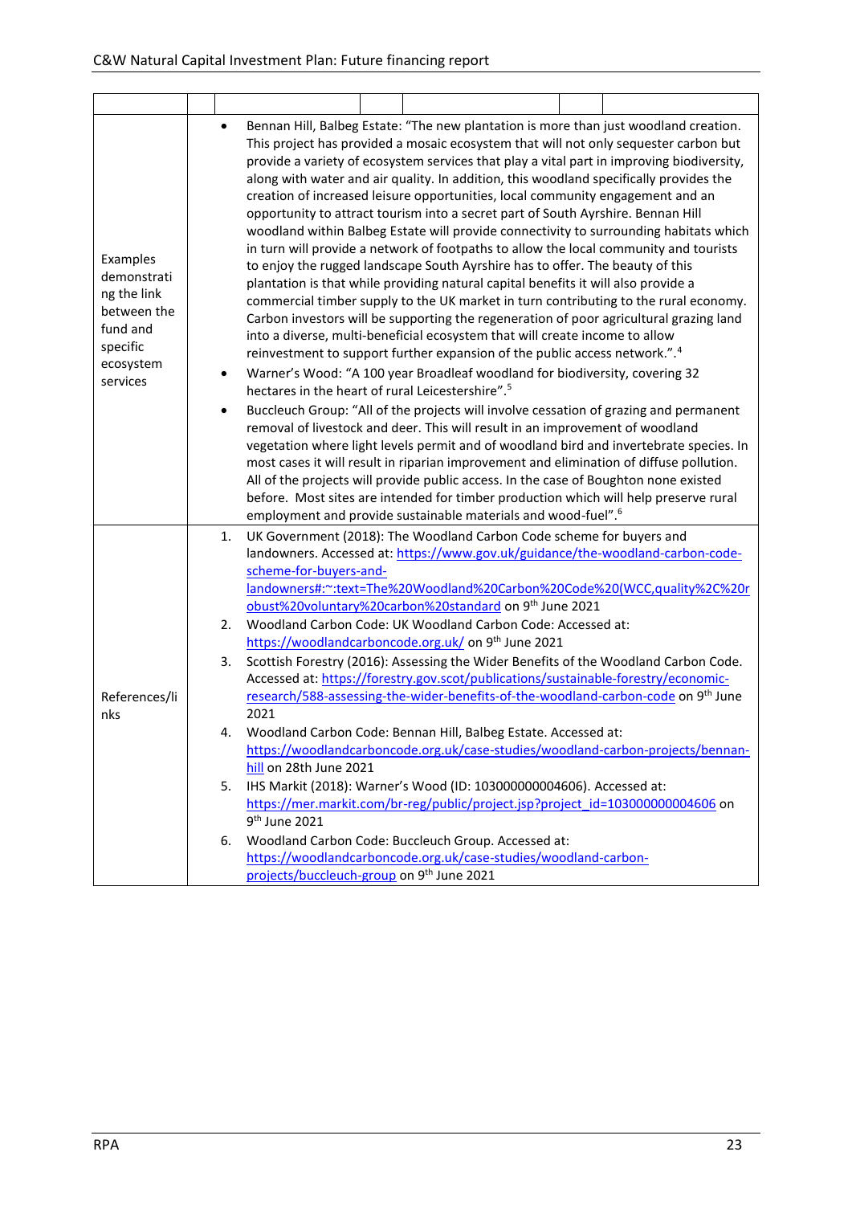| | | | | | | | |
|---|---|---|---|---|---|---|---|
| Examples demonstrating the link between the fund and specific ecosystem services | • Bennan Hill, Balbeg Estate: "The new plantation is more than just woodland creation. This project has provided a mosaic ecosystem that will not only sequester carbon but provide a variety of ecosystem services that play a vital part in improving biodiversity, along with water and air quality. In addition, this woodland specifically provides the creation of increased leisure opportunities, local community engagement and an opportunity to attract tourism into a secret part of South Ayrshire. Bennan Hill woodland within Balbeg Estate will provide connectivity to surrounding habitats which in turn will provide a network of footpaths to allow the local community and tourists to enjoy the rugged landscape South Ayrshire has to offer. The beauty of this plantation is that while providing natural capital benefits it will also provide a commercial timber supply to the UK market in turn contributing to the rural economy. Carbon investors will be supporting the regeneration of poor agricultural grazing land into a diverse, multi-beneficial ecosystem that will create income to allow reinvestment to support further expansion of the public access network.".[4]<br>• Warner's Wood: "A 100 year Broadleaf woodland for biodiversity, covering 32 hectares in the heart of rural Leicestershire".[5]<br>• Buccleuch Group: "All of the projects will involve cessation of grazing and permanent removal of livestock and deer. This will result in an improvement of woodland vegetation where light levels permit and of woodland bird and invertebrate species. In most cases it will result in riparian improvement and elimination of diffuse pollution. All of the projects will provide public access. In the case of Boughton none existed before. Most sites are intended for timber production which will help preserve rural employment and provide sustainable materials and wood-fuel".[6] | | | | | | |
| References/links | 1. UK Government (2018): The Woodland Carbon Code scheme for buyers and landowners. Accessed at: https://www.gov.uk/guidance/the-woodland-carbon-code-scheme-for-buyers-and-landowners#:~:text=The%20Woodland%20Carbon%20Code%20(WCC,quality%2C%20robust%20voluntary%20carbon%20standard on 9th June 2021<br>2. Woodland Carbon Code: UK Woodland Carbon Code: Accessed at: https://woodlandcarboncode.org.uk/ on 9th June 2021<br>3. Scottish Forestry (2016): Assessing the Wider Benefits of the Woodland Carbon Code. Accessed at: https://forestry.gov.scot/publications/sustainable-forestry/economic-research/588-assessing-the-wider-benefits-of-the-woodland-carbon-code on 9th June 2021<br>4. Woodland Carbon Code: Bennan Hill, Balbeg Estate. Accessed at: https://woodlandcarboncode.org.uk/case-studies/woodland-carbon-projects/bennan-hill on 28th June 2021<br>5. IHS Markit (2018): Warner's Wood (ID: 103000000004606). Accessed at: https://mer.markit.com/br-reg/public/project.jsp?project_id=103000000004606 on 9th June 2021<br>6. Woodland Carbon Code: Buccleuch Group. Accessed at: https://woodlandcarboncode.org.uk/case-studies/woodland-carbon-projects/buccleuch-group on 9th June 2021 | | | | | | |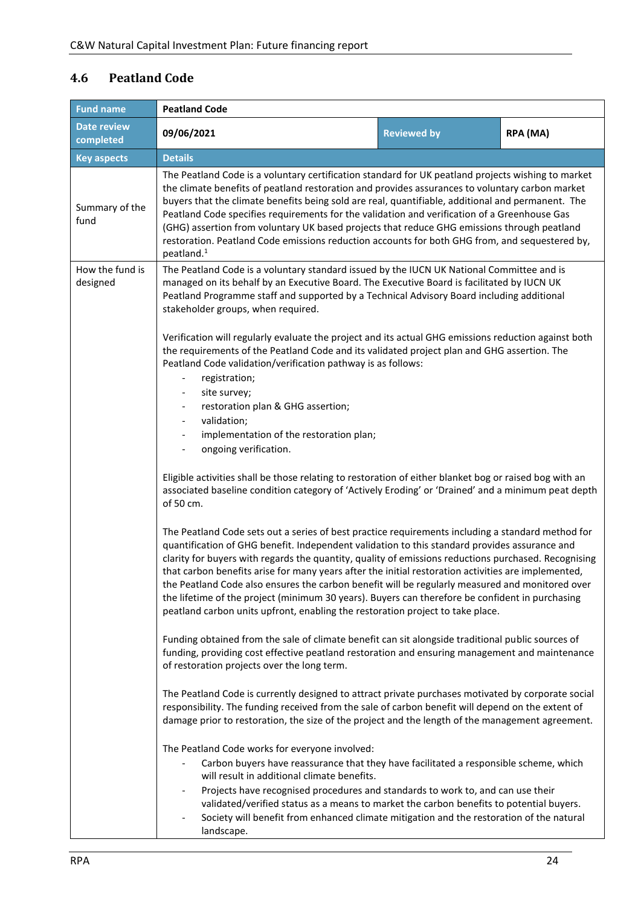## 4.6 Peatland Code

| Fund name | Peatland Code | | |
|---|---|---|---|
| Date review completed | 09/06/2021 | Reviewed by | RPA (MA) |
| Key aspects | Details | | |
| Summary of the fund | The Peatland Code is a voluntary certification standard for UK peatland projects wishing to market the climate benefits of peatland restoration and provides assurances to voluntary carbon market buyers that the climate benefits being sold are real, quantifiable, additional and permanent. The Peatland Code specifies requirements for the validation and verification of a Greenhouse Gas (GHG) assertion from voluntary UK based projects that reduce GHG emissions through peatland restoration. Peatland Code emissions reduction accounts for both GHG from, and sequestered by, peatland.[1] | | |
| How the fund is designed | The Peatland Code is a voluntary standard issued by the IUCN UK National Committee and is managed on its behalf by an Executive Board. The Executive Board is facilitated by IUCN UK Peatland Programme staff and supported by a Technical Advisory Board including additional stakeholder groups, when required.<br><br>Verification will regularly evaluate the project and its actual GHG emissions reduction against both the requirements of the Peatland Code and its validated project plan and GHG assertion. The Peatland Code validation/verification pathway is as follows:<br>- registration;<br>- site survey;<br>- restoration plan & GHG assertion;<br>- validation;<br>- implementation of the restoration plan;<br>- ongoing verification.<br><br>Eligible activities shall be those relating to restoration of either blanket bog or raised bog with an associated baseline condition category of 'Actively Eroding' or 'Drained' and a minimum peat depth of 50 cm.<br><br>The Peatland Code sets out a series of best practice requirements including a standard method for quantification of GHG benefit. Independent validation to this standard provides assurance and clarity for buyers with regards the quantity, quality of emissions reductions purchased. Recognising that carbon benefits arise for many years after the initial restoration activities are implemented, the Peatland Code also ensures the carbon benefit will be regularly measured and monitored over the lifetime of the project (minimum 30 years). Buyers can therefore be confident in purchasing peatland carbon units upfront, enabling the restoration project to take place.<br><br>Funding obtained from the sale of climate benefit can sit alongside traditional public sources of funding, providing cost effective peatland restoration and ensuring management and maintenance of restoration projects over the long term.<br><br>The Peatland Code is currently designed to attract private purchases motivated by corporate social responsibility. The funding received from the sale of carbon benefit will depend on the extent of damage prior to restoration, the size of the project and the length of the management agreement.<br><br>The Peatland Code works for everyone involved:<br>- Carbon buyers have reassurance that they have facilitated a responsible scheme, which will result in additional climate benefits.<br>- Projects have recognised procedures and standards to work to, and can use their validated/verified status as a means to market the carbon benefits to potential buyers.<br>- Society will benefit from enhanced climate mitigation and the restoration of the natural landscape. | | |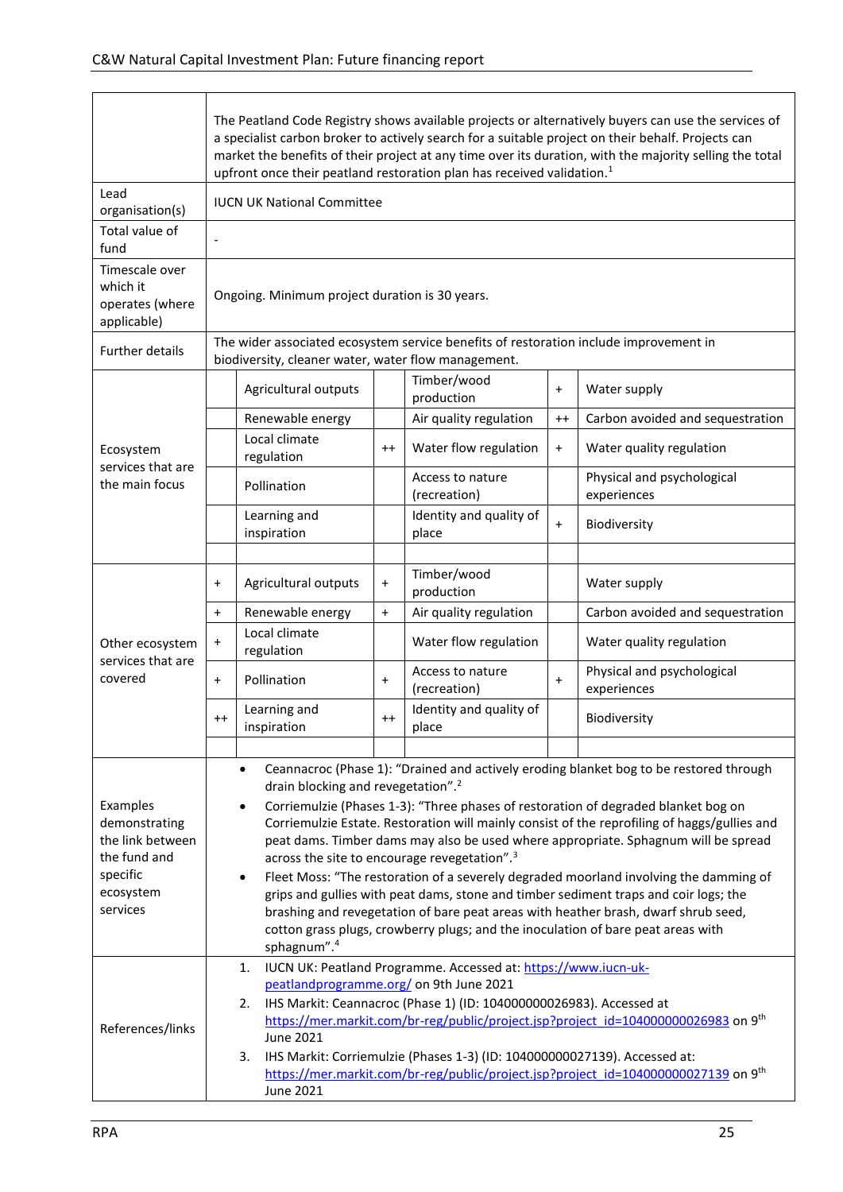| | | | | | | |
|---|---|---|---|---|---|---|
| | The Peatland Code Registry shows available projects or alternatively buyers can use the services of a specialist carbon broker to actively search for a suitable project on their behalf. Projects can market the benefits of their project at any time over its duration, with the majority selling the total upfront once their peatland restoration plan has received validation.[1] | | | | | |
| Lead organisation(s) | IUCN UK National Committee | | | | | |
| Total value of fund | - | | | | | |
| Timescale over which it operates (where applicable) | Ongoing. Minimum project duration is 30 years. | | | | | |
| Further details | The wider associated ecosystem service benefits of restoration include improvement in biodiversity, cleaner water, water flow management. | | | | | |
| Ecosystem services that are the main focus | | Agricultural outputs | | Timber/wood production | + | Water supply |
| | | Renewable energy | | Air quality regulation | ++ | Carbon avoided and sequestration |
| | | Local climate regulation | ++ | Water flow regulation | + | Water quality regulation |
| | | Pollination | | Access to nature (recreation) | | Physical and psychological experiences |
| | | Learning and inspiration | | Identity and quality of place | + | Biodiversity |
| | | | | | | |
| Other ecosystem services that are covered | + | Agricultural outputs | + | Timber/wood production | | Water supply |
| | + | Renewable energy | + | Air quality regulation | | Carbon avoided and sequestration |
| | + | Local climate regulation | | Water flow regulation | | Water quality regulation |
| | + | Pollination | + | Access to nature (recreation) | + | Physical and psychological experiences |
| | ++ | Learning and inspiration | ++ | Identity and quality of place | | Biodiversity |
| | | | | | | |
| Examples demonstrating the link between the fund and specific ecosystem services | • Ceannacroc (Phase 1): "Drained and actively eroding blanket bog to be restored through drain blocking and revegetation".[2]<br>• Corriemulzie (Phases 1-3): "Three phases of restoration of degraded blanket bog on Corriemulzie Estate. Restoration will mainly consist of the reprofiling of haggs/gullies and peat dams. Timber dams may also be used where appropriate. Sphagnum will be spread across the site to encourage revegetation".[3]<br>• Fleet Moss: "The restoration of a severely degraded moorland involving the damming of grips and gullies with peat dams, stone and timber sediment traps and coir logs; the brashing and revegetation of bare peat areas with heather brash, dwarf shrub seed, cotton grass plugs, crowberry plugs; and the inoculation of bare peat areas with sphagnum".[4] | | | | | |
| References/links | 1. IUCN UK: Peatland Programme. Accessed at: https://www.iucn-uk-peatlandprogramme.org/ on 9th June 2021<br>2. IHS Markit: Ceannacroc (Phase 1) (ID: 104000000026983). Accessed at https://mer.markit.com/br-reg/public/project.jsp?project_id=104000000026983 on 9th June 2021<br>3. IHS Markit: Corriemulzie (Phases 1-3) (ID: 104000000027139). Accessed at: https://mer.markit.com/br-reg/public/project.jsp?project_id=104000000027139 on 9th June 2021 | | | | | |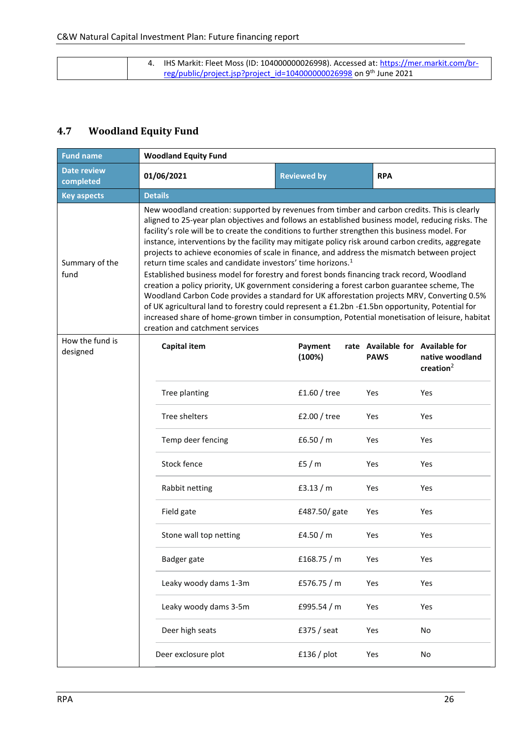| | 4. IHS Markit: Fleet Moss (ID: 104000000026998). Accessed at: https://mer.markit.com/br-reg/public/project.jsp?project_id=104000000026998 on 9th June 2021 |
|---|---|

## 4.7 Woodland Equity Fund

| Fund name | Woodland Equity Fund | | |
|---|---|---|---|
| Date review completed | 01/06/2021 | Reviewed by | RPA |
| Key aspects | Details | | |
| Summary of the fund | New woodland creation: supported by revenues from timber and carbon credits. This is clearly aligned to 25-year plan objectives and follows an established business model, reducing risks. The facility's role will be to create the conditions to further strengthen this business model. For instance, interventions by the facility may mitigate policy risk around carbon credits, aggregate projects to achieve economies of scale in finance, and address the mismatch between project return time scales and candidate investors' time horizons.[1]<br>Established business model for forestry and forest bonds financing track record, Woodland creation a policy priority, UK government considering a forest carbon guarantee scheme, The Woodland Carbon Code provides a standard for UK afforestation projects MRV, Converting 0.5% of UK agricultural land to forestry could represent a £1.2bn -£1.5bn opportunity, Potential for increased share of home-grown timber in consumption, Potential monetisation of leisure, habitat creation and catchment services | | |
| How the fund is designed | | | |

| Capital item | Payment rate (100%) | Available for PAWS | Available for native woodland creation[2] |
|---|---|---|---|
| Tree planting | £1.60 / tree | Yes | Yes |
| Tree shelters | £2.00 / tree | Yes | Yes |
| Temp deer fencing | £6.50 / m | Yes | Yes |
| Stock fence | £5 / m | Yes | Yes |
| Rabbit netting | £3.13 / m | Yes | Yes |
| Field gate | £487.50/ gate | Yes | Yes |
| Stone wall top netting | £4.50 / m | Yes | Yes |
| Badger gate | £168.75 / m | Yes | Yes |
| Leaky woody dams 1-3m | £576.75 / m | Yes | Yes |
| Leaky woody dams 3-5m | £995.54 / m | Yes | Yes |
| Deer high seats | £375 / seat | Yes | No |
| Deer exclosure plot | £136 / plot | Yes | No |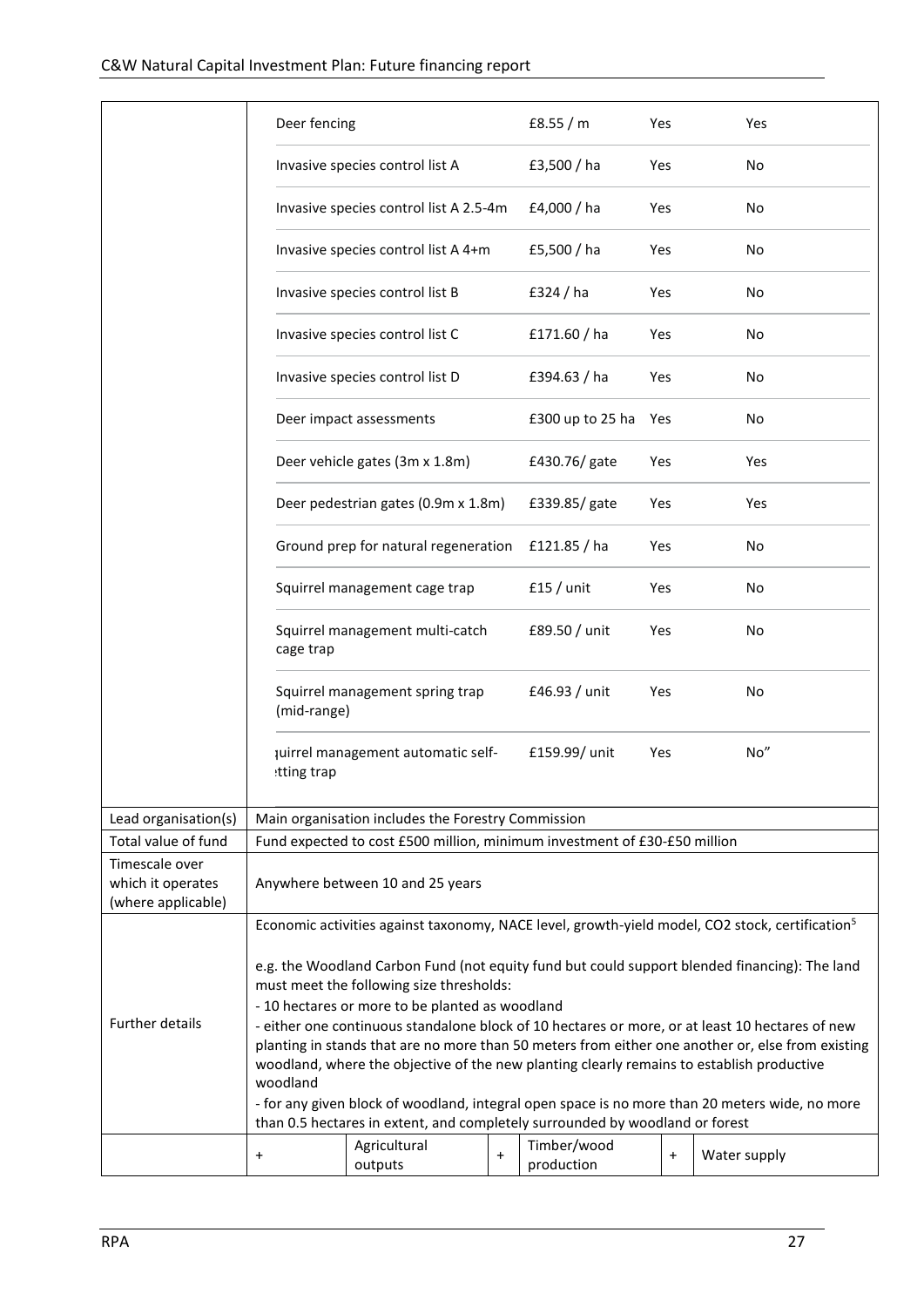| | | | | | | |
|---|---|---|---|---|---|---|
| | Deer fencing | | £8.55 / m | Yes | Yes | |
| | Invasive species control list A | | £3,500 / ha | Yes | No | |
| | Invasive species control list A 2.5-4m | | £4,000 / ha | Yes | No | |
| | Invasive species control list A 4+m | | £5,500 / ha | Yes | No | |
| | Invasive species control list B | | £324 / ha | Yes | No | |
| | Invasive species control list C | | £171.60 / ha | Yes | No | |
| | Invasive species control list D | | £394.63 / ha | Yes | No | |
| | Deer impact assessments | | £300 up to 25 ha | Yes | No | |
| | Deer vehicle gates (3m x 1.8m) | | £430.76/ gate | Yes | Yes | |
| | Deer pedestrian gates (0.9m x 1.8m) | | £339.85/ gate | Yes | Yes | |
| | Ground prep for natural regeneration | | £121.85 / ha | Yes | No | |
| | Squirrel management cage trap | | £15 / unit | Yes | No | |
| | Squirrel management multi-catch cage trap | | £89.50 / unit | Yes | No | |
| | Squirrel management spring trap (mid-range) | | £46.93 / unit | Yes | No | |
| | ɿuirrel management automatic self-ːtting trap | | £159.99/ unit | Yes | No" | |
| Lead organisation(s) | Main organisation includes the Forestry Commission | | | | | |
| Total value of fund | Fund expected to cost £500 million, minimum investment of £30-£50 million | | | | | |
| Timescale over which it operates (where applicable) | Anywhere between 10 and 25 years | | | | | |
| Further details | Economic activities against taxonomy, NACE level, growth-yield model, CO2 stock, certification[5]<br><br>e.g. the Woodland Carbon Fund (not equity fund but could support blended financing): The land must meet the following size thresholds:<br>- 10 hectares or more to be planted as woodland<br>- either one continuous standalone block of 10 hectares or more, or at least 10 hectares of new planting in stands that are no more than 50 meters from either one another or, else from existing woodland, where the objective of the new planting clearly remains to establish productive woodland<br>- for any given block of woodland, integral open space is no more than 20 meters wide, no more than 0.5 hectares in extent, and completely surrounded by woodland or forest | | | | | |
| | + | Agricultural outputs | + | Timber/wood production | + | Water supply |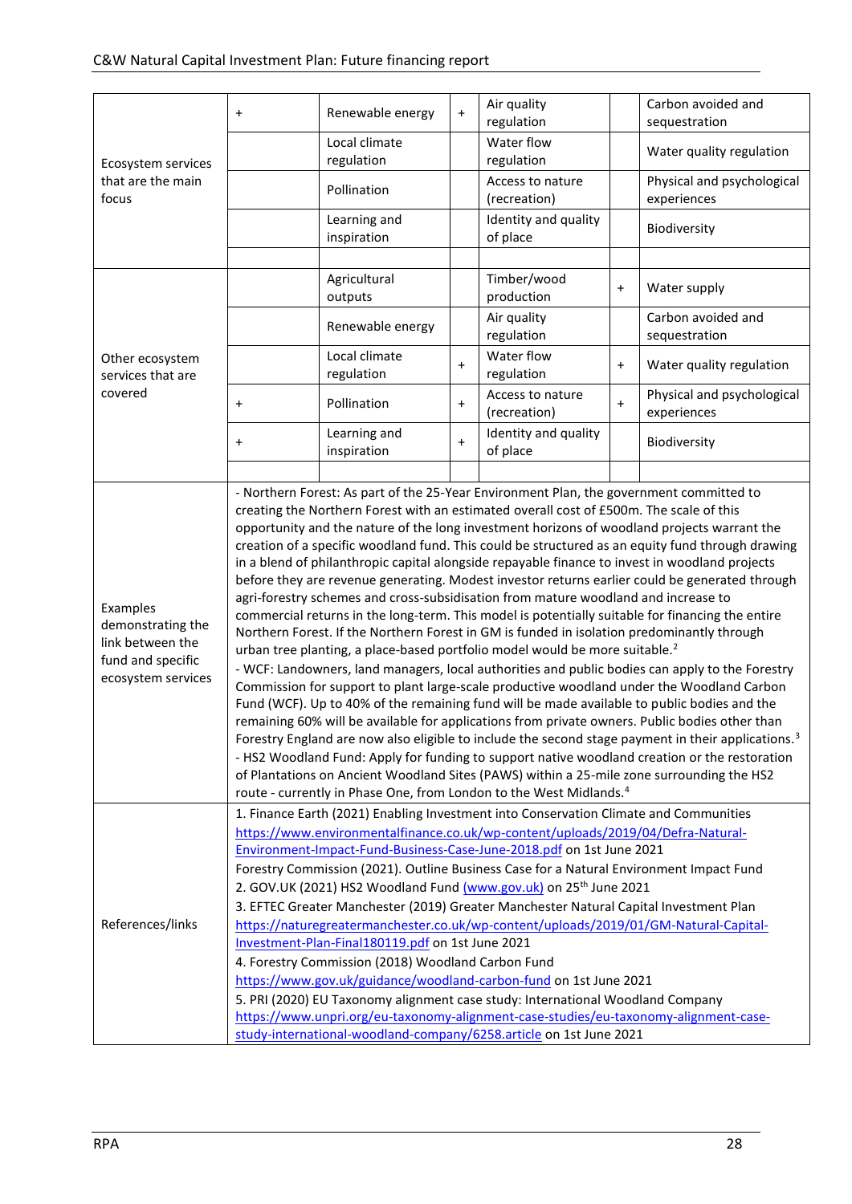| | | | | | | |
|---|---|---|---|---|---|---|
| Ecosystem services that are the main focus | + | Renewable energy | + | Air quality regulation | | Carbon avoided and sequestration |
| | | Local climate regulation | | Water flow regulation | | Water quality regulation |
| | | Pollination | | Access to nature (recreation) | | Physical and psychological experiences |
| | | Learning and inspiration | | Identity and quality of place | | Biodiversity |
| | | | | | | |
| Other ecosystem services that are covered | | Agricultural outputs | | Timber/wood production | + | Water supply |
| | | Renewable energy | | Air quality regulation | | Carbon avoided and sequestration |
| | | Local climate regulation | + | Water flow regulation | + | Water quality regulation |
| | + | Pollination | + | Access to nature (recreation) | + | Physical and psychological experiences |
| | + | Learning and inspiration | + | Identity and quality of place | | Biodiversity |
| | | | | | | |
| Examples demonstrating the link between the fund and specific ecosystem services | - Northern Forest: As part of the 25-Year Environment Plan, the government committed to creating the Northern Forest with an estimated overall cost of £500m. The scale of this opportunity and the nature of the long investment horizons of woodland projects warrant the creation of a specific woodland fund. This could be structured as an equity fund through drawing in a blend of philanthropic capital alongside repayable finance to invest in woodland projects before they are revenue generating. Modest investor returns earlier could be generated through agri-forestry schemes and cross-subsidisation from mature woodland and increase to commercial returns in the long-term. This model is potentially suitable for financing the entire Northern Forest. If the Northern Forest in GM is funded in isolation predominantly through urban tree planting, a place-based portfolio model would be more suitable.[2]<br>- WCF: Landowners, land managers, local authorities and public bodies can apply to the Forestry Commission for support to plant large-scale productive woodland under the Woodland Carbon Fund (WCF). Up to 40% of the remaining fund will be made available to public bodies and the remaining 60% will be available for applications from private owners. Public bodies other than Forestry England are now also eligible to include the second stage payment in their applications.[3]<br>- HS2 Woodland Fund: Apply for funding to support native woodland creation or the restoration of Plantations on Ancient Woodland Sites (PAWS) within a 25-mile zone surrounding the HS2 route - currently in Phase One, from London to the West Midlands.[4] | | | | | |
| References/links | 1. Finance Earth (2021) Enabling Investment into Conservation Climate and Communities https://www.environmentalfinance.co.uk/wp-content/uploads/2019/04/Defra-Natural-Environment-Impact-Fund-Business-Case-June-2018.pdf on 1st June 2021<br>Forestry Commission (2021). Outline Business Case for a Natural Environment Impact Fund<br>2. GOV.UK (2021) HS2 Woodland Fund (www.gov.uk) on 25th June 2021<br>3. EFTEC Greater Manchester (2019) Greater Manchester Natural Capital Investment Plan https://naturegreatermanchester.co.uk/wp-content/uploads/2019/01/GM-Natural-Capital-Investment-Plan-Final180119.pdf on 1st June 2021<br>4. Forestry Commission (2018) Woodland Carbon Fund https://www.gov.uk/guidance/woodland-carbon-fund on 1st June 2021<br>5. PRI (2020) EU Taxonomy alignment case study: International Woodland Company https://www.unpri.org/eu-taxonomy-alignment-case-studies/eu-taxonomy-alignment-case-study-international-woodland-company/6258.article on 1st June 2021 | | | | | |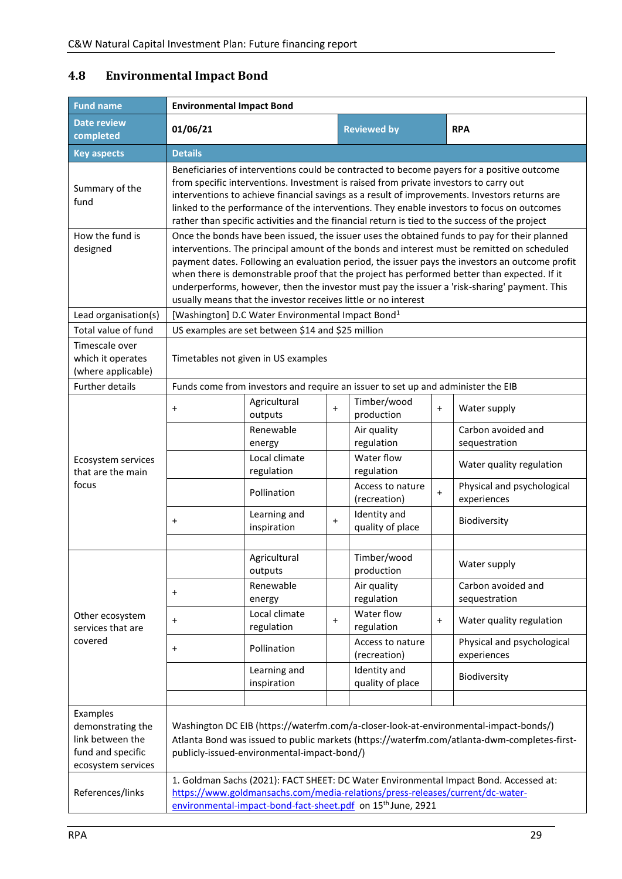## 4.8 Environmental Impact Bond

| Fund name | Environmental Impact Bond | | | | |
|---|---|---|---|---|---|
| Date review completed | 01/06/21 | | Reviewed by | RPA | |
| **Key aspects** | **Details** | | | | |
| Summary of the fund | Beneficiaries of interventions could be contracted to become payers for a positive outcome from specific interventions. Investment is raised from private investors to carry out interventions to achieve financial savings as a result of improvements. Investors returns are linked to the performance of the interventions. They enable investors to focus on outcomes rather than specific activities and the financial return is tied to the success of the project | | | | |
| How the fund is designed | Once the bonds have been issued, the issuer uses the obtained funds to pay for their planned interventions. The principal amount of the bonds and interest must be remitted on scheduled payment dates. Following an evaluation period, the issuer pays the investors an outcome profit when there is demonstrable proof that the project has performed better than expected. If it underperforms, however, then the investor must pay the issuer a 'risk-sharing' payment. This usually means that the investor receives little or no interest | | | | |
| Lead organisation(s) | [Washington] D.C Water Environmental Impact Bond[1] | | | | |
| Total value of fund | US examples are set between $14 and $25 million | | | | |
| Timescale over which it operates (where applicable) | Timetables not given in US examples | | | | |
| Further details | Funds come from investors and require an issuer to set up and administer the EIB | | | | |

**Ecosystem services that are the main focus**

| | | | | | |
|---|---|---|---|---|---|
| + | Agricultural outputs | + | Timber/wood production | + | Water supply |
| | Renewable energy | | Air quality regulation | | Carbon avoided and sequestration |
| | Local climate regulation | | Water flow regulation | | Water quality regulation |
| | Pollination | | Access to nature (recreation) | + | Physical and psychological experiences |
| + | Learning and inspiration | + | Identity and quality of place | | Biodiversity |

**Other ecosystem services that are covered**

| | | | | | |
|---|---|---|---|---|---|
| | Agricultural outputs | | Timber/wood production | | Water supply |
| + | Renewable energy | | Air quality regulation | | Carbon avoided and sequestration |
| + | Local climate regulation | + | Water flow regulation | + | Water quality regulation |
| + | Pollination | | Access to nature (recreation) | | Physical and psychological experiences |
| | Learning and inspiration | | Identity and quality of place | | Biodiversity |

| | |
|---|---|
| Examples demonstrating the link between the fund and specific ecosystem services | Washington DC EIB (https://waterfm.com/a-closer-look-at-environmental-impact-bonds/) Atlanta Bond was issued to public markets (https://waterfm.com/atlanta-dwm-completes-first-publicly-issued-environmental-impact-bond/) |
| References/links | 1. Goldman Sachs (2021): FACT SHEET: DC Water Environmental Impact Bond. Accessed at: https://www.goldmansachs.com/media-relations/press-releases/current/dc-water-environmental-impact-bond-fact-sheet.pdf on 15th June, 2921 |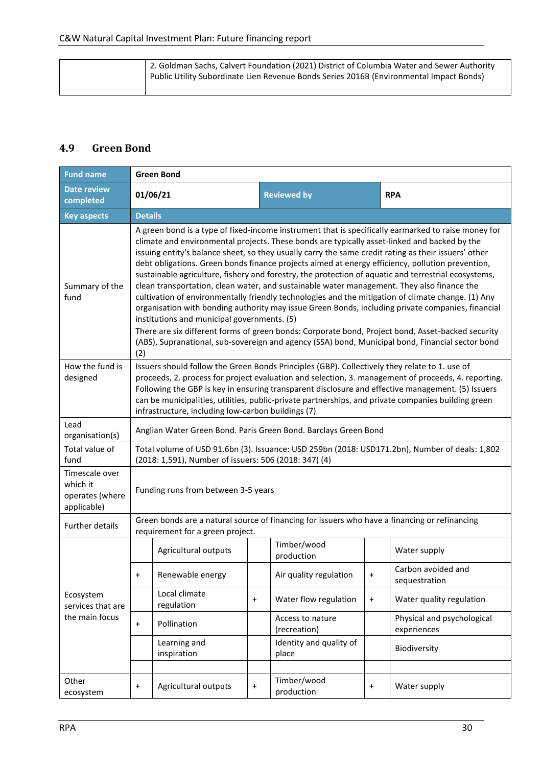|  | 2. Goldman Sachs, Calvert Foundation (2021) District of Columbia Water and Sewer Authority Public Utility Subordinate Lien Revenue Bonds Series 2016B (Environmental Impact Bonds) |
|---|---|

## 4.9 Green Bond

| Fund name | Green Bond | | | | | |
|---|---|---|---|---|---|---|
| Date review completed | 01/06/21 | | Reviewed by | | RPA | |
| **Key aspects** | **Details** | | | | | |
| Summary of the fund | A green bond is a type of fixed-income instrument that is specifically earmarked to raise money for climate and environmental projects. These bonds are typically asset-linked and backed by the issuing entity's balance sheet, so they usually carry the same credit rating as their issuers' other debt obligations. Green bonds finance projects aimed at energy efficiency, pollution prevention, sustainable agriculture, fishery and forestry, the protection of aquatic and terrestrial ecosystems, clean transportation, clean water, and sustainable water management. They also finance the cultivation of environmentally friendly technologies and the mitigation of climate change. (1) Any organisation with bonding authority may issue Green Bonds, including private companies, financial institutions and municipal governments. (5)<br>There are six different forms of green bonds: Corporate bond, Project bond, Asset-backed security (ABS), Supranational, sub-sovereign and agency (SSA) bond, Municipal bond, Financial sector bond (2) | | | | | |
| How the fund is designed | Issuers should follow the Green Bonds Principles (GBP). Collectively they relate to 1. use of proceeds, 2. process for project evaluation and selection, 3. management of proceeds, 4. reporting. Following the GBP is key in ensuring transparent disclosure and effective management. (5) Issuers can be municipalities, utilities, public-private partnerships, and private companies building green infrastructure, including low-carbon buildings (7) | | | | | |
| Lead organisation(s) | Anglian Water Green Bond. Paris Green Bond. Barclays Green Bond | | | | | |
| Total value of fund | Total volume of USD 91.6bn (3). Issuance: USD 259bn (2018: USD171.2bn), Number of deals: 1,802 (2018: 1,591), Number of issuers: 506 (2018: 347) (4) | | | | | |
| Timescale over which it operates (where applicable) | Funding runs from between 3-5 years | | | | | |
| Further details | Green bonds are a natural source of financing for issuers who have a financing or refinancing requirement for a green project. | | | | | |
| Ecosystem services that are the main focus | | Agricultural outputs | | Timber/wood production | | Water supply |
| | + | Renewable energy | | Air quality regulation | + | Carbon avoided and sequestration |
| | | Local climate regulation | + | Water flow regulation | + | Water quality regulation |
| | + | Pollination | | Access to nature (recreation) | | Physical and psychological experiences |
| | | Learning and inspiration | | Identity and quality of place | | Biodiversity |
| | | | | | | |
| Other ecosystem | + | Agricultural outputs | + | Timber/wood production | + | Water supply |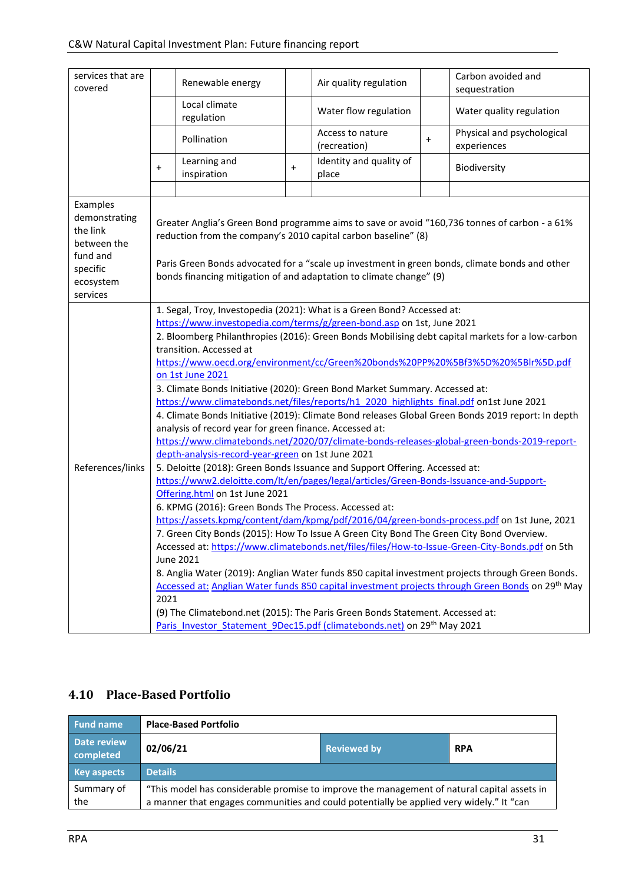| services that are covered | | Renewable energy | | Air quality regulation | | Carbon avoided and sequestration |
|---|---|---|---|---|---|---|
| | | Local climate regulation | | Water flow regulation | | Water quality regulation |
| | | Pollination | | Access to nature (recreation) | + | Physical and psychological experiences |
| | + | Learning and inspiration | + | Identity and quality of place | | Biodiversity |
| | | | | | | |
| Examples demonstrating the link between the fund and specific ecosystem services | Greater Anglia's Green Bond programme aims to save or avoid "160,736 tonnes of carbon - a 61% reduction from the company's 2010 capital carbon baseline" (8)<br><br>Paris Green Bonds advocated for a "scale up investment in green bonds, climate bonds and other bonds financing mitigation of and adaptation to climate change" (9) | | | | | |
| References/links | 1. Segal, Troy, Investopedia (2021): What is a Green Bond? Accessed at: https://www.investopedia.com/terms/g/green-bond.asp on 1st, June 2021<br>2. Bloomberg Philanthropies (2016): Green Bonds Mobilising debt capital markets for a low-carbon transition. Accessed at https://www.oecd.org/environment/cc/Green%20bonds%20PP%20%5Bf3%5D%20%5Blr%5D.pdf on 1st June 2021<br>3. Climate Bonds Initiative (2020): Green Bond Market Summary. Accessed at: https://www.climatebonds.net/files/reports/h1_2020_highlights_final.pdf on1st June 2021<br>4. Climate Bonds Initiative (2019): Climate Bond releases Global Green Bonds 2019 report: In depth analysis of record year for green finance. Accessed at: https://www.climatebonds.net/2020/07/climate-bonds-releases-global-green-bonds-2019-report-depth-analysis-record-year-green on 1st June 2021<br>5. Deloitte (2018): Green Bonds Issuance and Support Offering. Accessed at: https://www2.deloitte.com/lt/en/pages/legal/articles/Green-Bonds-Issuance-and-Support-Offering.html on 1st June 2021<br>6. KPMG (2016): Green Bonds The Process. Accessed at: https://assets.kpmg/content/dam/kpmg/pdf/2016/04/green-bonds-process.pdf on 1st June, 2021<br>7. Green City Bonds (2015): How To Issue A Green City Bond The Green City Bond Overview. Accessed at: https://www.climatebonds.net/files/files/How-to-Issue-Green-City-Bonds.pdf on 5th June 2021<br>8. Anglia Water (2019): Anglian Water funds 850 capital investment projects through Green Bonds. Accessed at: Anglian Water funds 850 capital investment projects through Green Bonds on 29th May 2021<br>(9) The Climatebond.net (2015): The Paris Green Bonds Statement. Accessed at: Paris_Investor_Statement_9Dec15.pdf (climatebonds.net) on 29th May 2021 | | | | | |

## 4.10 Place-Based Portfolio

| Fund name | Place-Based Portfolio | | |
|---|---|---|---|
| Date review completed | 02/06/21 | Reviewed by | RPA |
| Key aspects | Details | | |
| Summary of the | "This model has considerable promise to improve the management of natural capital assets in a manner that engages communities and could potentially be applied very widely." It "can | | |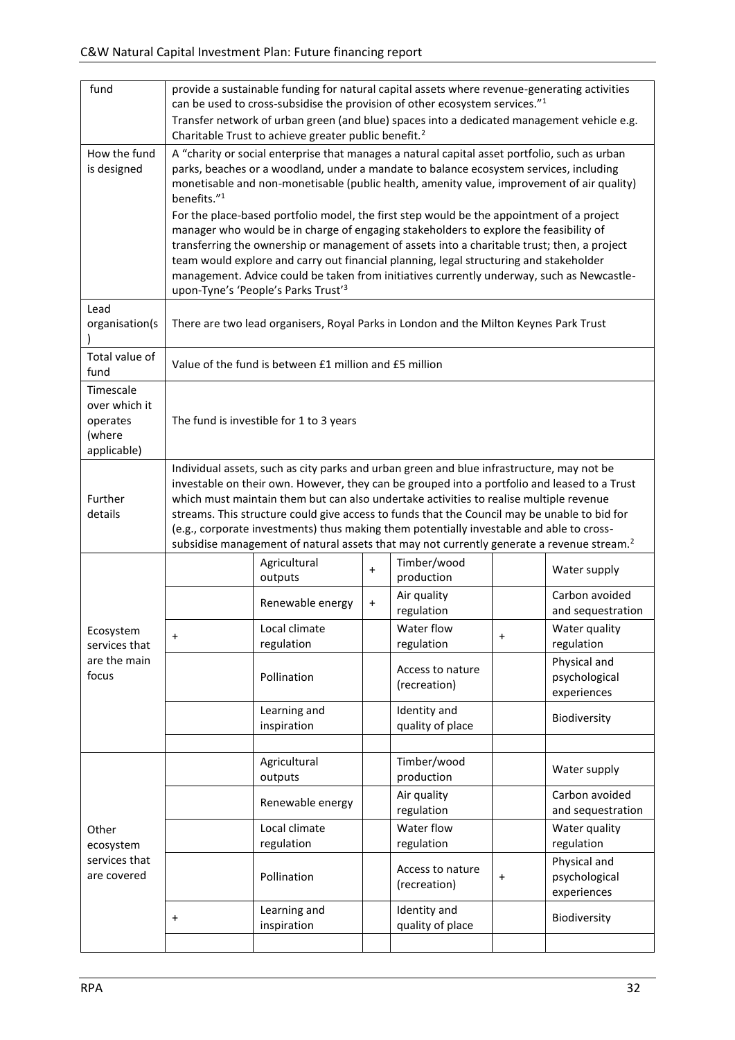| | | | | | | |
|---|---|---|---|---|---|---|
| fund | provide a sustainable funding for natural capital assets where revenue-generating activities can be used to cross-subsidise the provision of other ecosystem services."[1] Transfer network of urban green (and blue) spaces into a dedicated management vehicle e.g. Charitable Trust to achieve greater public benefit.[2] | | | | | |
| How the fund is designed | A "charity or social enterprise that manages a natural capital asset portfolio, such as urban parks, beaches or a woodland, under a mandate to balance ecosystem services, including monetisable and non-monetisable (public health, amenity value, improvement of air quality) benefits."[1] For the place-based portfolio model, the first step would be the appointment of a project manager who would be in charge of engaging stakeholders to explore the feasibility of transferring the ownership or management of assets into a charitable trust; then, a project team would explore and carry out financial planning, legal structuring and stakeholder management. Advice could be taken from initiatives currently underway, such as Newcastle-upon-Tyne's 'People's Parks Trust'[3] | | | | | |
| Lead organisation(s) | There are two lead organisers, Royal Parks in London and the Milton Keynes Park Trust | | | | | |
| Total value of fund | Value of the fund is between £1 million and £5 million | | | | | |
| Timescale over which it operates (where applicable) | The fund is investible for 1 to 3 years | | | | | |
| Further details | Individual assets, such as city parks and urban green and blue infrastructure, may not be investable on their own. However, they can be grouped into a portfolio and leased to a Trust which must maintain them but can also undertake activities to realise multiple revenue streams. This structure could give access to funds that the Council may be unable to bid for (e.g., corporate investments) thus making them potentially investable and able to cross-subsidise management of natural assets that may not currently generate a revenue stream.[2] | | | | | |
| Ecosystem services that are the main focus | | Agricultural outputs | + | Timber/wood production | | Water supply |
| | | Renewable energy | + | Air quality regulation | | Carbon avoided and sequestration |
| | + | Local climate regulation | | Water flow regulation | + | Water quality regulation |
| | | Pollination | | Access to nature (recreation) | | Physical and psychological experiences |
| | | Learning and inspiration | | Identity and quality of place | | Biodiversity |
| | | | | | | |
| Other ecosystem services that are covered | | Agricultural outputs | | Timber/wood production | | Water supply |
| | | Renewable energy | | Air quality regulation | | Carbon avoided and sequestration |
| | | Local climate regulation | | Water flow regulation | | Water quality regulation |
| | | Pollination | | Access to nature (recreation) | + | Physical and psychological experiences |
| | + | Learning and inspiration | | Identity and quality of place | | Biodiversity |
| | | | | | | |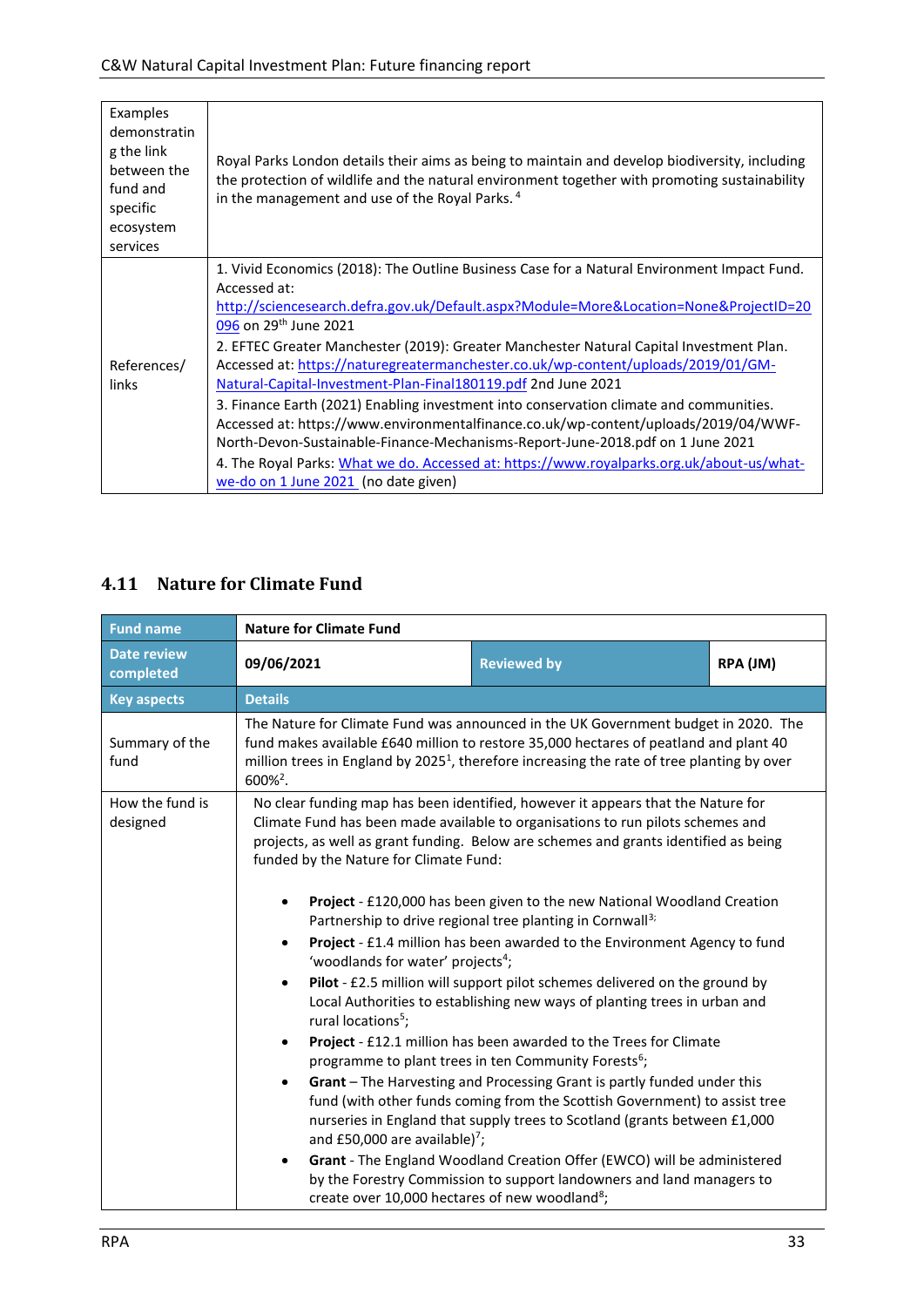| | |
|---|---|
| Examples demonstrating the link between the fund and specific ecosystem services | Royal Parks London details their aims as being to maintain and develop biodiversity, including the protection of wildlife and the natural environment together with promoting sustainability in the management and use of the Royal Parks.[4] |
| References/ links | 1. Vivid Economics (2018): The Outline Business Case for a Natural Environment Impact Fund. Accessed at: http://sciencesearch.defra.gov.uk/Default.aspx?Module=More&Location=None&ProjectID=20096 on 29th June 2021<br>2. EFTEC Greater Manchester (2019): Greater Manchester Natural Capital Investment Plan. Accessed at: https://naturegreatermanchester.co.uk/wp-content/uploads/2019/01/GM-Natural-Capital-Investment-Plan-Final180119.pdf 2nd June 2021<br>3. Finance Earth (2021) Enabling investment into conservation climate and communities. Accessed at: https://www.environmentalfinance.co.uk/wp-content/uploads/2019/04/WWF-North-Devon-Sustainable-Finance-Mechanisms-Report-June-2018.pdf on 1 June 2021<br>4. The Royal Parks: What we do. Accessed at: https://www.royalparks.org.uk/about-us/what-we-do on 1 June 2021 (no date given) |

## 4.11 Nature for Climate Fund

| Fund name | Nature for Climate Fund | | |
|---|---|---|---|
| Date review completed | 09/06/2021 | Reviewed by | RPA (JM) |
| **Key aspects** | **Details** | | |
| Summary of the fund | The Nature for Climate Fund was announced in the UK Government budget in 2020. The fund makes available £640 million to restore 35,000 hectares of peatland and plant 40 million trees in England by 2025[1], therefore increasing the rate of tree planting by over 600%[2]. | | |
| How the fund is designed | No clear funding map has been identified, however it appears that the Nature for Climate Fund has been made available to organisations to run pilots schemes and projects, as well as grant funding. Below are schemes and grants identified as being funded by the Nature for Climate Fund:<br><br>• **Project** - £120,000 has been given to the new National Woodland Creation Partnership to drive regional tree planting in Cornwall[3];<br>• **Project** - £1.4 million has been awarded to the Environment Agency to fund 'woodlands for water' projects[4];<br>• **Pilot** - £2.5 million will support pilot schemes delivered on the ground by Local Authorities to establishing new ways of planting trees in urban and rural locations[5];<br>• **Project** - £12.1 million has been awarded to the Trees for Climate programme to plant trees in ten Community Forests[6];<br>• **Grant** – The Harvesting and Processing Grant is partly funded under this fund (with other funds coming from the Scottish Government) to assist tree nurseries in England that supply trees to Scotland (grants between £1,000 and £50,000 are available)[7];<br>• **Grant** - The England Woodland Creation Offer (EWCO) will be administered by the Forestry Commission to support landowners and land managers to create over 10,000 hectares of new woodland[8]; | | |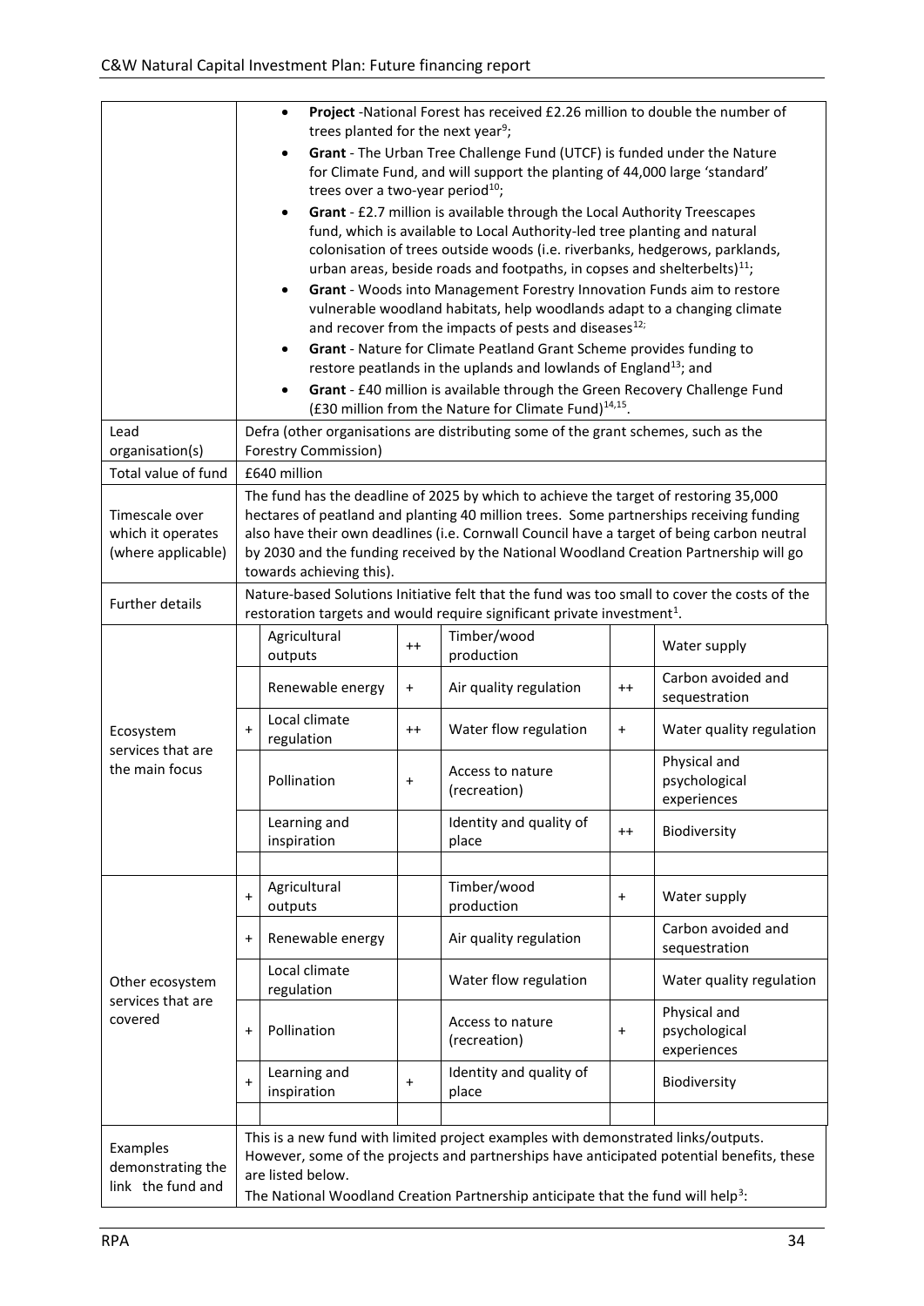| | |
|---|---|
| | - **Project** -National Forest has received £2.26 million to double the number of trees planted for the next year[9]; <br> - **Grant** - The Urban Tree Challenge Fund (UTCF) is funded under the Nature for Climate Fund, and will support the planting of 44,000 large 'standard' trees over a two-year period[10]; <br> - **Grant** - £2.7 million is available through the Local Authority Treescapes fund, which is available to Local Authority-led tree planting and natural colonisation of trees outside woods (i.e. riverbanks, hedgerows, parklands, urban areas, beside roads and footpaths, in copses and shelterbelts)[11]; <br> - **Grant** - Woods into Management Forestry Innovation Funds aim to restore vulnerable woodland habitats, help woodlands adapt to a changing climate and recover from the impacts of pests and diseases[12]; <br> - **Grant** - Nature for Climate Peatland Grant Scheme provides funding to restore peatlands in the uplands and lowlands of England[13]; and <br> - **Grant** - £40 million is available through the Green Recovery Challenge Fund (£30 million from the Nature for Climate Fund)[14,15]. |
| Lead organisation(s) | Defra (other organisations are distributing some of the grant schemes, such as the Forestry Commission) |
| Total value of fund | £640 million |
| Timescale over which it operates (where applicable) | The fund has the deadline of 2025 by which to achieve the target of restoring 35,000 hectares of peatland and planting 40 million trees. Some partnerships receiving funding also have their own deadlines (i.e. Cornwall Council have a target of being carbon neutral by 2030 and the funding received by the National Woodland Creation Partnership will go towards achieving this). |
| Further details | Nature-based Solutions Initiative felt that the fund was too small to cover the costs of the restoration targets and would require significant private investment[1]. |

| | | | | | | |
|---|---|---|---|---|---|---|
| **Ecosystem services that are the main focus** | | Agricultural outputs | ++ | Timber/wood production | | Water supply |
| | | Renewable energy | + | Air quality regulation | ++ | Carbon avoided and sequestration |
| | + | Local climate regulation | ++ | Water flow regulation | + | Water quality regulation |
| | | Pollination | + | Access to nature (recreation) | | Physical and psychological experiences |
| | | Learning and inspiration | | Identity and quality of place | ++ | Biodiversity |
| **Other ecosystem services that are covered** | + | Agricultural outputs | | Timber/wood production | + | Water supply |
| | + | Renewable energy | | Air quality regulation | | Carbon avoided and sequestration |
| | | Local climate regulation | | Water flow regulation | | Water quality regulation |
| | + | Pollination | | Access to nature (recreation) | + | Physical and psychological experiences |
| | + | Learning and inspiration | + | Identity and quality of place | | Biodiversity |

| | |
|---|---|
| Examples demonstrating the link the fund and | This is a new fund with limited project examples with demonstrated links/outputs. However, some of the projects and partnerships have anticipated potential benefits, these are listed below. <br> The National Woodland Creation Partnership anticipate that the fund will help[3]: |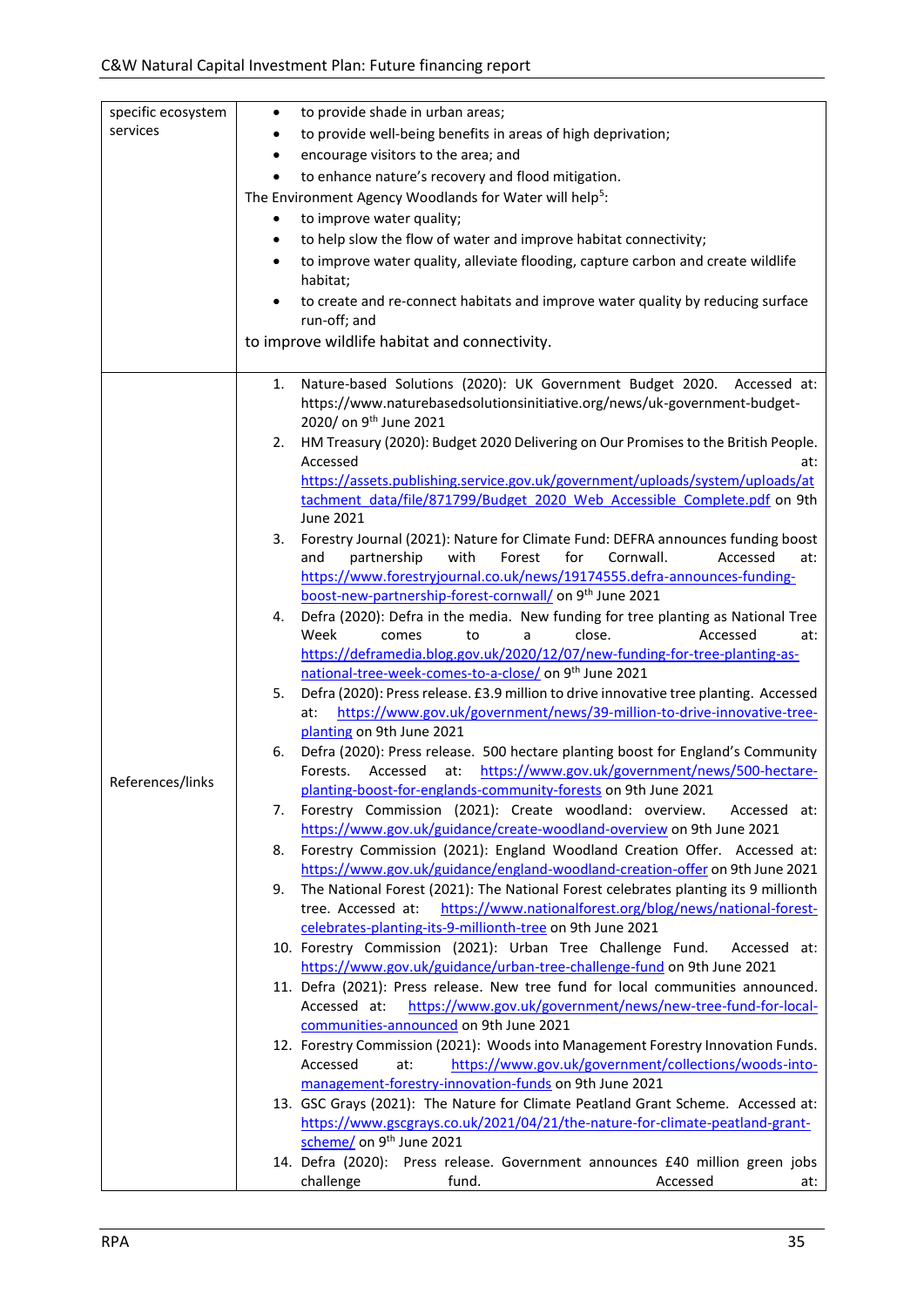| specific ecosystem services | <ul><li>to provide shade in urban areas;</li><li>to provide well-being benefits in areas of high deprivation;</li><li>encourage visitors to the area; and</li><li>to enhance nature's recovery and flood mitigation.</li></ul>The Environment Agency Woodlands for Water will help[5]:<ul><li>to improve water quality;</li><li>to help slow the flow of water and improve habitat connectivity;</li><li>to improve water quality, alleviate flooding, capture carbon and create wildlife habitat;</li><li>to create and re-connect habitats and improve water quality by reducing surface run-off; and</li></ul>to improve wildlife habitat and connectivity. |
|---|---|
| References/links | 1. Nature-based Solutions (2020): UK Government Budget 2020. Accessed at: https://www.naturebasedsolutionsinitiative.org/news/uk-government-budget-2020/ on 9th June 2021<br>2. HM Treasury (2020): Budget 2020 Delivering on Our Promises to the British People. Accessed at: https://assets.publishing.service.gov.uk/government/uploads/system/uploads/attachment_data/file/871799/Budget_2020_Web_Accessible_Complete.pdf on 9th June 2021<br>3. Forestry Journal (2021): Nature for Climate Fund: DEFRA announces funding boost and partnership with Forest for Cornwall. Accessed at: https://www.forestryjournal.co.uk/news/19174555.defra-announces-funding-boost-new-partnership-forest-cornwall/ on 9th June 2021<br>4. Defra (2020): Defra in the media. New funding for tree planting as National Tree Week comes to a close. Accessed at: https://deframedia.blog.gov.uk/2020/12/07/new-funding-for-tree-planting-as-national-tree-week-comes-to-a-close/ on 9th June 2021<br>5. Defra (2020): Press release. £3.9 million to drive innovative tree planting. Accessed at: https://www.gov.uk/government/news/39-million-to-drive-innovative-tree-planting on 9th June 2021<br>6. Defra (2020): Press release. 500 hectare planting boost for England's Community Forests. Accessed at: https://www.gov.uk/government/news/500-hectare-planting-boost-for-englands-community-forests on 9th June 2021<br>7. Forestry Commission (2021): Create woodland: overview. Accessed at: https://www.gov.uk/guidance/create-woodland-overview on 9th June 2021<br>8. Forestry Commission (2021): England Woodland Creation Offer. Accessed at: https://www.gov.uk/guidance/england-woodland-creation-offer on 9th June 2021<br>9. The National Forest (2021): The National Forest celebrates planting its 9 millionth tree. Accessed at: https://www.nationalforest.org/blog/news/national-forest-celebrates-planting-its-9-millionth-tree on 9th June 2021<br>10. Forestry Commission (2021): Urban Tree Challenge Fund. Accessed at: https://www.gov.uk/guidance/urban-tree-challenge-fund on 9th June 2021<br>11. Defra (2021): Press release. New tree fund for local communities announced. Accessed at: https://www.gov.uk/government/news/new-tree-fund-for-local-communities-announced on 9th June 2021<br>12. Forestry Commission (2021): Woods into Management Forestry Innovation Funds. Accessed at: https://www.gov.uk/government/collections/woods-into-management-forestry-innovation-funds on 9th June 2021<br>13. GSC Grays (2021): The Nature for Climate Peatland Grant Scheme. Accessed at: https://www.gscgrays.co.uk/2021/04/21/the-nature-for-climate-peatland-grant-scheme/ on 9th June 2021<br>14. Defra (2020): Press release. Government announces £40 million green jobs challenge fund. Accessed at: |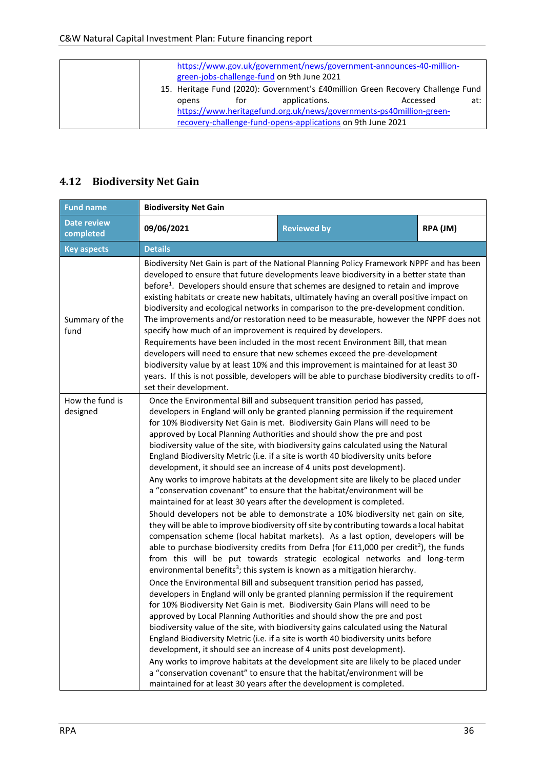| | |
|---|---|
| | https://www.gov.uk/government/news/government-announces-40-million-green-jobs-challenge-fund on 9th June 2021<br>15. Heritage Fund (2020): Government's £40million Green Recovery Challenge Fund opens for applications. Accessed at: https://www.heritagefund.org.uk/news/governments-ps40million-green-recovery-challenge-fund-opens-applications on 9th June 2021 |

## 4.12 Biodiversity Net Gain

| Fund name | **Biodiversity Net Gain** | | |
|---|---|---|---|
| **Date review completed** | **09/06/2021** | **Reviewed by** | **RPA (JM)** |
| **Key aspects** | **Details** | | |
| Summary of the fund | Biodiversity Net Gain is part of the National Planning Policy Framework NPPF and has been developed to ensure that future developments leave biodiversity in a better state than before[1]. Developers should ensure that schemes are designed to retain and improve existing habitats or create new habitats, ultimately having an overall positive impact on biodiversity and ecological networks in comparison to the pre-development condition. The improvements and/or restoration need to be measurable, however the NPPF does not specify how much of an improvement is required by developers.<br>Requirements have been included in the most recent Environment Bill, that mean developers will need to ensure that new schemes exceed the pre-development biodiversity value by at least 10% and this improvement is maintained for at least 30 years. If this is not possible, developers will be able to purchase biodiversity credits to off-set their development. | | |
| How the fund is designed | Once the Environmental Bill and subsequent transition period has passed, developers in England will only be granted planning permission if the requirement for 10% Biodiversity Net Gain is met. Biodiversity Gain Plans will need to be approved by Local Planning Authorities and should show the pre and post biodiversity value of the site, with biodiversity gains calculated using the Natural England Biodiversity Metric (i.e. if a site is worth 40 biodiversity units before development, it should see an increase of 4 units post development).<br>Any works to improve habitats at the development site are likely to be placed under a "conservation covenant" to ensure that the habitat/environment will be maintained for at least 30 years after the development is completed.<br>Should developers not be able to demonstrate a 10% biodiversity net gain on site, they will be able to improve biodiversity off site by contributing towards a local habitat compensation scheme (local habitat markets). As a last option, developers will be able to purchase biodiversity credits from Defra (for £11,000 per credit[2]), the funds from this will be put towards strategic ecological networks and long-term environmental benefits[3]; this system is known as a mitigation hierarchy.<br>Once the Environmental Bill and subsequent transition period has passed, developers in England will only be granted planning permission if the requirement for 10% Biodiversity Net Gain is met. Biodiversity Gain Plans will need to be approved by Local Planning Authorities and should show the pre and post biodiversity value of the site, with biodiversity gains calculated using the Natural England Biodiversity Metric (i.e. if a site is worth 40 biodiversity units before development, it should see an increase of 4 units post development).<br>Any works to improve habitats at the development site are likely to be placed under a "conservation covenant" to ensure that the habitat/environment will be maintained for at least 30 years after the development is completed. | | |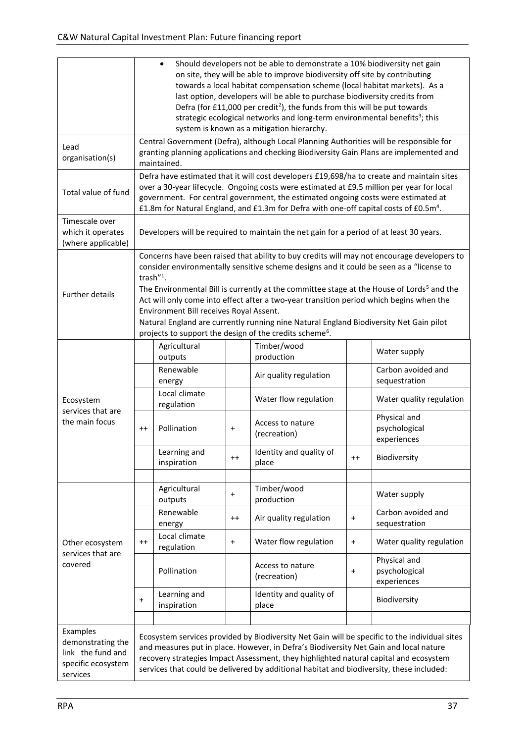| | | | | | | |
|---|---|---|---|---|---|---|
| | • Should developers not be able to demonstrate a 10% biodiversity net gain on site, they will be able to improve biodiversity off site by contributing towards a local habitat compensation scheme (local habitat markets). As a last option, developers will be able to purchase biodiversity credits from Defra (for £11,000 per credit[2]), the funds from this will be put towards strategic ecological networks and long-term environmental benefits[3]; this system is known as a mitigation hierarchy. | | | | | |
| Lead organisation(s) | Central Government (Defra), although Local Planning Authorities will be responsible for granting planning applications and checking Biodiversity Gain Plans are implemented and maintained. | | | | | |
| Total value of fund | Defra have estimated that it will cost developers £19,698/ha to create and maintain sites over a 30-year lifecycle. Ongoing costs were estimated at £9.5 million per year for local government. For central government, the estimated ongoing costs were estimated at £1.8m for Natural England, and £1.3m for Defra with one-off capital costs of £0.5m[4]. | | | | | |
| Timescale over which it operates (where applicable) | Developers will be required to maintain the net gain for a period of at least 30 years. | | | | | |
| Further details | Concerns have been raised that ability to buy credits will may not encourage developers to consider environmentally sensitive scheme designs and it could be seen as a "license to trash"[1]. The Environmental Bill is currently at the committee stage at the House of Lords[5] and the Act will only come into effect after a two-year transition period which begins when the Environment Bill receives Royal Assent. Natural England are currently running nine Natural England Biodiversity Net Gain pilot projects to support the design of the credits scheme[6]. | | | | | |
| Ecosystem services that are the main focus | | Agricultural outputs | | Timber/wood production | | Water supply |
| | | Renewable energy | | Air quality regulation | | Carbon avoided and sequestration |
| | | Local climate regulation | | Water flow regulation | | Water quality regulation |
| | ++ | Pollination | + | Access to nature (recreation) | | Physical and psychological experiences |
| | | Learning and inspiration | ++ | Identity and quality of place | ++ | Biodiversity |
| Other ecosystem services that are covered | | Agricultural outputs | + | Timber/wood production | | Water supply |
| | | Renewable energy | ++ | Air quality regulation | + | Carbon avoided and sequestration |
| | ++ | Local climate regulation | + | Water flow regulation | + | Water quality regulation |
| | | Pollination | | Access to nature (recreation) | + | Physical and psychological experiences |
| | + | Learning and inspiration | | Identity and quality of place | | Biodiversity |
| Examples demonstrating the link the fund and specific ecosystem services | Ecosystem services provided by Biodiversity Net Gain will be specific to the individual sites and measures put in place. However, in Defra's Biodiversity Net Gain and local nature recovery strategies Impact Assessment, they highlighted natural capital and ecosystem services that could be delivered by additional habitat and biodiversity, these included: | | | | | |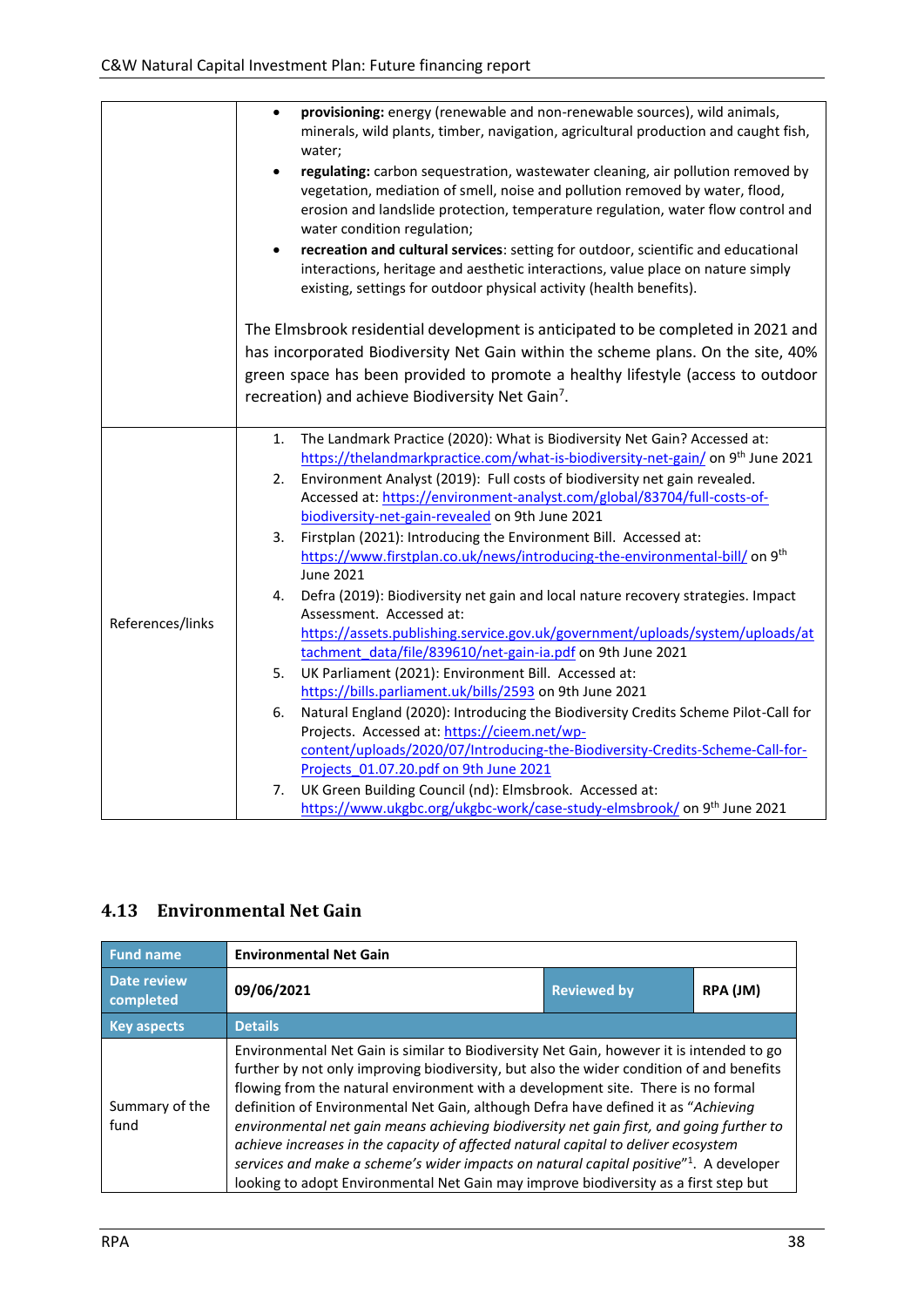| | |
|---|---|
| | • **provisioning:** energy (renewable and non-renewable sources), wild animals, minerals, wild plants, timber, navigation, agricultural production and caught fish, water; <br>• **regulating:** carbon sequestration, wastewater cleaning, air pollution removed by vegetation, mediation of smell, noise and pollution removed by water, flood, erosion and landslide protection, temperature regulation, water flow control and water condition regulation; <br>• **recreation and cultural services**: setting for outdoor, scientific and educational interactions, heritage and aesthetic interactions, value place on nature simply existing, settings for outdoor physical activity (health benefits). <br><br>The Elmsbrook residential development is anticipated to be completed in 2021 and has incorporated Biodiversity Net Gain within the scheme plans. On the site, 40% green space has been provided to promote a healthy lifestyle (access to outdoor recreation) and achieve Biodiversity Net Gain[7]. |
| References/links | 1. The Landmark Practice (2020): What is Biodiversity Net Gain? Accessed at: https://thelandmarkpractice.com/what-is-biodiversity-net-gain/ on 9th June 2021 <br>2. Environment Analyst (2019): Full costs of biodiversity net gain revealed. Accessed at: https://environment-analyst.com/global/83704/full-costs-of-biodiversity-net-gain-revealed on 9th June 2021 <br>3. Firstplan (2021): Introducing the Environment Bill. Accessed at: https://www.firstplan.co.uk/news/introducing-the-environmental-bill/ on 9th June 2021 <br>4. Defra (2019): Biodiversity net gain and local nature recovery strategies. Impact Assessment. Accessed at: https://assets.publishing.service.gov.uk/government/uploads/system/uploads/attachment_data/file/839610/net-gain-ia.pdf on 9th June 2021 <br>5. UK Parliament (2021): Environment Bill. Accessed at: https://bills.parliament.uk/bills/2593 on 9th June 2021 <br>6. Natural England (2020): Introducing the Biodiversity Credits Scheme Pilot-Call for Projects. Accessed at: https://cieem.net/wp-content/uploads/2020/07/Introducing-the-Biodiversity-Credits-Scheme-Call-for-Projects_01.07.20.pdf on 9th June 2021 <br>7. UK Green Building Council (nd): Elmsbrook. Accessed at: https://www.ukgbc.org/ukgbc-work/case-study-elmsbrook/ on 9th June 2021 |

## 4.13 Environmental Net Gain

| Fund name | Environmental Net Gain | | |
|---|---|---|---|
| Date review completed | 09/06/2021 | Reviewed by | RPA (JM) |
| **Key aspects** | **Details** | | |
| Summary of the fund | Environmental Net Gain is similar to Biodiversity Net Gain, however it is intended to go further by not only improving biodiversity, but also the wider condition of and benefits flowing from the natural environment with a development site. There is no formal definition of Environmental Net Gain, although Defra have defined it as *"Achieving environmental net gain means achieving biodiversity net gain first, and going further to achieve increases in the capacity of affected natural capital to deliver ecosystem services and make a scheme's wider impacts on natural capital positive"*[1]. A developer looking to adopt Environmental Net Gain may improve biodiversity as a first step but | | |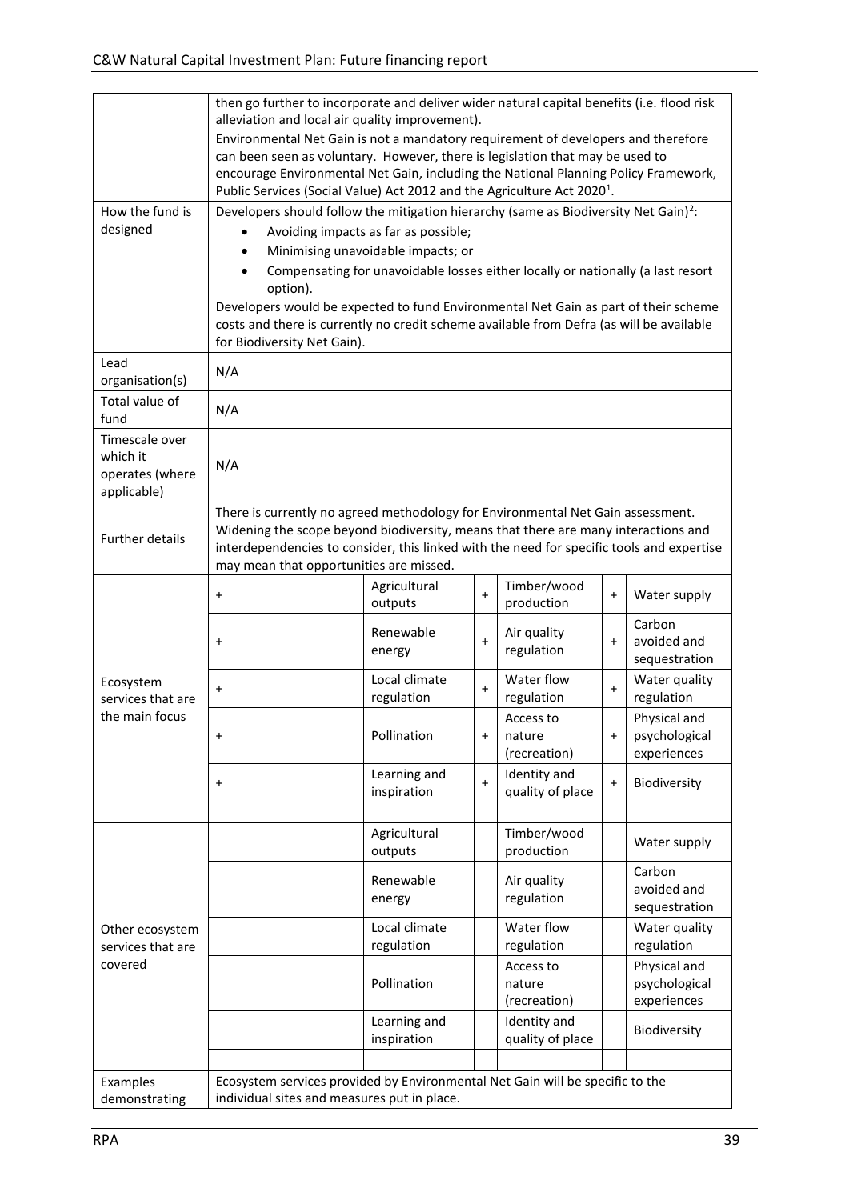| | | | | | | |
|---|---|---|---|---|---|---|
| | then go further to incorporate and deliver wider natural capital benefits (i.e. flood risk alleviation and local air quality improvement).<br>Environmental Net Gain is not a mandatory requirement of developers and therefore can been seen as voluntary. However, there is legislation that may be used to encourage Environmental Net Gain, including the National Planning Policy Framework, Public Services (Social Value) Act 2012 and the Agriculture Act 2020[1]. | | | | | |
| How the fund is designed | Developers should follow the mitigation hierarchy (same as Biodiversity Net Gain)[2]:<br>• Avoiding impacts as far as possible;<br>• Minimising unavoidable impacts; or<br>• Compensating for unavoidable losses either locally or nationally (a last resort option).<br>Developers would be expected to fund Environmental Net Gain as part of their scheme costs and there is currently no credit scheme available from Defra (as will be available for Biodiversity Net Gain). | | | | | |
| Lead organisation(s) | N/A | | | | | |
| Total value of fund | N/A | | | | | |
| Timescale over which it operates (where applicable) | N/A | | | | | |
| Further details | There is currently no agreed methodology for Environmental Net Gain assessment. Widening the scope beyond biodiversity, means that there are many interactions and interdependencies to consider, this linked with the need for specific tools and expertise may mean that opportunities are missed. | | | | | |
| Ecosystem services that are the main focus | + | Agricultural outputs | + | Timber/wood production | + | Water supply |
| | + | Renewable energy | + | Air quality regulation | + | Carbon avoided and sequestration |
| | + | Local climate regulation | + | Water flow regulation | + | Water quality regulation |
| | + | Pollination | + | Access to nature (recreation) | + | Physical and psychological experiences |
| | + | Learning and inspiration | + | Identity and quality of place | + | Biodiversity |
| | | | | | | |
| Other ecosystem services that are covered | | Agricultural outputs | | Timber/wood production | | Water supply |
| | | Renewable energy | | Air quality regulation | | Carbon avoided and sequestration |
| | | Local climate regulation | | Water flow regulation | | Water quality regulation |
| | | Pollination | | Access to nature (recreation) | | Physical and psychological experiences |
| | | Learning and inspiration | | Identity and quality of place | | Biodiversity |
| | | | | | | |
| Examples demonstrating | Ecosystem services provided by Environmental Net Gain will be specific to the individual sites and measures put in place. | | | | | |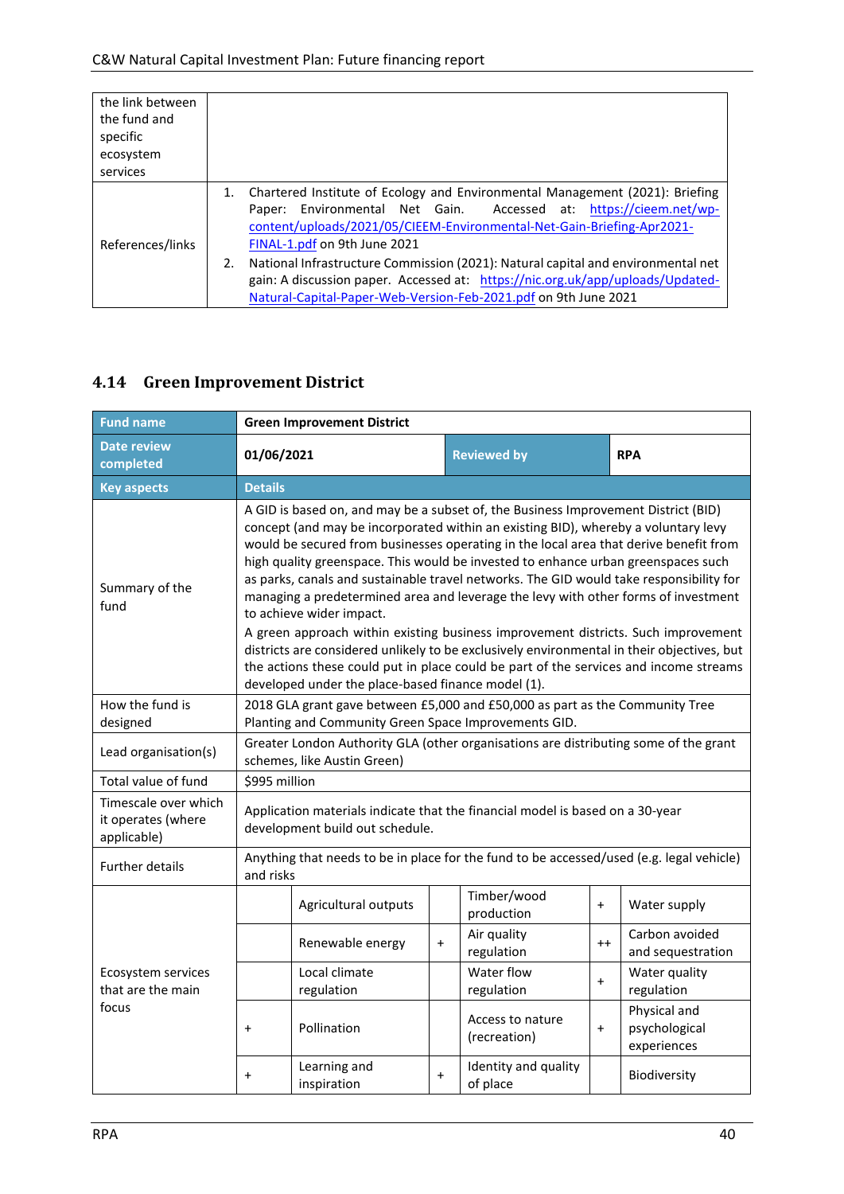| the link between the fund and specific ecosystem services | |
|---|---|
| References/links | 1. Chartered Institute of Ecology and Environmental Management (2021): Briefing Paper: Environmental Net Gain. Accessed at: https://cieem.net/wp-content/uploads/2021/05/CIEEM-Environmental-Net-Gain-Briefing-Apr2021-FINAL-1.pdf on 9th June 2021<br>2. National Infrastructure Commission (2021): Natural capital and environmental net gain: A discussion paper. Accessed at: https://nic.org.uk/app/uploads/Updated-Natural-Capital-Paper-Web-Version-Feb-2021.pdf on 9th June 2021 |

## 4.14 Green Improvement District

| Fund name | Green Improvement District | | | | |
|---|---|---|---|---|---|
| Date review completed | 01/06/2021 | | Reviewed by | RPA | |
| **Key aspects** | **Details** | | | | |
| Summary of the fund | A GID is based on, and may be a subset of, the Business Improvement District (BID) concept (and may be incorporated within an existing BID), whereby a voluntary levy would be secured from businesses operating in the local area that derive benefit from high quality greenspace. This would be invested to enhance urban greenspaces such as parks, canals and sustainable travel networks. The GID would take responsibility for managing a predetermined area and leverage the levy with other forms of investment to achieve wider impact.<br>A green approach within existing business improvement districts. Such improvement districts are considered unlikely to be exclusively environmental in their objectives, but the actions these could put in place could be part of the services and income streams developed under the place-based finance model (1). | | | | |
| How the fund is designed | 2018 GLA grant gave between £5,000 and £50,000 as part as the Community Tree Planting and Community Green Space Improvements GID. | | | | |
| Lead organisation(s) | Greater London Authority GLA (other organisations are distributing some of the grant schemes, like Austin Green) | | | | |
| Total value of fund | $995 million | | | | |
| Timescale over which it operates (where applicable) | Application materials indicate that the financial model is based on a 30-year development build out schedule. | | | | |
| Further details | Anything that needs to be in place for the fund to be accessed/used (e.g. legal vehicle) and risks | | | | |

| Ecosystem services that are the main focus | | | | | | |
|---|---|---|---|---|---|---|
| | | Agricultural outputs | | Timber/wood production | + | Water supply |
| | | Renewable energy | + | Air quality regulation | ++ | Carbon avoided and sequestration |
| | | Local climate regulation | | Water flow regulation | + | Water quality regulation |
| | + | Pollination | | Access to nature (recreation) | + | Physical and psychological experiences |
| | + | Learning and inspiration | + | Identity and quality of place | | Biodiversity |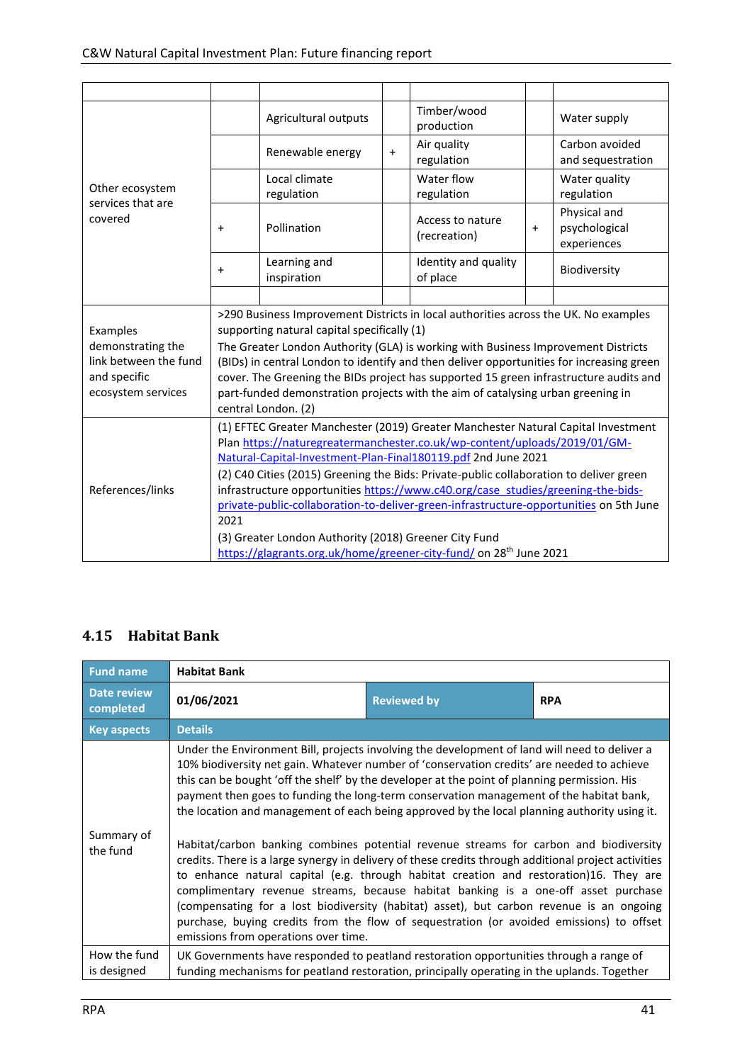| | | | | | | |
|---|---|---|---|---|---|---|
| Other ecosystem services that are covered | | Agricultural outputs | | Timber/wood production | | Water supply |
| | | Renewable energy | + | Air quality regulation | | Carbon avoided and sequestration |
| | | Local climate regulation | | Water flow regulation | | Water quality regulation |
| | + | Pollination | | Access to nature (recreation) | + | Physical and psychological experiences |
| | + | Learning and inspiration | | Identity and quality of place | | Biodiversity |
| | | | | | | |
| Examples demonstrating the link between the fund and specific ecosystem services | >290 Business Improvement Districts in local authorities across the UK. No examples supporting natural capital specifically (1)<br>The Greater London Authority (GLA) is working with Business Improvement Districts (BIDs) in central London to identify and then deliver opportunities for increasing green cover. The Greening the BIDs project has supported 15 green infrastructure audits and part-funded demonstration projects with the aim of catalysing urban greening in central London. (2) | | | | | |
| References/links | (1) EFTEC Greater Manchester (2019) Greater Manchester Natural Capital Investment Plan https://naturegreatermanchester.co.uk/wp-content/uploads/2019/01/GM-Natural-Capital-Investment-Plan-Final180119.pdf 2nd June 2021<br>(2) C40 Cities (2015) Greening the Bids: Private-public collaboration to deliver green infrastructure opportunities https://www.c40.org/case_studies/greening-the-bids-private-public-collaboration-to-deliver-green-infrastructure-opportunities on 5th June 2021<br>(3) Greater London Authority (2018) Greener City Fund https://glagrants.org.uk/home/greener-city-fund/ on 28th June 2021 | | | | | |

## 4.15 Habitat Bank

| **Fund name** | **Habitat Bank** | | |
|---|---|---|---|
| **Date review completed** | **01/06/2021** | **Reviewed by** | **RPA** |
| **Key aspects** | **Details** | | |
| Summary of the fund | Under the Environment Bill, projects involving the development of land will need to deliver a 10% biodiversity net gain. Whatever number of 'conservation credits' are needed to achieve this can be bought 'off the shelf' by the developer at the point of planning permission. His payment then goes to funding the long-term conservation management of the habitat bank, the location and management of each being approved by the local planning authority using it.<br><br>Habitat/carbon banking combines potential revenue streams for carbon and biodiversity credits. There is a large synergy in delivery of these credits through additional project activities to enhance natural capital (e.g. through habitat creation and restoration)16. They are complimentary revenue streams, because habitat banking is a one-off asset purchase (compensating for a lost biodiversity (habitat) asset), but carbon revenue is an ongoing purchase, buying credits from the flow of sequestration (or avoided emissions) to offset emissions from operations over time. | | |
| How the fund is designed | UK Governments have responded to peatland restoration opportunities through a range of funding mechanisms for peatland restoration, principally operating in the uplands. Together | | |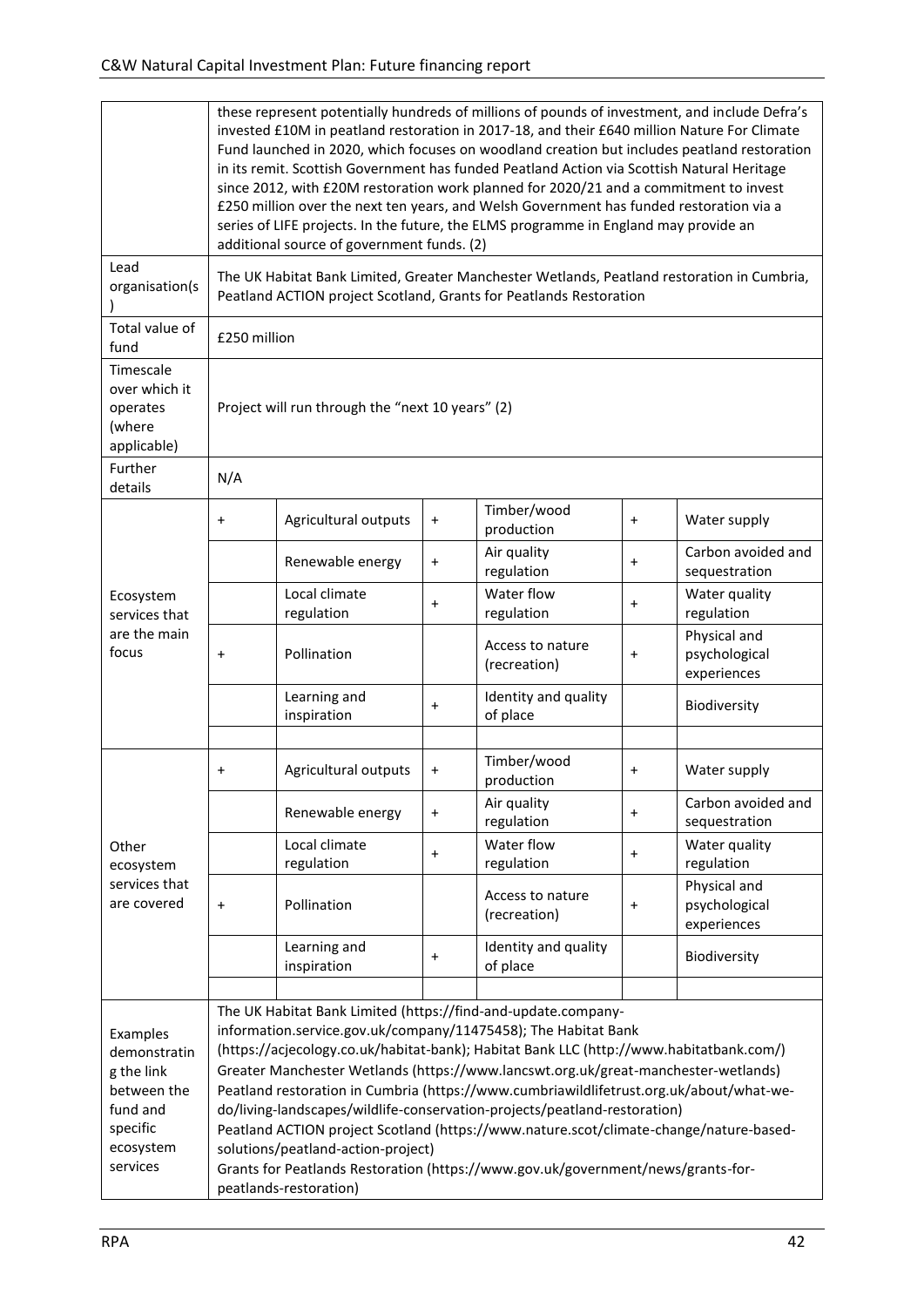| | | | | | | |
|---|---|---|---|---|---|---|
| | these represent potentially hundreds of millions of pounds of investment, and include Defra's invested £10M in peatland restoration in 2017-18, and their £640 million Nature For Climate Fund launched in 2020, which focuses on woodland creation but includes peatland restoration in its remit. Scottish Government has funded Peatland Action via Scottish Natural Heritage since 2012, with £20M restoration work planned for 2020/21 and a commitment to invest £250 million over the next ten years, and Welsh Government has funded restoration via a series of LIFE projects. In the future, the ELMS programme in England may provide an additional source of government funds. (2) | | | | | |
| Lead organisation(s) | The UK Habitat Bank Limited, Greater Manchester Wetlands, Peatland restoration in Cumbria, Peatland ACTION project Scotland, Grants for Peatlands Restoration | | | | | |
| Total value of fund | £250 million | | | | | |
| Timescale over which it operates (where applicable) | Project will run through the "next 10 years" (2) | | | | | |
| Further details | N/A | | | | | |
| Ecosystem services that are the main focus | + | Agricultural outputs | + | Timber/wood production | + | Water supply |
| | | Renewable energy | + | Air quality regulation | + | Carbon avoided and sequestration |
| | | Local climate regulation | + | Water flow regulation | + | Water quality regulation |
| | + | Pollination | | Access to nature (recreation) | + | Physical and psychological experiences |
| | | Learning and inspiration | + | Identity and quality of place | | Biodiversity |
| | | | | | | |
| Other ecosystem services that are covered | + | Agricultural outputs | + | Timber/wood production | + | Water supply |
| | | Renewable energy | + | Air quality regulation | + | Carbon avoided and sequestration |
| | | Local climate regulation | + | Water flow regulation | + | Water quality regulation |
| | + | Pollination | | Access to nature (recreation) | + | Physical and psychological experiences |
| | | Learning and inspiration | + | Identity and quality of place | | Biodiversity |
| | | | | | | |
| Examples demonstrating the link between the fund and specific ecosystem services | The UK Habitat Bank Limited (https://find-and-update.company-information.service.gov.uk/company/11475458); The Habitat Bank (https://acjecology.co.uk/habitat-bank); Habitat Bank LLC (http://www.habitatbank.com/) Greater Manchester Wetlands (https://www.lancswt.org.uk/great-manchester-wetlands) Peatland restoration in Cumbria (https://www.cumbriawildlifetrust.org.uk/about/what-we-do/living-landscapes/wildlife-conservation-projects/peatland-restoration) Peatland ACTION project Scotland (https://www.nature.scot/climate-change/nature-based-solutions/peatland-action-project) Grants for Peatlands Restoration (https://www.gov.uk/government/news/grants-for-peatlands-restoration) | | | | | |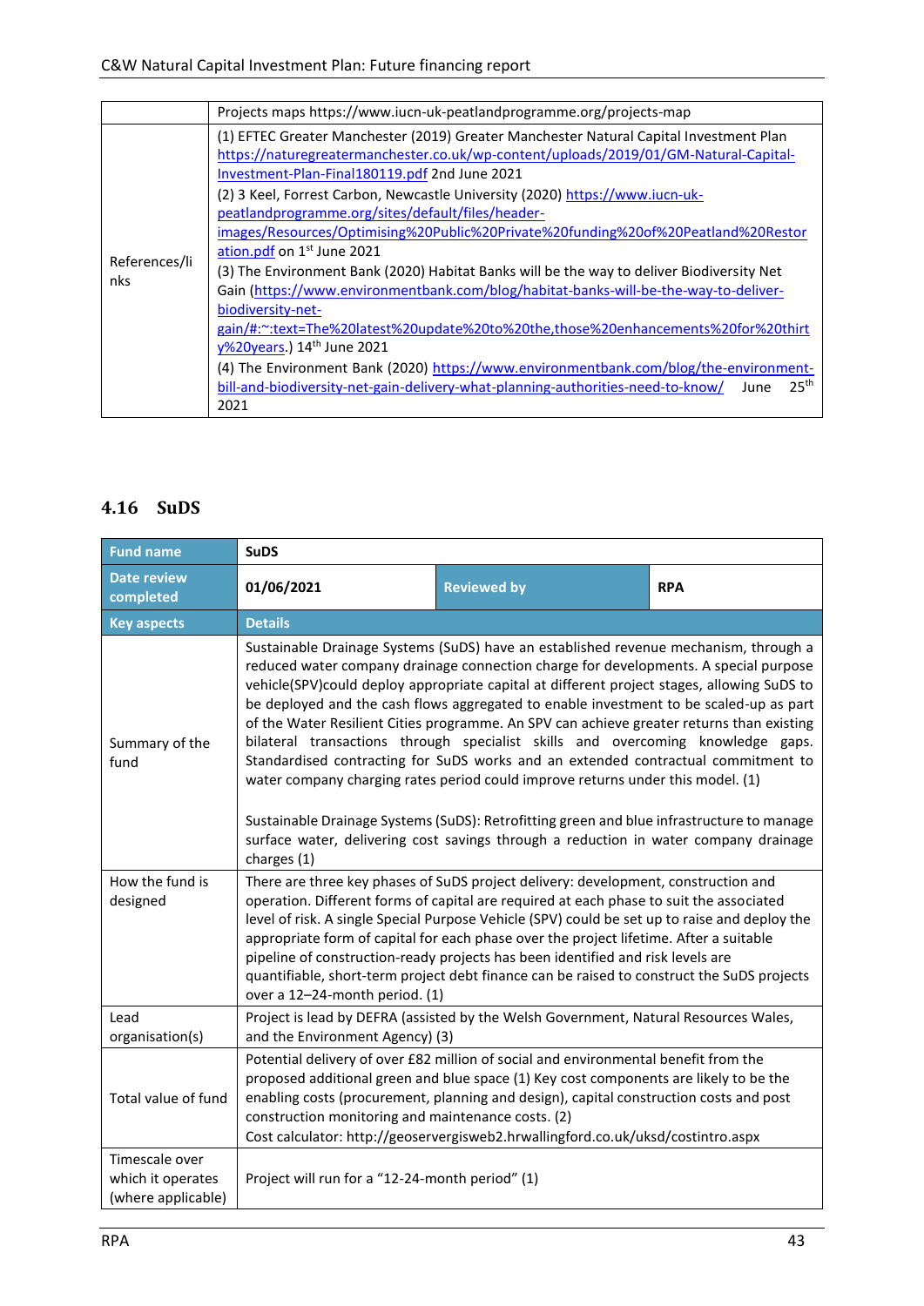|  | Projects maps https://www.iucn-uk-peatlandprogramme.org/projects-map |
|---|---|
| References/links | (1) EFTEC Greater Manchester (2019) Greater Manchester Natural Capital Investment Plan https://naturegreatermanchester.co.uk/wp-content/uploads/2019/01/GM-Natural-Capital-Investment-Plan-Final180119.pdf 2nd June 2021<br>(2) 3 Keel, Forrest Carbon, Newcastle University (2020) https://www.iucn-uk-peatlandprogramme.org/sites/default/files/header-images/Resources/Optimising%20Public%20Private%20funding%20of%20Peatland%20Restoration.pdf on 1st June 2021<br>(3) The Environment Bank (2020) Habitat Banks will be the way to deliver Biodiversity Net Gain (https://www.environmentbank.com/blog/habitat-banks-will-be-the-way-to-deliver-biodiversity-net-gain/#:~:text=The%20latest%20update%20to%20the,those%20enhancements%20for%20thirty%20years.) 14th June 2021<br>(4) The Environment Bank (2020) https://www.environmentbank.com/blog/the-environment-bill-and-biodiversity-net-gain-delivery-what-planning-authorities-need-to-know/ June 25th 2021 |

## 4.16 SuDS

| Fund name | SuDS | | |
|---|---|---|---|
| Date review completed | 01/06/2021 | Reviewed by | RPA |
| Key aspects | Details | | |
| Summary of the fund | Sustainable Drainage Systems (SuDS) have an established revenue mechanism, through a reduced water company drainage connection charge for developments. A special purpose vehicle(SPV)could deploy appropriate capital at different project stages, allowing SuDS to be deployed and the cash flows aggregated to enable investment to be scaled-up as part of the Water Resilient Cities programme. An SPV can achieve greater returns than existing bilateral transactions through specialist skills and overcoming knowledge gaps. Standardised contracting for SuDS works and an extended contractual commitment to water company charging rates period could improve returns under this model. (1)<br><br>Sustainable Drainage Systems (SuDS): Retrofitting green and blue infrastructure to manage surface water, delivering cost savings through a reduction in water company drainage charges (1) | | |
| How the fund is designed | There are three key phases of SuDS project delivery: development, construction and operation. Different forms of capital are required at each phase to suit the associated level of risk. A single Special Purpose Vehicle (SPV) could be set up to raise and deploy the appropriate form of capital for each phase over the project lifetime. After a suitable pipeline of construction-ready projects has been identified and risk levels are quantifiable, short-term project debt finance can be raised to construct the SuDS projects over a 12–24-month period. (1) | | |
| Lead organisation(s) | Project is lead by DEFRA (assisted by the Welsh Government, Natural Resources Wales, and the Environment Agency) (3) | | |
| Total value of fund | Potential delivery of over £82 million of social and environmental benefit from the proposed additional green and blue space (1) Key cost components are likely to be the enabling costs (procurement, planning and design), capital construction costs and post construction monitoring and maintenance costs. (2)<br>Cost calculator: http://geoservergisweb2.hrwallingford.co.uk/uksd/costintro.aspx | | |
| Timescale over which it operates (where applicable) | Project will run for a "12-24-month period" (1) | | |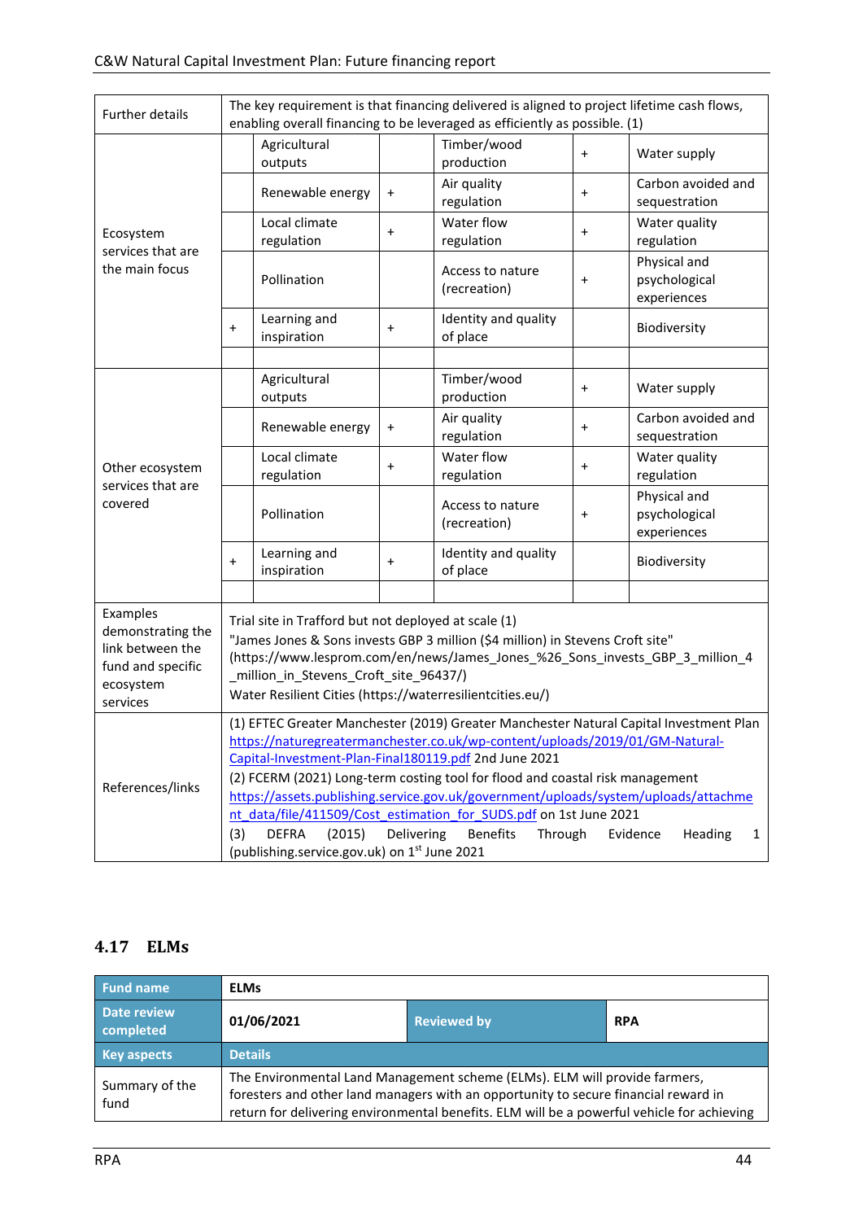| | | | | | | |
|---|---|---|---|---|---|---|
| Further details | The key requirement is that financing delivered is aligned to project lifetime cash flows, enabling overall financing to be leveraged as efficiently as possible. (1) | | | | | |
| Ecosystem services that are the main focus | | Agricultural outputs | | Timber/wood production | + | Water supply |
| | | Renewable energy | + | Air quality regulation | + | Carbon avoided and sequestration |
| | | Local climate regulation | + | Water flow regulation | + | Water quality regulation |
| | | Pollination | | Access to nature (recreation) | + | Physical and psychological experiences |
| | + | Learning and inspiration | + | Identity and quality of place | | Biodiversity |
| | | | | | | |
| Other ecosystem services that are covered | | Agricultural outputs | | Timber/wood production | + | Water supply |
| | | Renewable energy | + | Air quality regulation | + | Carbon avoided and sequestration |
| | | Local climate regulation | + | Water flow regulation | + | Water quality regulation |
| | | Pollination | | Access to nature (recreation) | + | Physical and psychological experiences |
| | + | Learning and inspiration | + | Identity and quality of place | | Biodiversity |
| | | | | | | |
| Examples demonstrating the link between the fund and specific ecosystem services | Trial site in Trafford but not deployed at scale (1)<br>"James Jones & Sons invests GBP 3 million ($4 million) in Stevens Croft site" (https://www.lesprom.com/en/news/James_Jones_%26_Sons_invests_GBP_3_million_4_million_in_Stevens_Croft_site_96437/)<br>Water Resilient Cities (https://waterresilientcities.eu/) | | | | | |
| References/links | (1) EFTEC Greater Manchester (2019) Greater Manchester Natural Capital Investment Plan https://naturegreatermanchester.co.uk/wp-content/uploads/2019/01/GM-Natural-Capital-Investment-Plan-Final180119.pdf 2nd June 2021<br>(2) FCERM (2021) Long-term costing tool for flood and coastal risk management https://assets.publishing.service.gov.uk/government/uploads/system/uploads/attachment_data/file/411509/Cost_estimation_for_SUDS.pdf on 1st June 2021<br>(3) DEFRA (2015) Delivering Benefits Through Evidence Heading 1 (publishing.service.gov.uk) on 1st June 2021 | | | | | |

## 4.17 ELMs

| Fund name | ELMs | | |
|---|---|---|---|
| Date review completed | 01/06/2021 | Reviewed by | RPA |
| Key aspects | Details | | |
| Summary of the fund | The Environmental Land Management scheme (ELMs). ELM will provide farmers, foresters and other land managers with an opportunity to secure financial reward in return for delivering environmental benefits. ELM will be a powerful vehicle for achieving | | |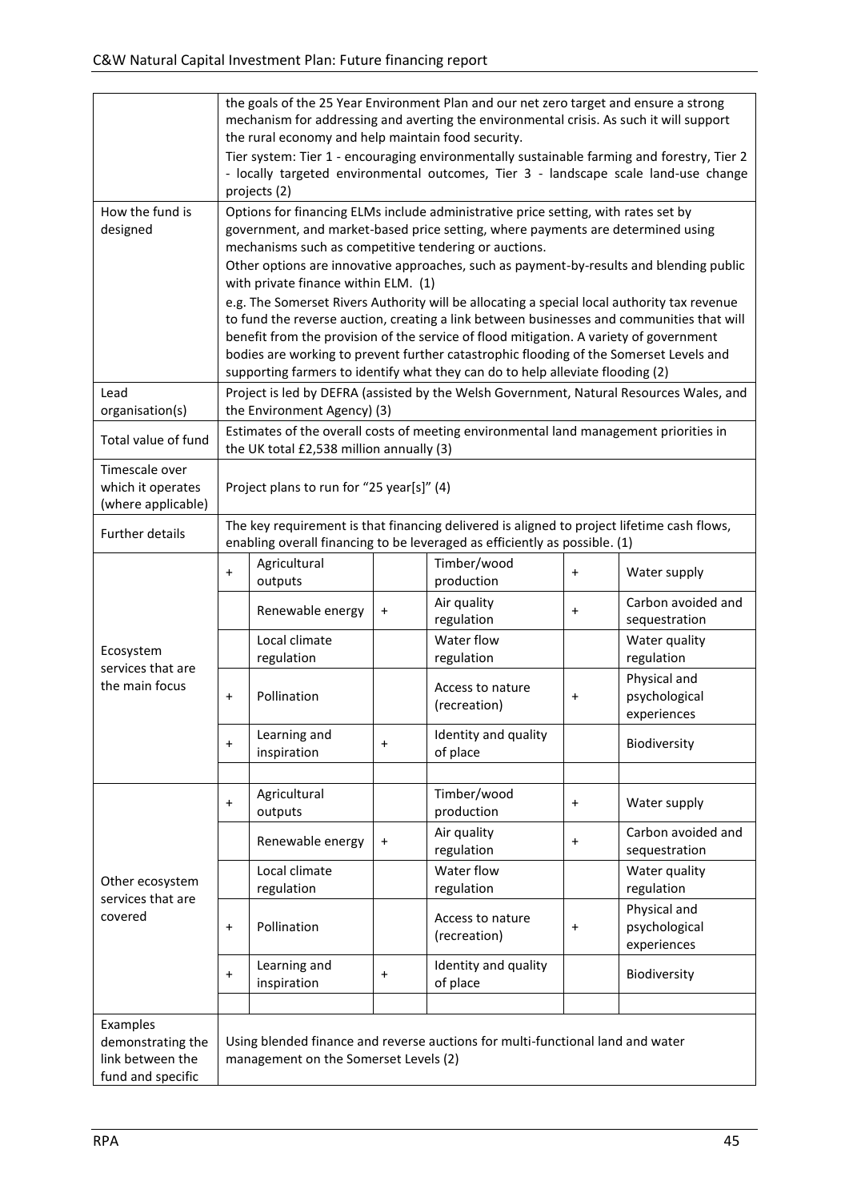| | | | | | | |
|---|---|---|---|---|---|---|
| | the goals of the 25 Year Environment Plan and our net zero target and ensure a strong mechanism for addressing and averting the environmental crisis. As such it will support the rural economy and help maintain food security.<br>Tier system: Tier 1 - encouraging environmentally sustainable farming and forestry, Tier 2 - locally targeted environmental outcomes, Tier 3 - landscape scale land-use change projects (2) | | | | | |
| How the fund is designed | Options for financing ELMs include administrative price setting, with rates set by government, and market-based price setting, where payments are determined using mechanisms such as competitive tendering or auctions.<br>Other options are innovative approaches, such as payment-by-results and blending public with private finance within ELM. (1)<br>e.g. The Somerset Rivers Authority will be allocating a special local authority tax revenue to fund the reverse auction, creating a link between businesses and communities that will benefit from the provision of the service of flood mitigation. A variety of government bodies are working to prevent further catastrophic flooding of the Somerset Levels and supporting farmers to identify what they can do to help alleviate flooding (2) | | | | | |
| Lead organisation(s) | Project is led by DEFRA (assisted by the Welsh Government, Natural Resources Wales, and the Environment Agency) (3) | | | | | |
| Total value of fund | Estimates of the overall costs of meeting environmental land management priorities in the UK total £2,538 million annually (3) | | | | | |
| Timescale over which it operates (where applicable) | Project plans to run for "25 year[s]" (4) | | | | | |
| Further details | The key requirement is that financing delivered is aligned to project lifetime cash flows, enabling overall financing to be leveraged as efficiently as possible. (1) | | | | | |
| Ecosystem services that are the main focus | + | Agricultural outputs | | Timber/wood production | + | Water supply |
| | | Renewable energy | + | Air quality regulation | + | Carbon avoided and sequestration |
| | | Local climate regulation | | Water flow regulation | | Water quality regulation |
| | + | Pollination | | Access to nature (recreation) | + | Physical and psychological experiences |
| | + | Learning and inspiration | + | Identity and quality of place | | Biodiversity |
| | | | | | | |
| Other ecosystem services that are covered | + | Agricultural outputs | | Timber/wood production | + | Water supply |
| | | Renewable energy | + | Air quality regulation | + | Carbon avoided and sequestration |
| | | Local climate regulation | | Water flow regulation | | Water quality regulation |
| | + | Pollination | | Access to nature (recreation) | + | Physical and psychological experiences |
| | + | Learning and inspiration | + | Identity and quality of place | | Biodiversity |
| | | | | | | |
| Examples demonstrating the link between the fund and specific | Using blended finance and reverse auctions for multi-functional land and water management on the Somerset Levels (2) | | | | | |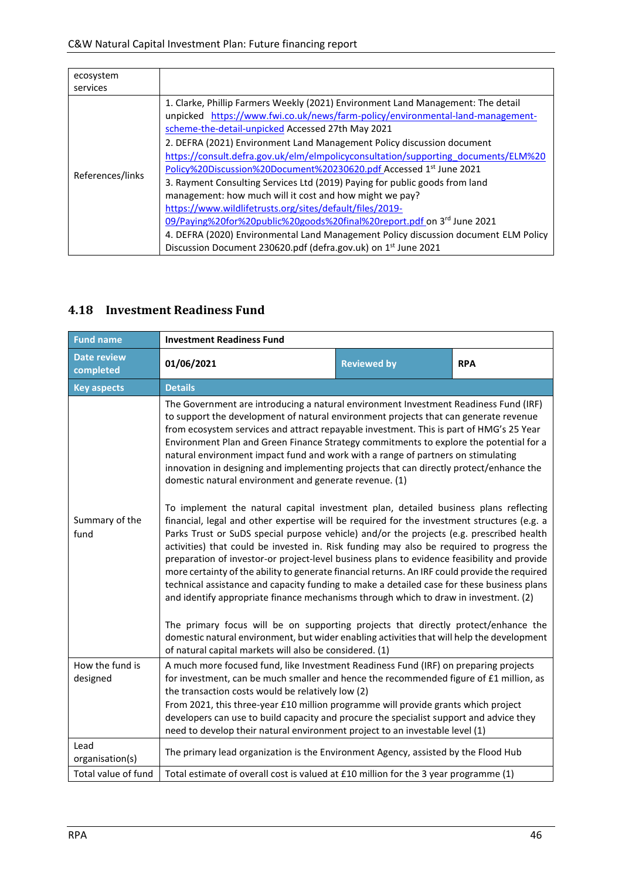| | |
|---|---|
| ecosystem services | |
| References/links | 1. Clarke, Phillip Farmers Weekly (2021) Environment Land Management: The detail unpicked https://www.fwi.co.uk/news/farm-policy/environmental-land-management-scheme-the-detail-unpicked Accessed 27th May 2021<br>2. DEFRA (2021) Environment Land Management Policy discussion document https://consult.defra.gov.uk/elm/elmpolicyconsultation/supporting_documents/ELM%20Policy%20Discussion%20Document%20230620.pdf Accessed 1st June 2021<br>3. Rayment Consulting Services Ltd (2019) Paying for public goods from land management: how much will it cost and how might we pay? https://www.wildlifetrusts.org/sites/default/files/2019-09/Paying%20for%20public%20goods%20final%20report.pdf on 3rd June 2021<br>4. DEFRA (2020) Environmental Land Management Policy discussion document ELM Policy Discussion Document 230620.pdf (defra.gov.uk) on 1st June 2021 |

## 4.18 Investment Readiness Fund

| **Fund name** | **Investment Readiness Fund** | | |
|---|---|---|---|
| **Date review completed** | **01/06/2021** | **Reviewed by** | **RPA** |
| **Key aspects** | **Details** | | |
| Summary of the fund | The Government are introducing a natural environment Investment Readiness Fund (IRF) to support the development of natural environment projects that can generate revenue from ecosystem services and attract repayable investment. This is part of HMG's 25 Year Environment Plan and Green Finance Strategy commitments to explore the potential for a natural environment impact fund and work with a range of partners on stimulating innovation in designing and implementing projects that can directly protect/enhance the domestic natural environment and generate revenue. (1)<br><br>To implement the natural capital investment plan, detailed business plans reflecting financial, legal and other expertise will be required for the investment structures (e.g. a Parks Trust or SuDS special purpose vehicle) and/or the projects (e.g. prescribed health activities) that could be invested in. Risk funding may also be required to progress the preparation of investor-or project-level business plans to evidence feasibility and provide more certainty of the ability to generate financial returns. An IRF could provide the required technical assistance and capacity funding to make a detailed case for these business plans and identify appropriate finance mechanisms through which to draw in investment. (2)<br><br>The primary focus will be on supporting projects that directly protect/enhance the domestic natural environment, but wider enabling activities that will help the development of natural capital markets will also be considered. (1) | | |
| How the fund is designed | A much more focused fund, like Investment Readiness Fund (IRF) on preparing projects for investment, can be much smaller and hence the recommended figure of £1 million, as the transaction costs would be relatively low (2)<br>From 2021, this three-year £10 million programme will provide grants which project developers can use to build capacity and procure the specialist support and advice they need to develop their natural environment project to an investable level (1) | | |
| Lead organisation(s) | The primary lead organization is the Environment Agency, assisted by the Flood Hub | | |
| Total value of fund | Total estimate of overall cost is valued at £10 million for the 3 year programme (1) | | |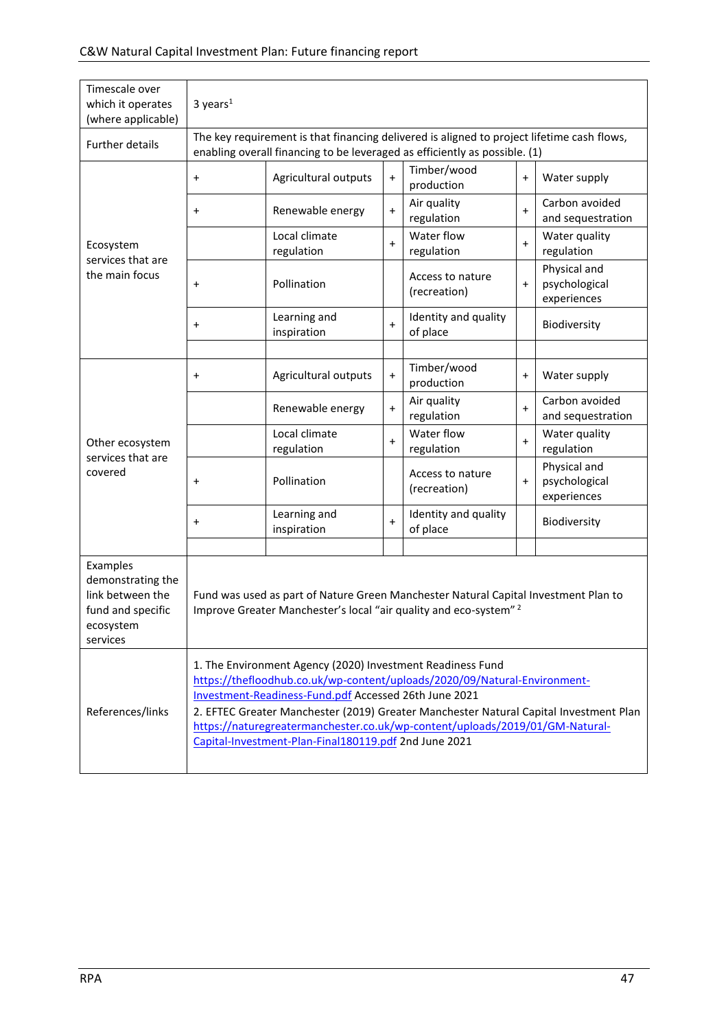| | | | | | | |
|---|---|---|---|---|---|---|
| Timescale over which it operates (where applicable) | 3 years[1] | | | | | |
| Further details | The key requirement is that financing delivered is aligned to project lifetime cash flows, enabling overall financing to be leveraged as efficiently as possible. (1) | | | | | |
| Ecosystem services that are the main focus | + | Agricultural outputs | + | Timber/wood production | + | Water supply |
| | + | Renewable energy | + | Air quality regulation | + | Carbon avoided and sequestration |
| | | Local climate regulation | + | Water flow regulation | + | Water quality regulation |
| | + | Pollination | | Access to nature (recreation) | + | Physical and psychological experiences |
| | + | Learning and inspiration | + | Identity and quality of place | | Biodiversity |
| | | | | | | |
| Other ecosystem services that are covered | + | Agricultural outputs | + | Timber/wood production | + | Water supply |
| | | Renewable energy | + | Air quality regulation | + | Carbon avoided and sequestration |
| | | Local climate regulation | + | Water flow regulation | + | Water quality regulation |
| | + | Pollination | | Access to nature (recreation) | + | Physical and psychological experiences |
| | + | Learning and inspiration | + | Identity and quality of place | | Biodiversity |
| | | | | | | |
| Examples demonstrating the link between the fund and specific ecosystem services | Fund was used as part of Nature Green Manchester Natural Capital Investment Plan to Improve Greater Manchester's local "air quality and eco-system" [2] | | | | | |
| References/links | 1. The Environment Agency (2020) Investment Readiness Fund https://thefloodhub.co.uk/wp-content/uploads/2020/09/Natural-Environment-Investment-Readiness-Fund.pdf Accessed 26th June 2021<br>2. EFTEC Greater Manchester (2019) Greater Manchester Natural Capital Investment Plan https://naturegreatermanchester.co.uk/wp-content/uploads/2019/01/GM-Natural-Capital-Investment-Plan-Final180119.pdf 2nd June 2021 | | | | | |